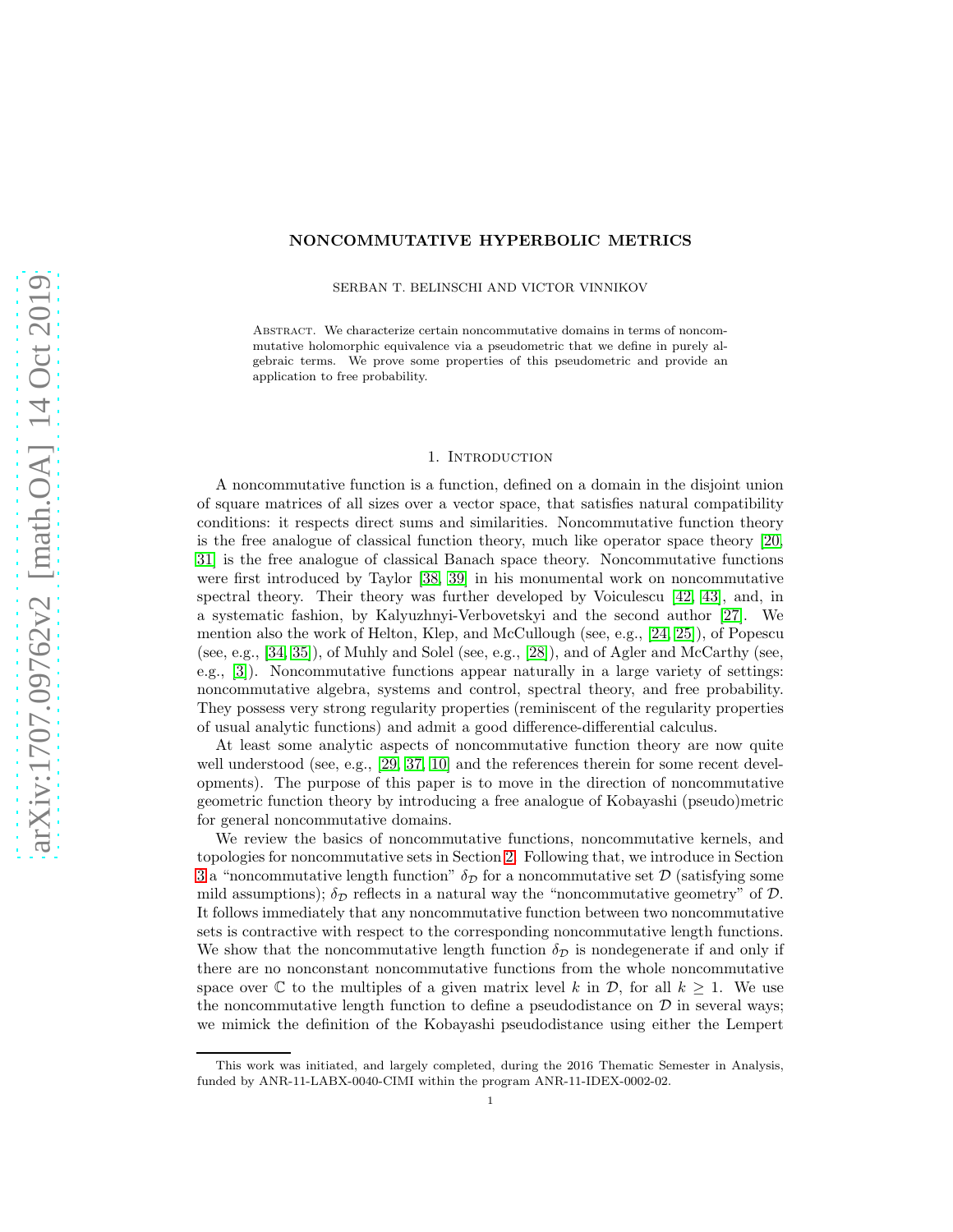# NONCOMMUTATIVE HYPERBOLIC METRICS

SERBAN T. BELINSCHI AND VICTOR VINNIKOV

Abstract. We characterize certain noncommutative domains in terms of noncommutative holomorphic equivalence via a pseudometric that we define in purely algebraic terms. We prove some properties of this pseudometric and provide an application to free probability.

## 1. Introduction

A noncommutative function is a function, defined on a domain in the disjoint union of square matrices of all sizes over a vector space, that satisfies natural compatibility conditions: it respects direct sums and similarities. Noncommutative function theory is the free analogue of classical function theory, much like operator space theory [20, 31] is the free analogue of classical Banach space theory. Noncommutative functions were first introduced by Taylor [38, 39] in his monumental work on noncommutative spectral theory. Their theory was further developed by Voiculescu [42, 43], and, in a systematic fashion, by Kalyuzhnyi-Verbovetskyi and the second author [27]. We mention also the work of Helton, Klep, and McCullough (see, e.g., [24, 25]), of Popescu (see, e.g., [34, 35]), of Muhly and Solel (see, e.g., [28]), and of Agler and McCarthy (see, e.g., [3]). Noncommutative functions appear naturally in a large variety of settings: noncommutative algebra, systems and control, spectral theory, and free probability. They possess very strong regularity properties (reminiscent of the regularity properties of usual analytic functions) and admit a good difference-differential calculus.

At least some analytic aspects of noncommutative function theory are now quite well understood (see, e.g., [29, 37, 10] and the references therein for some recent developments). The purpose of this paper is to move in the direction of noncommutative geometric function theory by introducing a free analogue of Kobayashi (pseudo)metric for general noncommutative domains.

We review the basics of noncommutative functions, noncommutative kernels, and topologies for noncommutative sets in Section 2. Following that, we introduce in Section 3 a "noncommutative length function" $\delta_{\mathcal{D}}$ for a noncommutative set $\mathcal{D}$ (satisfying some mild assumptions); $\delta_{\mathcal{D}}$ reflects in a natural way the "noncommutative geometry" of $\mathcal{D}$. It follows immediately that any noncommutative function between two noncommutative sets is contractive with respect to the corresponding noncommutative length functions. We show that the noncommutative length function $\delta_{\mathcal{D}}$ is nondegenerate if and only if there are no nonconstant noncommutative functions from the whole noncommutative space over $\mathbb{C}$ to the multiples of a given matrix level $k$ in $\mathcal{D}$, for all $k \geq 1$. We use the noncommutative length function to define a pseudodistance on $\mathcal{D}$ in several ways; we mimick the definition of the Kobayashi pseudodistance using either the Lempert

---

This work was initiated, and largely completed, during the 2016 Thematic Semester in Analysis, funded by ANR-11-LABX-0040-CIMI within the program ANR-11-IDEX-0002-02.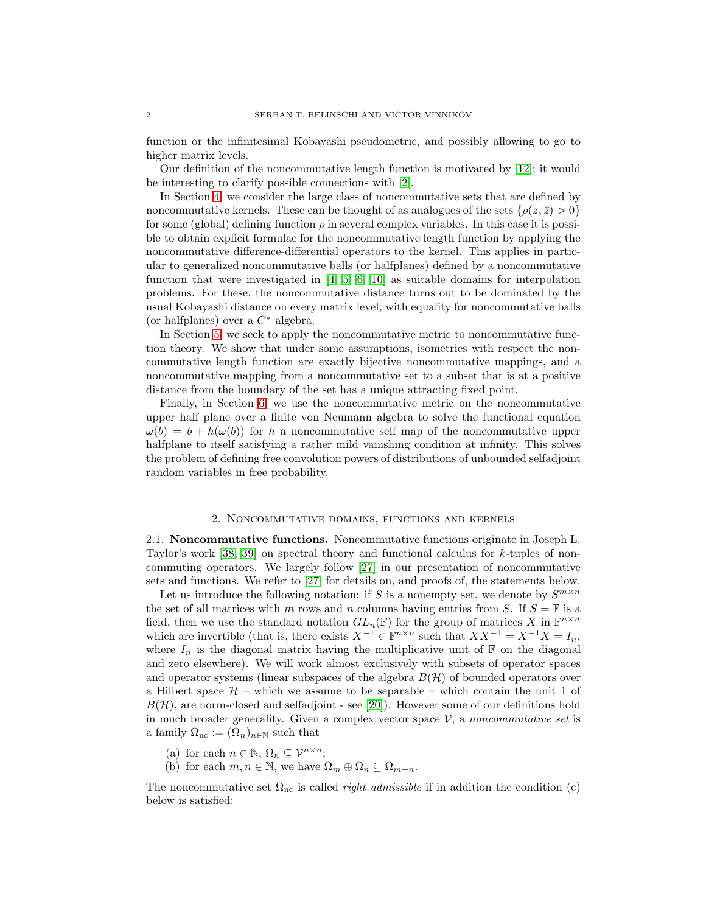function or the infinitesimal Kobayashi pseudometric, and possibly allowing to go to higher matrix levels.

Our definition of the noncommutative length function is motivated by [12]; it would be interesting to clarify possible connections with [2].

In Section 4, we consider the large class of noncommutative sets that are defined by noncommutative kernels. These can be thought of as analogues of the sets $\{\rho(z, \bar{z}) > 0\}$ for some (global) defining function $\rho$ in several complex variables. In this case it is possible to obtain explicit formulae for the noncommutative length function by applying the noncommutative difference-differential operators to the kernel. This applies in particular to generalized noncommutative balls (or halfplanes) defined by a noncommutative function that were investigated in [4, 5, 6, 10] as suitable domains for interpolation problems. For these, the noncommutative distance turns out to be dominated by the usual Kobayashi distance on every matrix level, with equality for noncommutative balls (or halfplanes) over a $C^*$ algebra.

In Section 5, we seek to apply the noncommutative metric to noncommutative function theory. We show that under some assumptions, isometries with respect the noncommutative length function are exactly bijective noncommutative mappings, and a noncommutative mapping from a noncommutative set to a subset that is at a positive distance from the boundary of the set has a unique attracting fixed point.

Finally, in Section 6, we use the noncommutative metric on the noncommutative upper half plane over a finite von Neumann algebra to solve the functional equation $\omega(b) = b + h(\omega(b))$ for $h$ a noncommutative self map of the noncommutative upper halfplane to itself satisfying a rather mild vanishing condition at infinity. This solves the problem of defining free convolution powers of distributions of unbounded selfadjoint random variables in free probability.

## 2. Noncommutative domains, functions and kernels

2.1. **Noncommutative functions.** Noncommutative functions originate in Joseph L. Taylor's work [38, 39] on spectral theory and functional calculus for $k$-tuples of noncommuting operators. We largely follow [27] in our presentation of noncommutative sets and functions. We refer to [27] for details on, and proofs of, the statements below.

Let us introduce the following notation: if $S$ is a nonempty set, we denote by $S^{m\times n}$ the set of all matrices with $m$ rows and $n$ columns having entries from $S$. If $S = \mathbb{F}$ is a field, then we use the standard notation $GL_n(\mathbb{F})$ for the group of matrices $X$ in $\mathbb{F}^{n\times n}$ which are invertible (that is, there exists $X^{-1} \in \mathbb{F}^{n\times n}$ such that $XX^{-1} = X^{-1}X = I_n$, where $I_n$ is the diagonal matrix having the multiplicative unit of $\mathbb{F}$ on the diagonal and zero elsewhere). We will work almost exclusively with subsets of operator spaces and operator systems (linear subspaces of the algebra $B(\mathcal{H})$ of bounded operators over a Hilbert space $\mathcal{H}$ – which we assume to be separable – which contain the unit 1 of $B(\mathcal{H})$, are norm-closed and selfadjoint - see [20]). However some of our definitions hold in much broader generality. Given a complex vector space $\mathcal{V}$, a *noncommutative set* is a family $\Omega_{\rm nc} := (\Omega_n)_{n\in\mathbb{N}}$ such that

(a) for each $n \in \mathbb{N}$, $\Omega_n \subseteq \mathcal{V}^{n\times n}$;
(b) for each $m, n \in \mathbb{N}$, we have $\Omega_m \oplus \Omega_n \subseteq \Omega_{m+n}$.

The noncommutative set $\Omega_{\rm nc}$ is called *right admissible* if in addition the condition (c) below is satisfied: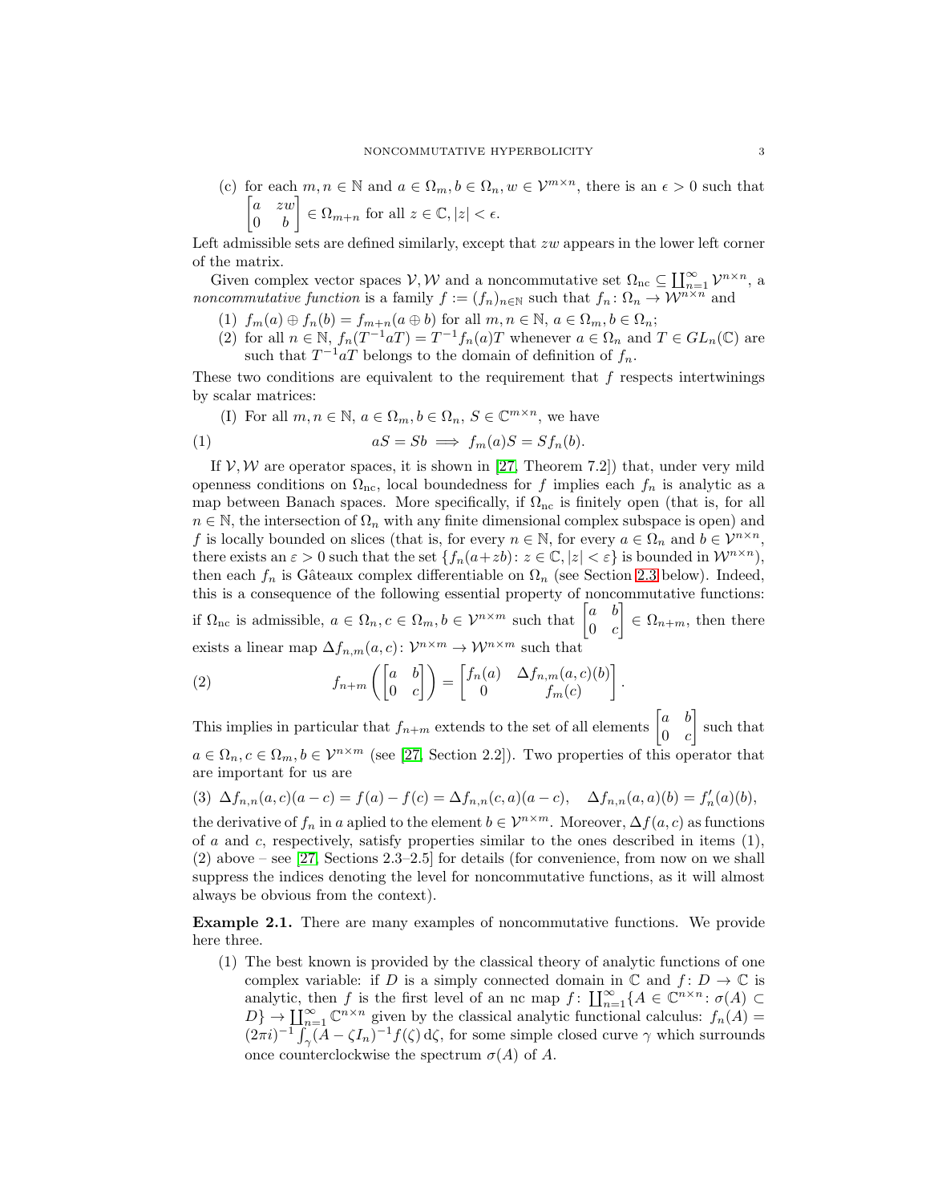(c) for each $m, n \in \mathbb{N}$ and $a \in \Omega_m, b \in \Omega_n, w \in \mathcal{V}^{m\times n}$, there is an $\epsilon > 0$ such that $\begin{bmatrix} a & zw \\ 0 & b \end{bmatrix} \in \Omega_{m+n}$ for all $z \in \mathbb{C}, |z| < \epsilon$.

Left admissible sets are defined similarly, except that $zw$ appears in the lower left corner of the matrix.

Given complex vector spaces $\mathcal{V}, \mathcal{W}$ and a noncommutative set $\Omega_{\rm nc} \subseteq \coprod_{n=1}^{\infty} \mathcal{V}^{n\times n}$, a *noncommutative function* is a family $f := (f_n)_{n\in\mathbb{N}}$ such that $f_n \colon \Omega_n \to \mathcal{W}^{n\times n}$ and

1. $f_m(a) \oplus f_n(b) = f_{m+n}(a \oplus b)$ for all $m, n \in \mathbb{N}$, $a \in \Omega_m, b \in \Omega_n$;
2. for all $n \in \mathbb{N}$, $f_n(T^{-1}aT) = T^{-1}f_n(a)T$ whenever $a \in \Omega_n$ and $T \in GL_n(\mathbb{C})$ are such that $T^{-1}aT$ belongs to the domain of definition of $f_n$.

These two conditions are equivalent to the requirement that $f$ respects intertwinings by scalar matrices:

(I) For all $m, n \in \mathbb{N}$, $a \in \Omega_m, b \in \Omega_n$, $S \in \mathbb{C}^{m\times n}$, we have

$$aS = Sb \implies f_m(a)S = Sf_n(b). \tag{1}$$

If $\mathcal{V}, \mathcal{W}$ are operator spaces, it is shown in [27, Theorem 7.2]) that, under very mild openness conditions on $\Omega_{\rm nc}$, local boundedness for $f$ implies each $f_n$ is analytic as a map between Banach spaces. More specifically, if $\Omega_{\rm nc}$ is finitely open (that is, for all $n \in \mathbb{N}$, the intersection of $\Omega_n$ with any finite dimensional complex subspace is open) and $f$ is locally bounded on slices (that is, for every $n \in \mathbb{N}$, for every $a \in \Omega_n$ and $b \in \mathcal{V}^{n\times n}$, there exists an $\varepsilon > 0$ such that the set $\{f_n(a+zb) \colon z \in \mathbb{C}, |z| < \varepsilon\}$ is bounded in $\mathcal{W}^{n\times n}$), then each $f_n$ is Gâteaux complex differentiable on $\Omega_n$ (see Section 2.3 below). Indeed, this is a consequence of the following essential property of noncommutative functions: if $\Omega_{\rm nc}$ is admissible, $a \in \Omega_n, c \in \Omega_m, b \in \mathcal{V}^{n\times m}$ such that $\begin{bmatrix} a & b \\ 0 & c \end{bmatrix} \in \Omega_{n+m}$, then there exists a linear map $\Delta f_{n,m}(a, c) \colon \mathcal{V}^{n\times m} \to \mathcal{W}^{n\times m}$ such that

$$f_{n+m}\left(\begin{bmatrix} a & b \\ 0 & c \end{bmatrix}\right) = \begin{bmatrix} f_n(a) & \Delta f_{n,m}(a,c)(b) \\ 0 & f_m(c) \end{bmatrix}. \tag{2}$$

This implies in particular that $f_{n+m}$ extends to the set of all elements $\begin{bmatrix} a & b \\ 0 & c \end{bmatrix}$ such that $a \in \Omega_n, c \in \Omega_m, b \in \mathcal{V}^{n\times m}$ (see [27, Section 2.2]). Two properties of this operator that are important for us are

$$\Delta f_{n,n}(a,c)(a-c) = f(a) - f(c) = \Delta f_{n,n}(c,a)(a-c), \quad \Delta f_{n,n}(a,a)(b) = f_n'(a)(b), \tag{3}$$

the derivative of $f_n$ in $a$ aplied to the element $b \in \mathcal{V}^{n\times m}$. Moreover, $\Delta f(a, c)$ as functions of $a$ and $c$, respectively, satisfy properties similar to the ones described in items (1), (2) above – see [27, Sections 2.3–2.5] for details (for convenience, from now on we shall suppress the indices denoting the level for noncommutative functions, as it will almost always be obvious from the context).

**Example 2.1.** There are many examples of noncommutative functions. We provide here three.

1. The best known is provided by the classical theory of analytic functions of one complex variable: if $D$ is a simply connected domain in $\mathbb{C}$ and $f \colon D \to \mathbb{C}$ is analytic, then $f$ is the first level of an nc map $f \colon \coprod_{n=1}^{\infty}\{A \in \mathbb{C}^{n\times n} \colon \sigma(A) \subset D\} \to \coprod_{n=1}^{\infty} \mathbb{C}^{n\times n}$ given by the classical analytic functional calculus: $f_n(A) = (2\pi i)^{-1}\int_{\gamma}(A - \zeta I_n)^{-1}f(\zeta)\,\mathrm{d}\zeta$, for some simple closed curve $\gamma$ which surrounds once counterclockwise the spectrum $\sigma(A)$ of $A$.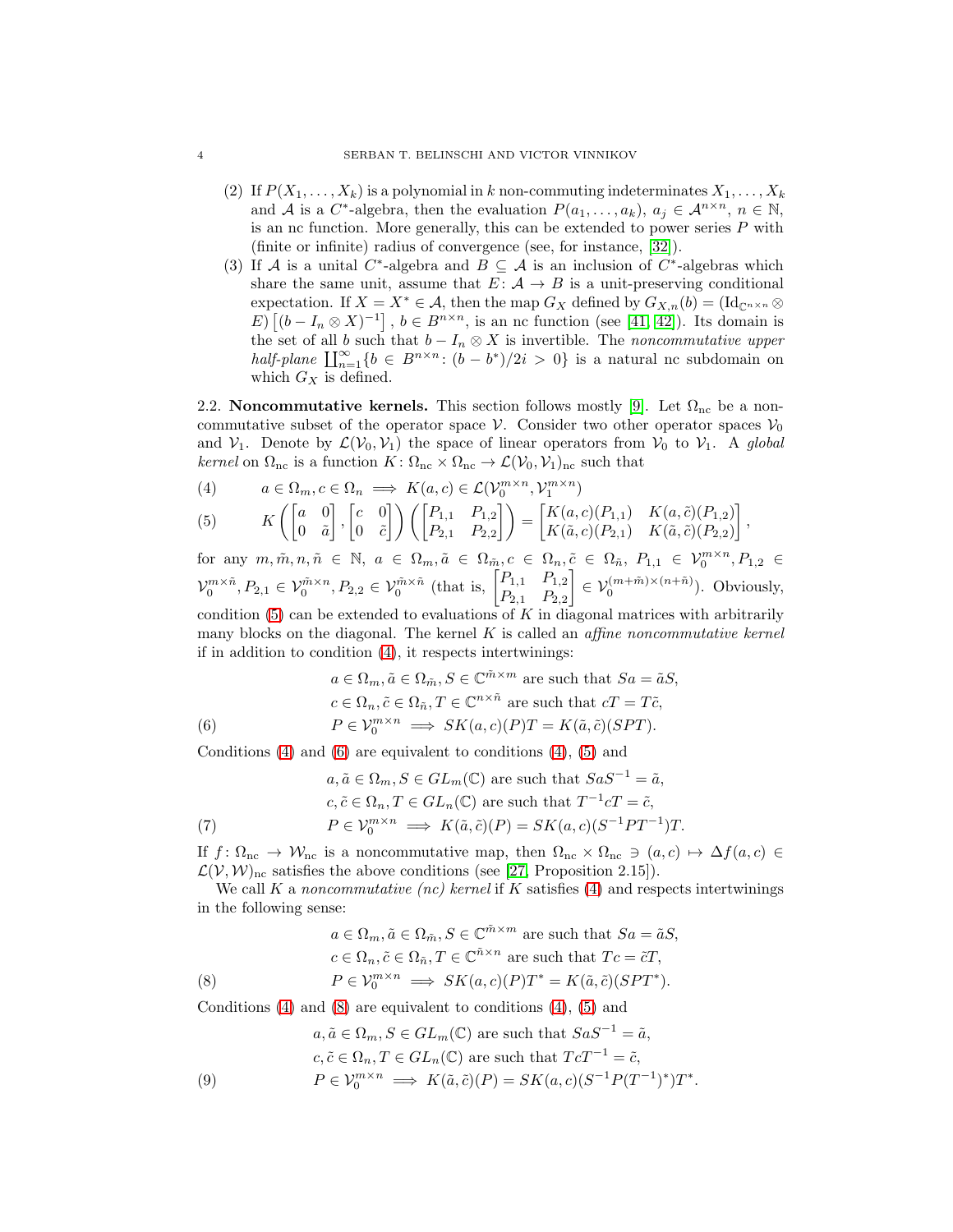(2) If $P(X_1, \dots, X_k)$ is a polynomial in $k$ non-commuting indeterminates $X_1, \dots, X_k$ and $\mathcal{A}$ is a $C^*$-algebra, then the evaluation $P(a_1, \dots, a_k)$, $a_j \in \mathcal{A}^{n\times n}$, $n \in \mathbb{N}$, is an nc function. More generally, this can be extended to power series $P$ with (finite or infinite) radius of convergence (see, for instance, [32]).

(3) If $\mathcal{A}$ is a unital $C^*$-algebra and $B \subseteq \mathcal{A}$ is an inclusion of $C^*$-algebras which share the same unit, assume that $E\colon \mathcal{A} \to B$ is a unit-preserving conditional expectation. If $X = X^* \in \mathcal{A}$, then the map $G_X$ defined by $G_{X,n}(b) = (\mathrm{Id}_{\mathbb{C}^{n\times n}} \otimes E)\left[(b - I_n \otimes X)^{-1}\right]$, $b \in B^{n\times n}$, is an nc function (see [41, 42]). Its domain is the set of all $b$ such that $b - I_n \otimes X$ is invertible. The *noncommutative upper half-plane* $\coprod_{n=1}^{\infty}\{b \in B^{n\times n} \colon (b - b^*)/2i > 0\}$ is a natural nc subdomain on which $G_X$ is defined.

**2.2. Noncommutative kernels.** This section follows mostly [9]. Let $\Omega_{\rm nc}$ be a noncommutative subset of the operator space $\mathcal{V}$. Consider two other operator spaces $\mathcal{V}_0$ and $\mathcal{V}_1$. Denote by $\mathcal{L}(\mathcal{V}_0, \mathcal{V}_1)$ the space of linear operators from $\mathcal{V}_0$ to $\mathcal{V}_1$. A *global kernel* on $\Omega_{\rm nc}$ is a function $K\colon \Omega_{\rm nc} \times \Omega_{\rm nc} \to \mathcal{L}(\mathcal{V}_0, \mathcal{V}_1)_{\rm nc}$ such that

$$a \in \Omega_m, c \in \Omega_n \implies K(a,c) \in \mathcal{L}(\mathcal{V}_0^{m\times n}, \mathcal{V}_1^{m\times n}) \tag{4}$$

$$K\left(\begin{bmatrix} a & 0 \\ 0 & \tilde{a}\end{bmatrix}, \begin{bmatrix} c & 0 \\ 0 & \tilde{c}\end{bmatrix}\right)\left(\begin{bmatrix} P_{1,1} & P_{1,2} \\ P_{2,1} & P_{2,2}\end{bmatrix}\right) = \begin{bmatrix} K(a,c)(P_{1,1}) & K(a,\tilde{c})(P_{1,2}) \\ K(\tilde{a},c)(P_{2,1}) & K(\tilde{a},\tilde{c})(P_{2,2})\end{bmatrix}, \tag{5}$$

for any $m, \tilde{m}, n, \tilde{n} \in \mathbb{N}$, $a \in \Omega_m, \tilde{a} \in \Omega_{\tilde{m}}, c \in \Omega_n, \tilde{c} \in \Omega_{\tilde{n}}$, $P_{1,1} \in \mathcal{V}_0^{m\times n}, P_{1,2} \in \mathcal{V}_0^{m\times \tilde{n}}, P_{2,1} \in \mathcal{V}_0^{\tilde{m}\times n}, P_{2,2} \in \mathcal{V}_0^{\tilde{m}\times \tilde{n}}$ (that is, $\begin{bmatrix} P_{1,1} & P_{1,2} \\ P_{2,1} & P_{2,2}\end{bmatrix} \in \mathcal{V}_0^{(m+\tilde{m})\times(n+\tilde{n})}$). Obviously, condition (5) can be extended to evaluations of $K$ in diagonal matrices with arbitrarily many blocks on the diagonal. The kernel $K$ is called an *affine noncommutative kernel* if in addition to condition (4), it respects intertwinings:

$$\begin{aligned} & a \in \Omega_m, \tilde{a} \in \Omega_{\tilde{m}}, S \in \mathbb{C}^{\tilde{m}\times m} \text{ are such that } Sa = \tilde{a}S, \\ & c \in \Omega_n, \tilde{c} \in \Omega_{\tilde{n}}, T \in \mathbb{C}^{n\times \tilde{n}} \text{ are such that } cT = T\tilde{c}, \\ & P \in \mathcal{V}_0^{m\times n} \implies SK(a,c)(P)T = K(\tilde{a},\tilde{c})(SPT). \end{aligned} \tag{6}$$

Conditions (4) and (6) are equivalent to conditions (4), (5) and

$$\begin{aligned} & a, \tilde{a} \in \Omega_m, S \in GL_m(\mathbb{C}) \text{ are such that } SaS^{-1} = \tilde{a}, \\ & c, \tilde{c} \in \Omega_n, T \in GL_n(\mathbb{C}) \text{ are such that } T^{-1}cT = \tilde{c}, \\ & P \in \mathcal{V}_0^{m\times n} \implies K(\tilde{a},\tilde{c})(P) = SK(a,c)(S^{-1}PT^{-1})T. \end{aligned} \tag{7}$$

If $f\colon \Omega_{\rm nc} \to \mathcal{W}_{\rm nc}$ is a noncommutative map, then $\Omega_{\rm nc} \times \Omega_{\rm nc} \ni (a,c) \mapsto \Delta f(a,c) \in \mathcal{L}(\mathcal{V}, \mathcal{W})_{\rm nc}$ satisfies the above conditions (see [27, Proposition 2.15]).

We call $K$ a *noncommutative (nc) kernel* if $K$ satisfies (4) and respects intertwinings in the following sense:

$$\begin{aligned} & a \in \Omega_m, \tilde{a} \in \Omega_{\tilde{m}}, S \in \mathbb{C}^{\tilde{m}\times m} \text{ are such that } Sa = \tilde{a}S, \\ & c \in \Omega_n, \tilde{c} \in \Omega_{\tilde{n}}, T \in \mathbb{C}^{\tilde{n}\times n} \text{ are such that } Tc = \tilde{c}T, \\ & P \in \mathcal{V}_0^{m\times n} \implies SK(a,c)(P)T^* = K(\tilde{a},\tilde{c})(SPT^*). \end{aligned} \tag{8}$$

Conditions (4) and (8) are equivalent to conditions (4), (5) and

$$\begin{aligned} & a, \tilde{a} \in \Omega_m, S \in GL_m(\mathbb{C}) \text{ are such that } SaS^{-1} = \tilde{a}, \\ & c, \tilde{c} \in \Omega_n, T \in GL_n(\mathbb{C}) \text{ are such that } TcT^{-1} = \tilde{c}, \\ & P \in \mathcal{V}_0^{m\times n} \implies K(\tilde{a},\tilde{c})(P) = SK(a,c)(S^{-1}P(T^{-1})^*)T^*. \end{aligned} \tag{9}$$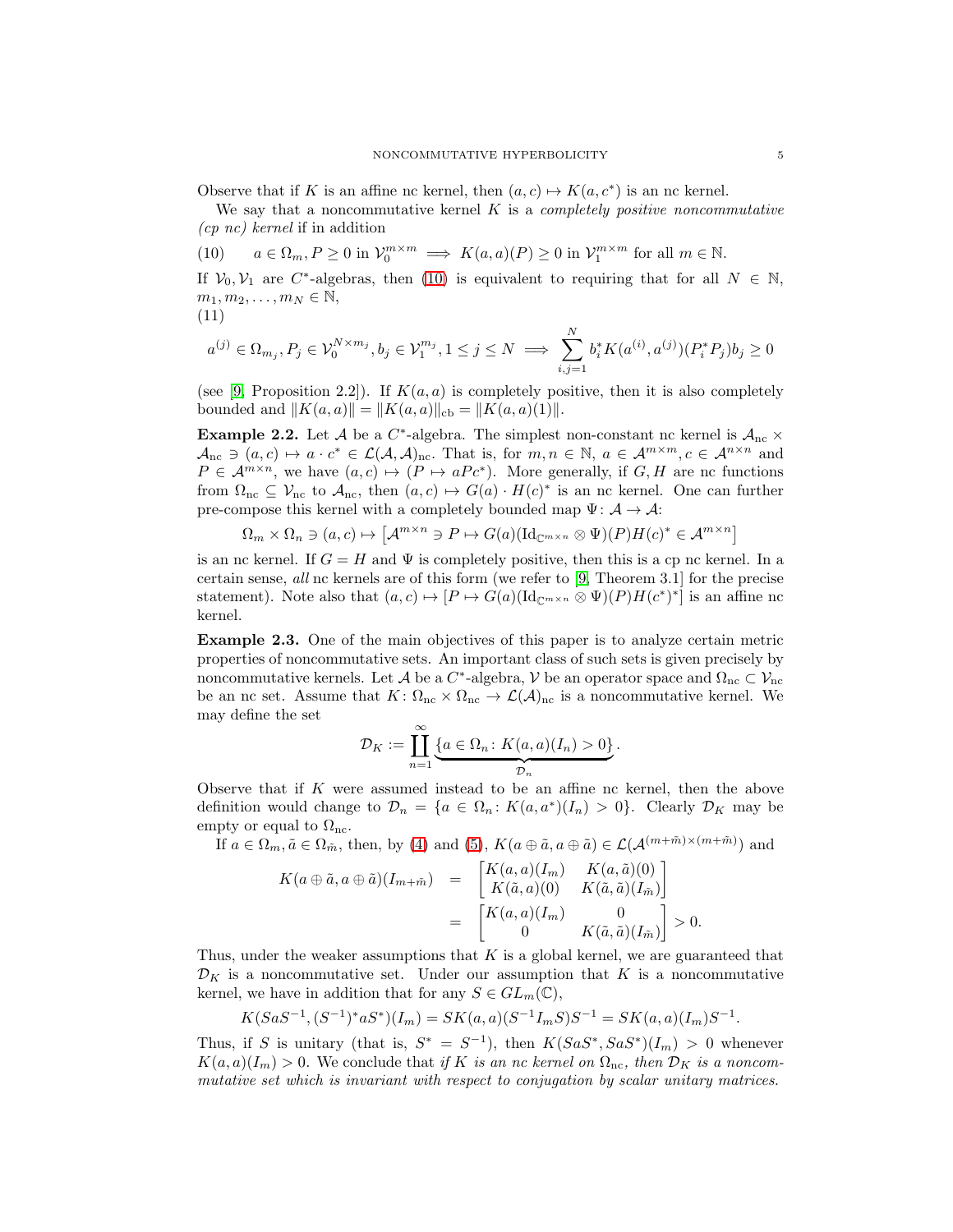Observe that if $K$ is an affine nc kernel, then $(a,c) \mapsto K(a,c^*)$ is an nc kernel.

We say that a noncommutative kernel $K$ is a *completely positive noncommutative (cp nc) kernel* if in addition

$$a \in \Omega_m, P \geq 0 \text{ in } \mathcal{V}_0^{m\times m} \implies K(a,a)(P) \geq 0 \text{ in } \mathcal{V}_1^{m\times m} \text{ for all } m \in \mathbb{N}. \tag{10}$$

If $\mathcal{V}_0, \mathcal{V}_1$ are $C^*$-algebras, then (10) is equivalent to requiring that for all $N \in \mathbb{N}$, $m_1, m_2, \ldots, m_N \in \mathbb{N}$,

$$a^{(j)} \in \Omega_{m_j}, P_j \in \mathcal{V}_0^{N\times m_j}, b_j \in \mathcal{V}_1^{m_j}, 1 \leq j \leq N \implies \sum_{i,j=1}^{N} b_i^* K(a^{(i)}, a^{(j)})(P_i^* P_j) b_j \geq 0 \tag{11}$$

(see [9, Proposition 2.2]). If $K(a,a)$ is completely positive, then it is also completely bounded and $\|K(a,a)\| = \|K(a,a)\|_{\rm cb} = \|K(a,a)(1)\|$.

**Example 2.2.** Let $\mathcal{A}$ be a $C^*$-algebra. The simplest non-constant nc kernel is $\mathcal{A}_{\rm nc} \times \mathcal{A}_{\rm nc} \ni (a,c) \mapsto a \cdot c^* \in \mathcal{L}(\mathcal{A},\mathcal{A})_{\rm nc}$. That is, for $m,n \in \mathbb{N}$, $a \in \mathcal{A}^{m\times m}, c \in \mathcal{A}^{n\times n}$ and $P \in \mathcal{A}^{m\times n}$, we have $(a,c) \mapsto (P \mapsto aPc^*)$. More generally, if $G, H$ are nc functions from $\Omega_{\rm nc} \subseteq \mathcal{V}_{\rm nc}$ to $\mathcal{A}_{\rm nc}$, then $(a,c) \mapsto G(a) \cdot H(c)^*$ is an nc kernel. One can further pre-compose this kernel with a completely bounded map $\Psi \colon \mathcal{A} \to \mathcal{A}$:

$$\Omega_m \times \Omega_n \ni (a,c) \mapsto \left[\mathcal{A}^{m\times n} \ni P \mapsto G(a)(\mathrm{Id}_{\mathbb{C}^{m\times n}} \otimes \Psi)(P) H(c)^* \in \mathcal{A}^{m\times n}\right]$$

is an nc kernel. If $G = H$ and $\Psi$ is completely positive, then this is a cp nc kernel. In a certain sense, *all* nc kernels are of this form (we refer to [9, Theorem 3.1] for the precise statement). Note also that $(a,c) \mapsto [P \mapsto G(a)(\mathrm{Id}_{\mathbb{C}^{m\times n}} \otimes \Psi)(P) H(c^*)^*]$ is an affine nc kernel.

**Example 2.3.** One of the main objectives of this paper is to analyze certain metric properties of noncommutative sets. An important class of such sets is given precisely by noncommutative kernels. Let $\mathcal{A}$ be a $C^*$-algebra, $\mathcal{V}$ be an operator space and $\Omega_{\rm nc} \subset \mathcal{V}_{\rm nc}$ be an nc set. Assume that $K \colon \Omega_{\rm nc} \times \Omega_{\rm nc} \to \mathcal{L}(\mathcal{A})_{\rm nc}$ is a noncommutative kernel. We may define the set

$$\mathcal{D}_K := \coprod_{n=1}^{\infty} \underbrace{\{a \in \Omega_n \colon K(a,a)(I_n) > 0\}}_{\mathcal{D}_n}.$$

Observe that if $K$ were assumed instead to be an affine nc kernel, then the above definition would change to $\mathcal{D}_n = \{a \in \Omega_n \colon K(a,a^*)(I_n) > 0\}$. Clearly $\mathcal{D}_K$ may be empty or equal to $\Omega_{\rm nc}$.

If $a \in \Omega_m, \tilde{a} \in \Omega_{\tilde{m}}$, then, by (4) and (5), $K(a \oplus \tilde{a}, a \oplus \tilde{a}) \in \mathcal{L}(\mathcal{A}^{(m+\tilde{m})\times(m+\tilde{m})})$ and

$$\begin{aligned} K(a \oplus \tilde{a}, a \oplus \tilde{a})(I_{m+\tilde{m}}) &= \begin{bmatrix} K(a,a)(I_m) & K(a,\tilde{a})(0) \\ K(\tilde{a},a)(0) & K(\tilde{a},\tilde{a})(I_{\tilde{m}}) \end{bmatrix} \\ &= \begin{bmatrix} K(a,a)(I_m) & 0 \\ 0 & K(\tilde{a},\tilde{a})(I_{\tilde{m}}) \end{bmatrix} > 0. \end{aligned}$$

Thus, under the weaker assumptions that $K$ is a global kernel, we are guaranteed that $\mathcal{D}_K$ is a noncommutative set. Under our assumption that $K$ is a noncommutative kernel, we have in addition that for any $S \in GL_m(\mathbb{C})$,

$$K(SaS^{-1}, (S^{-1})^* a S^*)(I_m) = SK(a,a)(S^{-1} I_m S) S^{-1} = SK(a,a)(I_m) S^{-1}.$$

Thus, if $S$ is unitary (that is, $S^* = S^{-1}$), then $K(SaS^*, SaS^*)(I_m) > 0$ whenever $K(a,a)(I_m) > 0$. We conclude that *if $K$ is an nc kernel on $\Omega_{\rm nc}$, then $\mathcal{D}_K$ is a noncommutative set which is invariant with respect to conjugation by scalar unitary matrices.*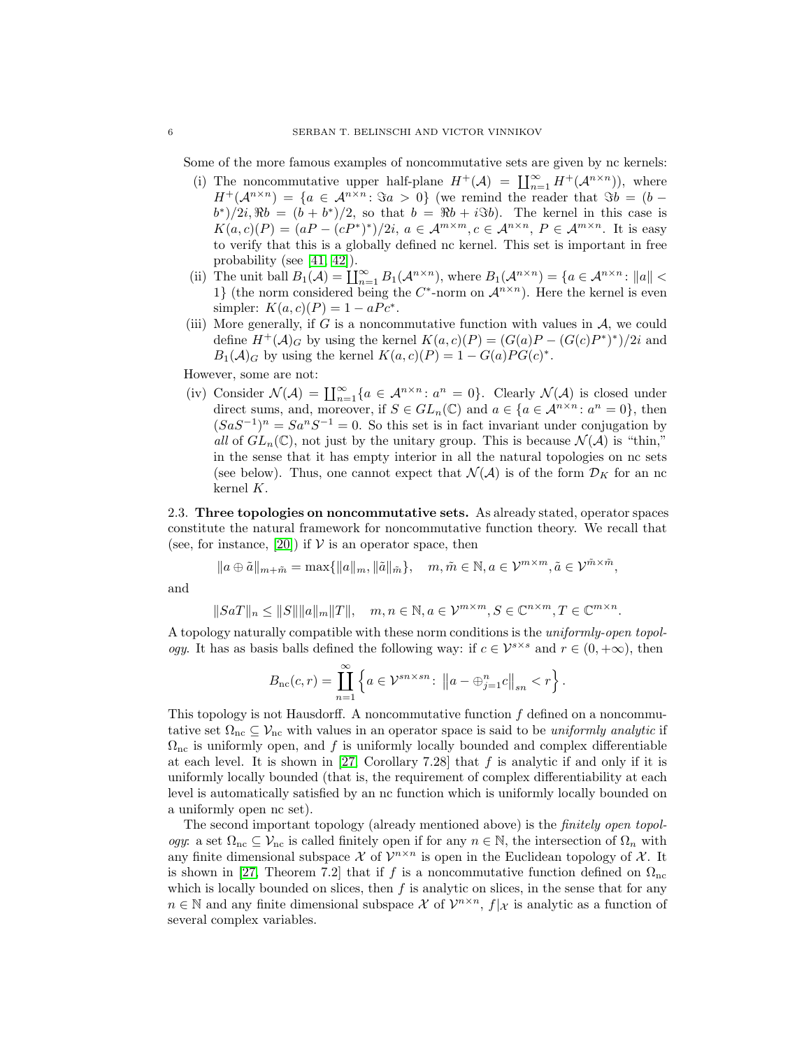Some of the more famous examples of noncommutative sets are given by nc kernels:

(i) The noncommutative upper half-plane $H^+(\mathcal{A}) = \coprod_{n=1}^{\infty} H^+(\mathcal{A}^{n\times n}))$, where $H^+(\mathcal{A}^{n\times n}) = \{a \in \mathcal{A}^{n\times n} : \Im a > 0\}$ (we remind the reader that $\Im b = (b - b^*)/2i, \Re b = (b + b^*)/2$, so that $b = \Re b + i\Im b$). The kernel in this case is $K(a, c)(P) = (aP - (cP^*)^*)/2i$, $a \in \mathcal{A}^{m\times m}, c \in \mathcal{A}^{n\times n}$, $P \in \mathcal{A}^{m\times n}$. It is easy to verify that this is a globally defined nc kernel. This set is important in free probability (see [41, 42]).

(ii) The unit ball $B_1(\mathcal{A}) = \coprod_{n=1}^{\infty} B_1(\mathcal{A}^{n\times n})$, where $B_1(\mathcal{A}^{n\times n}) = \{a \in \mathcal{A}^{n\times n} : \|a\| < 1\}$ (the norm considered being the $C^*$-norm on $\mathcal{A}^{n\times n}$). Here the kernel is even simpler: $K(a, c)(P) = 1 - aPc^*$.

(iii) More generally, if $G$ is a noncommutative function with values in $\mathcal{A}$, we could define $H^+(\mathcal{A})_G$ by using the kernel $K(a, c)(P) = (G(a)P - (G(c)P^*)^*)/2i$ and $B_1(\mathcal{A})_G$ by using the kernel $K(a, c)(P) = 1 - G(a)PG(c)^*$.

However, some are not:

(iv) Consider $\mathcal{N}(\mathcal{A}) = \coprod_{n=1}^{\infty}\{a \in \mathcal{A}^{n\times n} : a^n = 0\}$. Clearly $\mathcal{N}(\mathcal{A})$ is closed under direct sums, and, moreover, if $S \in GL_n(\mathbb{C})$ and $a \in \{a \in \mathcal{A}^{n\times n} : a^n = 0\}$, then $(SaS^{-1})^n = Sa^nS^{-1} = 0$. So this set is in fact invariant under conjugation by *all* of $GL_n(\mathbb{C})$, not just by the unitary group. This is because $\mathcal{N}(\mathcal{A})$ is "thin," in the sense that it has empty interior in all the natural topologies on nc sets (see below). Thus, one cannot expect that $\mathcal{N}(\mathcal{A})$ is of the form $\mathcal{D}_K$ for an nc kernel $K$.

2.3. **Three topologies on noncommutative sets.** As already stated, operator spaces constitute the natural framework for noncommutative function theory. We recall that (see, for instance, [20]) if $\mathcal{V}$ is an operator space, then

$$\|a \oplus \tilde{a}\|_{m+\tilde{m}} = \max\{\|a\|_m, \|\tilde{a}\|_{\tilde{m}}\}, \quad m, \tilde{m} \in \mathbb{N}, a \in \mathcal{V}^{m\times m}, \tilde{a} \in \mathcal{V}^{\tilde{m}\times\tilde{m}},$$

and

$$\|SaT\|_n \le \|S\|\|a\|_m\|T\|, \quad m, n \in \mathbb{N}, a \in \mathcal{V}^{m\times m}, S \in \mathbb{C}^{n\times m}, T \in \mathbb{C}^{m\times n}.$$

A topology naturally compatible with these norm conditions is the *uniformly-open topology*. It has as basis balls defined the following way: if $c \in \mathcal{V}^{s\times s}$ and $r \in (0, +\infty)$, then

$$B_{\rm nc}(c, r) = \coprod_{n=1}^{\infty}\left\{a \in \mathcal{V}^{sn\times sn} : \left\|a - \oplus_{j=1}^{n} c\right\|_{sn} < r\right\}.$$

This topology is not Hausdorff. A noncommutative function $f$ defined on a noncommutative set $\Omega_{\rm nc} \subseteq \mathcal{V}_{\rm nc}$ with values in an operator space is said to be *uniformly analytic* if $\Omega_{\rm nc}$ is uniformly open, and $f$ is uniformly locally bounded and complex differentiable at each level. It is shown in [27, Corollary 7.28] that $f$ is analytic if and only if it is uniformly locally bounded (that is, the requirement of complex differentiability at each level is automatically satisfied by an nc function which is uniformly locally bounded on a uniformly open nc set).

The second important topology (already mentioned above) is the *finitely open topology*: a set $\Omega_{\rm nc} \subseteq \mathcal{V}_{\rm nc}$ is called finitely open if for any $n \in \mathbb{N}$, the intersection of $\Omega_n$ with any finite dimensional subspace $\mathcal{X}$ of $\mathcal{V}^{n\times n}$ is open in the Euclidean topology of $\mathcal{X}$. It is shown in [27, Theorem 7.2] that if $f$ is a noncommutative function defined on $\Omega_{\rm nc}$ which is locally bounded on slices, then $f$ is analytic on slices, in the sense that for any $n \in \mathbb{N}$ and any finite dimensional subspace $\mathcal{X}$ of $\mathcal{V}^{n\times n}$, $f|_{\mathcal{X}}$ is analytic as a function of several complex variables.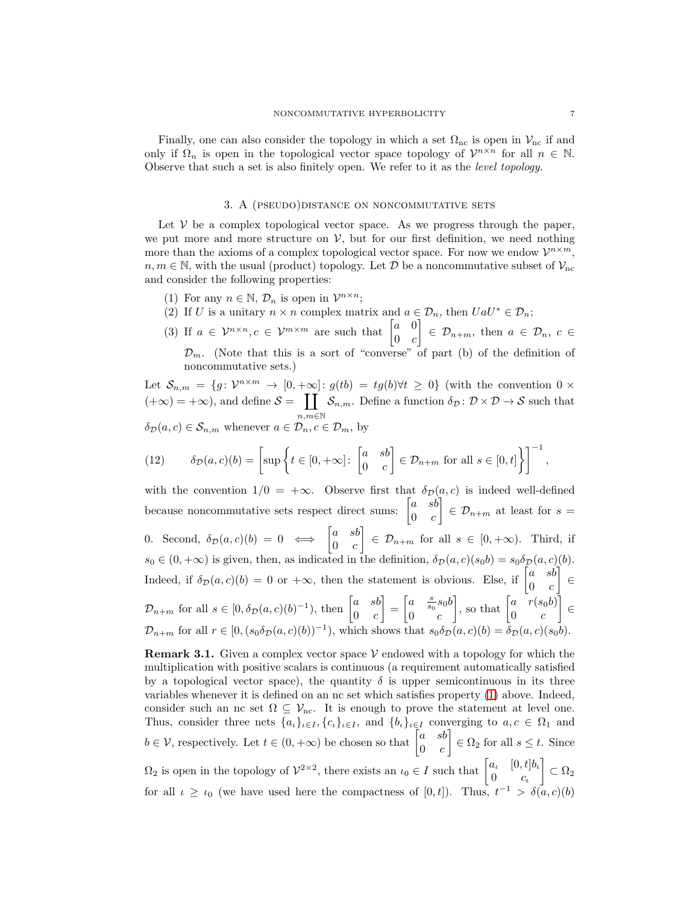Finally, one can also consider the topology in which a set $\Omega_{\rm nc}$ is open in $\mathcal{V}_{\rm nc}$ if and only if $\Omega_n$ is open in the topological vector space topology of $\mathcal{V}^{n\times n}$ for all $n \in \mathbb{N}$. Observe that such a set is also finitely open. We refer to it as the *level topology.*

## 3. A (pseudo)distance on noncommutative sets

Let $\mathcal{V}$ be a complex topological vector space. As we progress through the paper, we put more and more structure on $\mathcal{V}$, but for our first definition, we need nothing more than the axioms of a complex topological vector space. For now we endow $\mathcal{V}^{n\times m}$, $n, m \in \mathbb{N}$, with the usual (product) topology. Let $\mathcal{D}$ be a noncommutative subset of $\mathcal{V}_{\rm nc}$ and consider the following properties:

1. For any $n \in \mathbb{N}$, $\mathcal{D}_n$ is open in $\mathcal{V}^{n\times n}$;
2. If $U$ is a unitary $n \times n$ complex matrix and $a \in \mathcal{D}_n$, then $UaU^* \in \mathcal{D}_n$;
3. If $a \in \mathcal{V}^{n\times n}, c \in \mathcal{V}^{m\times m}$ are such that $\begin{bmatrix} a & 0 \\ 0 & c \end{bmatrix} \in \mathcal{D}_{n+m}$, then $a \in \mathcal{D}_n$, $c \in \mathcal{D}_m$. (Note that this is a sort of "converse" of part (b) of the definition of noncommutative sets.)

Let $\mathcal{S}_{n,m} = \{g \colon \mathcal{V}^{n\times m} \to [0, +\infty] \colon g(tb) = tg(b) \forall t \geq 0\}$ (with the convention $0 \times (+\infty) = +\infty$), and define $\mathcal{S} = \coprod_{n,m\in\mathbb{N}} \mathcal{S}_{n,m}$. Define a function $\delta_{\mathcal{D}} \colon \mathcal{D} \times \mathcal{D} \to \mathcal{S}$ such that $\delta_{\mathcal{D}}(a, c) \in \mathcal{S}_{n,m}$ whenever $a \in \mathcal{D}_n, c \in \mathcal{D}_m$, by

$$\delta_{\mathcal{D}}(a,c)(b) = \left[\sup\left\{t \in [0,+\infty] \colon \begin{bmatrix} a & sb \\ 0 & c \end{bmatrix} \in \mathcal{D}_{n+m} \text{ for all } s \in [0,t]\right\}\right]^{-1}, \tag{12}$$

with the convention $1/0 = +\infty$. Observe first that $\delta_{\mathcal{D}}(a, c)$ is indeed well-defined because noncommutative sets respect direct sums: $\begin{bmatrix} a & sb \\ 0 & c \end{bmatrix} \in \mathcal{D}_{n+m}$ at least for $s = 0$. Second, $\delta_{\mathcal{D}}(a, c)(b) = 0 \iff \begin{bmatrix} a & sb \\ 0 & c \end{bmatrix} \in \mathcal{D}_{n+m}$ for all $s \in [0, +\infty)$. Third, if $s_0 \in (0, +\infty)$ is given, then, as indicated in the definition, $\delta_{\mathcal{D}}(a, c)(s_0 b) = s_0 \delta_{\mathcal{D}}(a, c)(b)$. Indeed, if $\delta_{\mathcal{D}}(a, c)(b) = 0$ or $+\infty$, then the statement is obvious. Else, if $\begin{bmatrix} a & sb \\ 0 & c \end{bmatrix} \in \mathcal{D}_{n+m}$ for all $s \in [0, \delta_{\mathcal{D}}(a, c)(b)^{-1})$, then $\begin{bmatrix} a & sb \\ 0 & c \end{bmatrix} = \begin{bmatrix} a & \frac{s}{s_0} s_0 b \\ 0 & c \end{bmatrix}$, so that $\begin{bmatrix} a & r(s_0 b) \\ 0 & c \end{bmatrix} \in \mathcal{D}_{n+m}$ for all $r \in [0, (s_0 \delta_{\mathcal{D}}(a, c)(b))^{-1})$, which shows that $s_0 \delta_{\mathcal{D}}(a, c)(b) = \delta_{\mathcal{D}}(a, c)(s_0 b)$.

**Remark 3.1.** Given a complex vector space $\mathcal{V}$ endowed with a topology for which the multiplication with positive scalars is continuous (a requirement automatically satisfied by a topological vector space), the quantity $\delta$ is upper semicontinuous in its three variables whenever it is defined on an nc set which satisfies property (1) above. Indeed, consider such an nc set $\Omega \subseteq \mathcal{V}_{\rm nc}$. It is enough to prove the statement at level one. Thus, consider three nets $\{a_\iota\}_{\iota\in I}, \{c_\iota\}_{\iota\in I}$, and $\{b_\iota\}_{\iota\in I}$ converging to $a, c \in \Omega_1$ and $b \in \mathcal{V}$, respectively. Let $t \in (0, +\infty)$ be chosen so that $\begin{bmatrix} a & sb \\ 0 & c \end{bmatrix} \in \Omega_2$ for all $s \leq t$. Since $\Omega_2$ is open in the topology of $\mathcal{V}^{2\times 2}$, there exists an $\iota_0 \in I$ such that $\begin{bmatrix} a_\iota & [0,t]b_\iota \\ 0 & c_\iota \end{bmatrix} \subset \Omega_2$ for all $\iota \geq \iota_0$ (we have used here the compactness of $[0, t]$). Thus, $t^{-1} > \delta(a, c)(b)$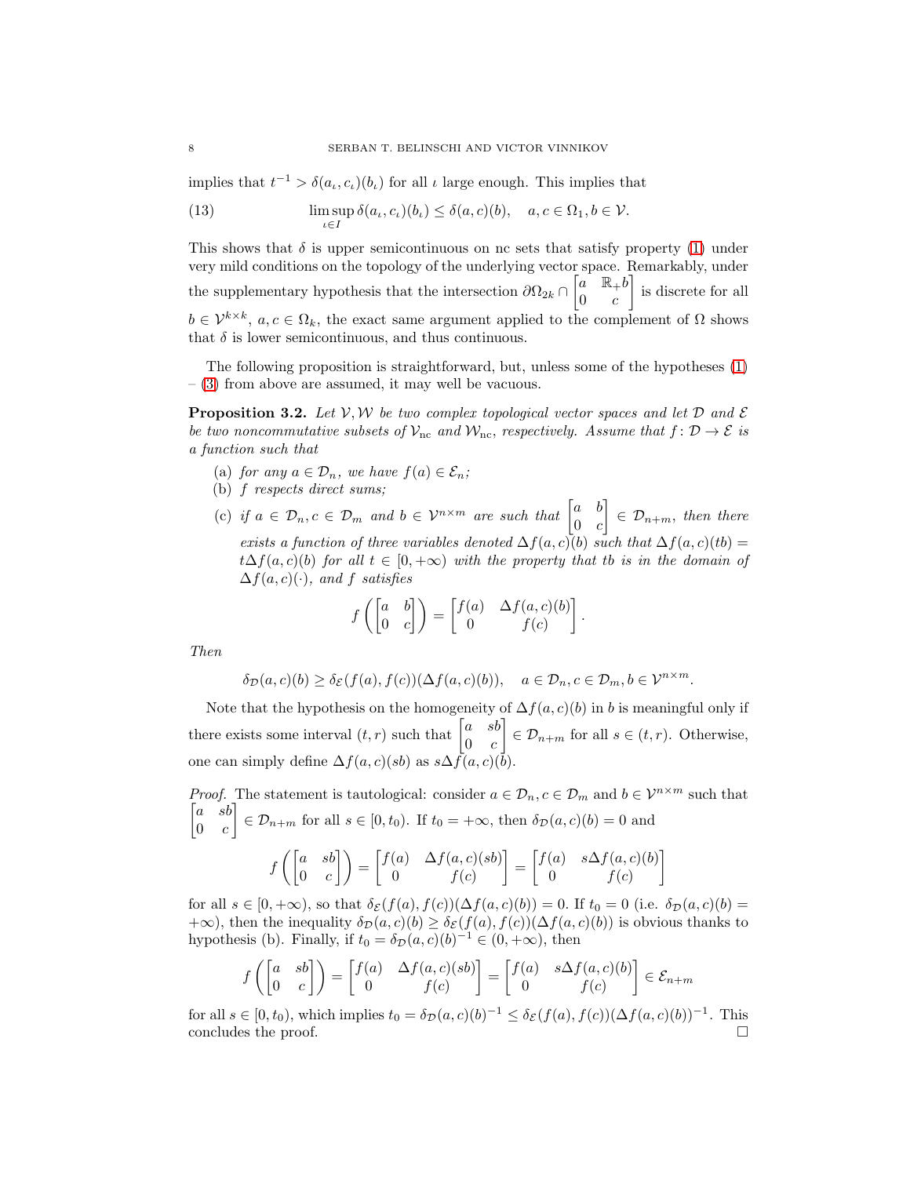implies that $t^{-1} > \delta(a_\iota, c_\iota)(b_\iota)$ for all $\iota$ large enough. This implies that

$$\limsup_{\iota \in I} \delta(a_\iota, c_\iota)(b_\iota) \le \delta(a,c)(b), \quad a, c \in \Omega_1, b \in \mathcal{V}. \tag{13}$$

This shows that $\delta$ is upper semicontinuous on nc sets that satisfy property (1) under very mild conditions on the topology of the underlying vector space. Remarkably, under the supplementary hypothesis that the intersection $\partial\Omega_{2k} \cap \begin{bmatrix} a & \mathbb{R}_+ b \\ 0 & c \end{bmatrix}$ is discrete for all $b \in \mathcal{V}^{k\times k}$, $a, c \in \Omega_k$, the exact same argument applied to the complement of $\Omega$ shows that $\delta$ is lower semicontinuous, and thus continuous.

The following proposition is straightforward, but, unless some of the hypotheses (1) – (3) from above are assumed, it may well be vacuous.

**Proposition 3.2.** *Let $\mathcal{V}, \mathcal{W}$ be two complex topological vector spaces and let $\mathcal{D}$ and $\mathcal{E}$ be two noncommutative subsets of $\mathcal{V}_{\rm nc}$ and $\mathcal{W}_{\rm nc}$, respectively. Assume that $f\colon \mathcal{D} \to \mathcal{E}$ is a function such that*

- (a) *for any $a \in \mathcal{D}_n$, we have $f(a) \in \mathcal{E}_n$;*
- (b) *$f$ respects direct sums;*
- (c) *if $a \in \mathcal{D}_n, c \in \mathcal{D}_m$ and $b \in \mathcal{V}^{n\times m}$ are such that $\begin{bmatrix} a & b \\ 0 & c \end{bmatrix} \in \mathcal{D}_{n+m}$, then there exists a function of three variables denoted $\Delta f(a,c)(b)$ such that $\Delta f(a,c)(tb) = t\Delta f(a,c)(b)$ for all $t \in [0, +\infty)$ with the property that $tb$ is in the domain of $\Delta f(a,c)(\cdot)$, and $f$ satisfies*
$$f\left(\begin{bmatrix} a & b \\ 0 & c \end{bmatrix}\right) = \begin{bmatrix} f(a) & \Delta f(a,c)(b) \\ 0 & f(c) \end{bmatrix}.$$

*Then*

$$\delta_{\mathcal{D}}(a,c)(b) \ge \delta_{\mathcal{E}}(f(a), f(c))(\Delta f(a,c)(b)), \quad a \in \mathcal{D}_n, c \in \mathcal{D}_m, b \in \mathcal{V}^{n\times m}.$$

Note that the hypothesis on the homogeneity of $\Delta f(a,c)(b)$ in $b$ is meaningful only if there exists some interval $(t, r)$ such that $\begin{bmatrix} a & sb \\ 0 & c \end{bmatrix} \in \mathcal{D}_{n+m}$ for all $s \in (t, r)$. Otherwise, one can simply define $\Delta f(a,c)(sb)$ as $s\Delta f(a,c)(b)$.

*Proof.* The statement is tautological: consider $a \in \mathcal{D}_n, c \in \mathcal{D}_m$ and $b \in \mathcal{V}^{n\times m}$ such that $\begin{bmatrix} a & sb \\ 0 & c \end{bmatrix} \in \mathcal{D}_{n+m}$ for all $s \in [0, t_0)$. If $t_0 = +\infty$, then $\delta_{\mathcal{D}}(a,c)(b) = 0$ and

$$f\left(\begin{bmatrix} a & sb \\ 0 & c \end{bmatrix}\right) = \begin{bmatrix} f(a) & \Delta f(a,c)(sb) \\ 0 & f(c) \end{bmatrix} = \begin{bmatrix} f(a) & s\Delta f(a,c)(b) \\ 0 & f(c) \end{bmatrix}$$

for all $s \in [0, +\infty)$, so that $\delta_{\mathcal{E}}(f(a), f(c))(\Delta f(a,c)(b)) = 0$. If $t_0 = 0$ (i.e. $\delta_{\mathcal{D}}(a,c)(b) = +\infty$), then the inequality $\delta_{\mathcal{D}}(a,c)(b) \ge \delta_{\mathcal{E}}(f(a), f(c))(\Delta f(a,c)(b))$ is obvious thanks to hypothesis (b). Finally, if $t_0 = \delta_{\mathcal{D}}(a,c)(b)^{-1} \in (0, +\infty)$, then

$$f\left(\begin{bmatrix} a & sb \\ 0 & c \end{bmatrix}\right) = \begin{bmatrix} f(a) & \Delta f(a,c)(sb) \\ 0 & f(c) \end{bmatrix} = \begin{bmatrix} f(a) & s\Delta f(a,c)(b) \\ 0 & f(c) \end{bmatrix} \in \mathcal{E}_{n+m}$$

for all $s \in [0, t_0)$, which implies $t_0 = \delta_{\mathcal{D}}(a,c)(b)^{-1} \le \delta_{\mathcal{E}}(f(a), f(c))(\Delta f(a,c)(b))^{-1}$. This concludes the proof. $\square$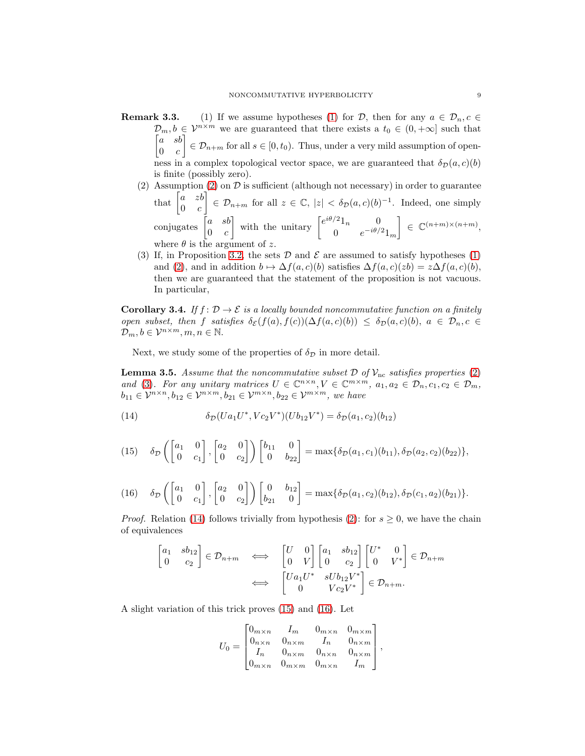**Remark 3.3.** (1) If we assume hypotheses (1) for $\mathcal{D}$, then for any $a \in \mathcal{D}_n, c \in \mathcal{D}_m, b \in \mathcal{V}^{n\times m}$ we are guaranteed that there exists a $t_0 \in (0, +\infty]$ such that $\begin{bmatrix} a & sb \\ 0 & c \end{bmatrix} \in \mathcal{D}_{n+m}$ for all $s \in [0, t_0)$. Thus, under a very mild assumption of openness in a complex topological vector space, we are guaranteed that $\delta_{\mathcal{D}}(a,c)(b)$ is finite (possibly zero).

(2) Assumption (2) on $\mathcal{D}$ is sufficient (although not necessary) in order to guarantee that $\begin{bmatrix} a & zb \\ 0 & c \end{bmatrix} \in \mathcal{D}_{n+m}$ for all $z \in \mathbb{C}$, $|z| < \delta_{\mathcal{D}}(a,c)(b)^{-1}$. Indeed, one simply conjugates $\begin{bmatrix} a & sb \\ 0 & c \end{bmatrix}$ with the unitary $\begin{bmatrix} e^{i\theta/2}1_n & 0 \\ 0 & e^{-i\theta/2}1_m \end{bmatrix} \in \mathbb{C}^{(n+m)\times(n+m)}$, where $\theta$ is the argument of $z$.

(3) If, in Proposition 3.2, the sets $\mathcal{D}$ and $\mathcal{E}$ are assumed to satisfy hypotheses (1) and (2), and in addition $b \mapsto \Delta f(a,c)(b)$ satisfies $\Delta f(a,c)(zb) = z\Delta f(a,c)(b)$, then we are guaranteed that the statement of the proposition is not vacuous. In particular,

**Corollary 3.4.** *If $f\colon \mathcal{D} \to \mathcal{E}$ is a locally bounded noncommutative function on a finitely open subset, then $f$ satisfies $\delta_{\mathcal{E}}(f(a), f(c))(\Delta f(a,c)(b)) \le \delta_{\mathcal{D}}(a,c)(b)$, $a \in \mathcal{D}_n, c \in \mathcal{D}_m, b \in \mathcal{V}^{n\times m}, m,n \in \mathbb{N}$.*

Next, we study some of the properties of $\delta_{\mathcal{D}}$ in more detail.

**Lemma 3.5.** *Assume that the noncommutative subset $\mathcal{D}$ of $\mathcal{V}_{\rm nc}$ satisfies properties (2) and (3). For any unitary matrices $U \in \mathbb{C}^{n\times n}, V \in \mathbb{C}^{m\times m}$, $a_1, a_2 \in \mathcal{D}_n, c_1, c_2 \in \mathcal{D}_m$, $b_{11} \in \mathcal{V}^{n\times n}, b_{12} \in \mathcal{V}^{n\times m}, b_{21} \in \mathcal{V}^{m\times n}, b_{22} \in \mathcal{V}^{m\times m}$, we have*

$$\delta_{\mathcal{D}}(Ua_1U^*, Vc_2V^*)(Ub_{12}V^*) = \delta_{\mathcal{D}}(a_1,c_2)(b_{12}) \tag{14}$$

$$\delta_{\mathcal{D}}\left(\begin{bmatrix} a_1 & 0 \\ 0 & c_1 \end{bmatrix}, \begin{bmatrix} a_2 & 0 \\ 0 & c_2 \end{bmatrix}\right)\begin{bmatrix} b_{11} & 0 \\ 0 & b_{22} \end{bmatrix} = \max\{\delta_{\mathcal{D}}(a_1,c_1)(b_{11}), \delta_{\mathcal{D}}(a_2,c_2)(b_{22})\}, \tag{15}$$

$$\delta_{\mathcal{D}}\left(\begin{bmatrix} a_1 & 0 \\ 0 & c_1 \end{bmatrix}, \begin{bmatrix} a_2 & 0 \\ 0 & c_2 \end{bmatrix}\right)\begin{bmatrix} 0 & b_{12} \\ b_{21} & 0 \end{bmatrix} = \max\{\delta_{\mathcal{D}}(a_1,c_2)(b_{12}), \delta_{\mathcal{D}}(c_1,a_2)(b_{21})\}. \tag{16}$$

*Proof.* Relation (14) follows trivially from hypothesis (2): for $s \ge 0$, we have the chain of equivalences

$$\begin{aligned}
\begin{bmatrix} a_1 & sb_{12} \\ 0 & c_2 \end{bmatrix} \in \mathcal{D}_{n+m} \quad &\iff \quad \begin{bmatrix} U & 0 \\ 0 & V \end{bmatrix}\begin{bmatrix} a_1 & sb_{12} \\ 0 & c_2 \end{bmatrix}\begin{bmatrix} U^* & 0 \\ 0 & V^* \end{bmatrix} \in \mathcal{D}_{n+m} \\
&\iff \quad \begin{bmatrix} Ua_1U^* & sUb_{12}V^* \\ 0 & Vc_2V^* \end{bmatrix} \in \mathcal{D}_{n+m}.
\end{aligned}$$

A slight variation of this trick proves (15) and (16). Let

$$U_0 = \begin{bmatrix} 0_{m\times n} & I_m & 0_{m\times n} & 0_{m\times m} \\ 0_{n\times n} & 0_{n\times m} & I_n & 0_{n\times m} \\ I_n & 0_{n\times m} & 0_{n\times n} & 0_{n\times m} \\ 0_{m\times n} & 0_{m\times m} & 0_{m\times n} & I_m \end{bmatrix},$$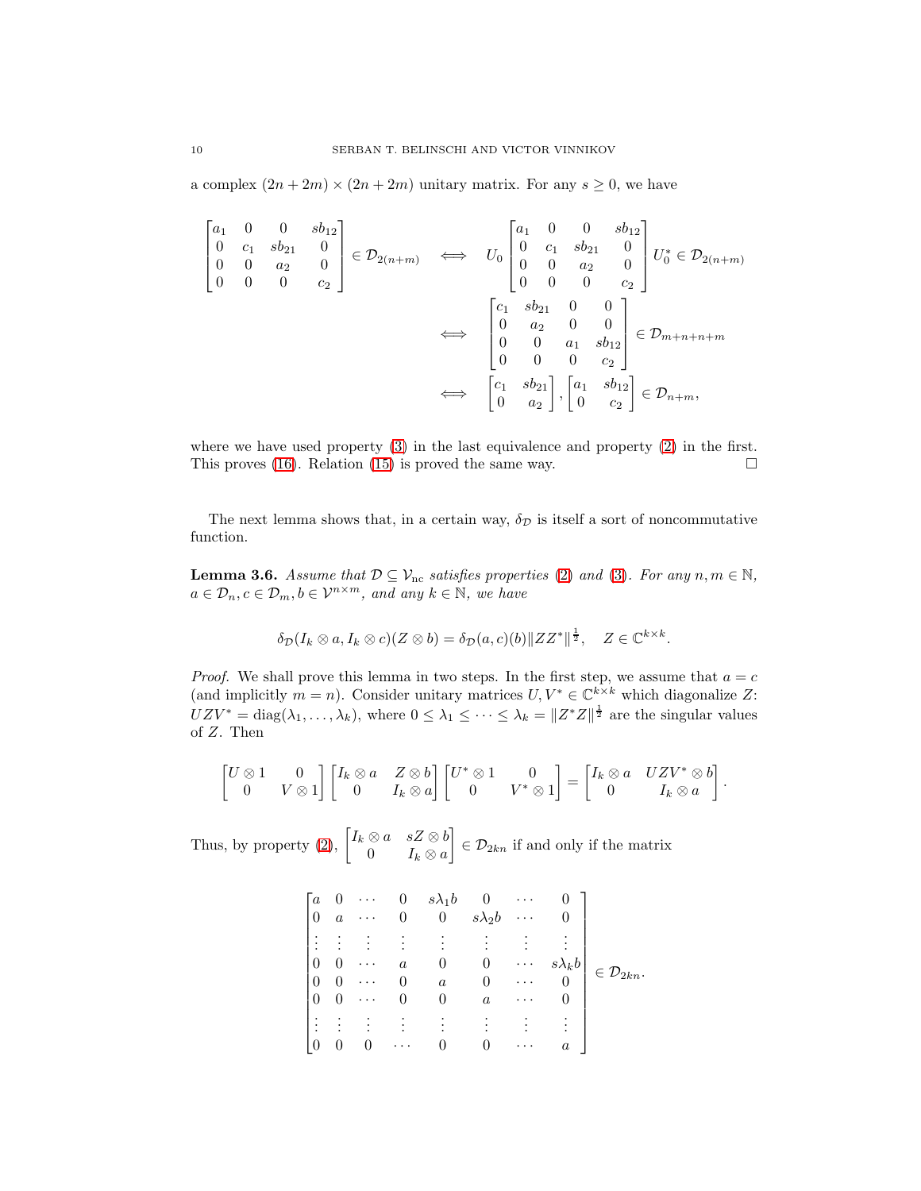a complex $(2n+2m) \times (2n+2m)$ unitary matrix. For any $s \geq 0$, we have

$$
\begin{aligned}
\begin{bmatrix} a_1 & 0 & 0 & sb_{12} \\ 0 & c_1 & sb_{21} & 0 \\ 0 & 0 & a_2 & 0 \\ 0 & 0 & 0 & c_2 \end{bmatrix} \in \mathcal{D}_{2(n+m)} \quad &\iff \quad U_0 \begin{bmatrix} a_1 & 0 & 0 & sb_{12} \\ 0 & c_1 & sb_{21} & 0 \\ 0 & 0 & a_2 & 0 \\ 0 & 0 & 0 & c_2 \end{bmatrix} U_0^* \in \mathcal{D}_{2(n+m)} \\
&\iff \quad \begin{bmatrix} c_1 & sb_{21} & 0 & 0 \\ 0 & a_2 & 0 & 0 \\ 0 & 0 & a_1 & sb_{12} \\ 0 & 0 & 0 & c_2 \end{bmatrix} \in \mathcal{D}_{m+n+n+m} \\
&\iff \quad \begin{bmatrix} c_1 & sb_{21} \\ 0 & a_2 \end{bmatrix}, \begin{bmatrix} a_1 & sb_{12} \\ 0 & c_2 \end{bmatrix} \in \mathcal{D}_{n+m},
\end{aligned}
$$

where we have used property (3) in the last equivalence and property (2) in the first. This proves (16). Relation (15) is proved the same way. $\square$

The next lemma shows that, in a certain way, $\delta_{\mathcal{D}}$ is itself a sort of noncommutative function.

**Lemma 3.6.** *Assume that $\mathcal{D} \subseteq \mathcal{V}_{\rm nc}$ satisfies properties (2) and (3). For any $n, m \in \mathbb{N}$, $a \in \mathcal{D}_n, c \in \mathcal{D}_m, b \in \mathcal{V}^{n \times m}$, and any $k \in \mathbb{N}$, we have*

$$
\delta_{\mathcal{D}}(I_k \otimes a, I_k \otimes c)(Z \otimes b) = \delta_{\mathcal{D}}(a, c)(b) \|ZZ^*\|^{\frac{1}{2}}, \quad Z \in \mathbb{C}^{k \times k}.
$$

*Proof.* We shall prove this lemma in two steps. In the first step, we assume that $a = c$ (and implicitly $m = n$). Consider unitary matrices $U, V^* \in \mathbb{C}^{k \times k}$ which diagonalize $Z$: $UZV^* = \operatorname{diag}(\lambda_1, \ldots, \lambda_k)$, where $0 \leq \lambda_1 \leq \cdots \leq \lambda_k = \|Z^*Z\|^{\frac{1}{2}}$ are the singular values of $Z$. Then

$$
\begin{bmatrix} U \otimes 1 & 0 \\ 0 & V \otimes 1 \end{bmatrix} \begin{bmatrix} I_k \otimes a & Z \otimes b \\ 0 & I_k \otimes a \end{bmatrix} \begin{bmatrix} U^* \otimes 1 & 0 \\ 0 & V^* \otimes 1 \end{bmatrix} = \begin{bmatrix} I_k \otimes a & UZV^* \otimes b \\ 0 & I_k \otimes a \end{bmatrix}.
$$

Thus, by property (2), $\begin{bmatrix} I_k \otimes a & sZ \otimes b \\ 0 & I_k \otimes a \end{bmatrix} \in \mathcal{D}_{2kn}$ if and only if the matrix

$$
\begin{bmatrix}
a & 0 & \cdots & 0 & s\lambda_1 b & 0 & \cdots & 0 \\
0 & a & \cdots & 0 & 0 & s\lambda_2 b & \cdots & 0 \\
\vdots & \vdots & \vdots & \vdots & \vdots & \vdots & \vdots & \vdots \\
0 & 0 & \cdots & a & 0 & 0 & \cdots & s\lambda_k b \\
0 & 0 & \cdots & 0 & a & 0 & \cdots & 0 \\
0 & 0 & \cdots & 0 & 0 & a & \cdots & 0 \\
\vdots & \vdots & \vdots & \vdots & \vdots & \vdots & \vdots & \vdots \\
0 & 0 & 0 & \cdots & 0 & 0 & \cdots & a
\end{bmatrix} \in \mathcal{D}_{2kn}.
$$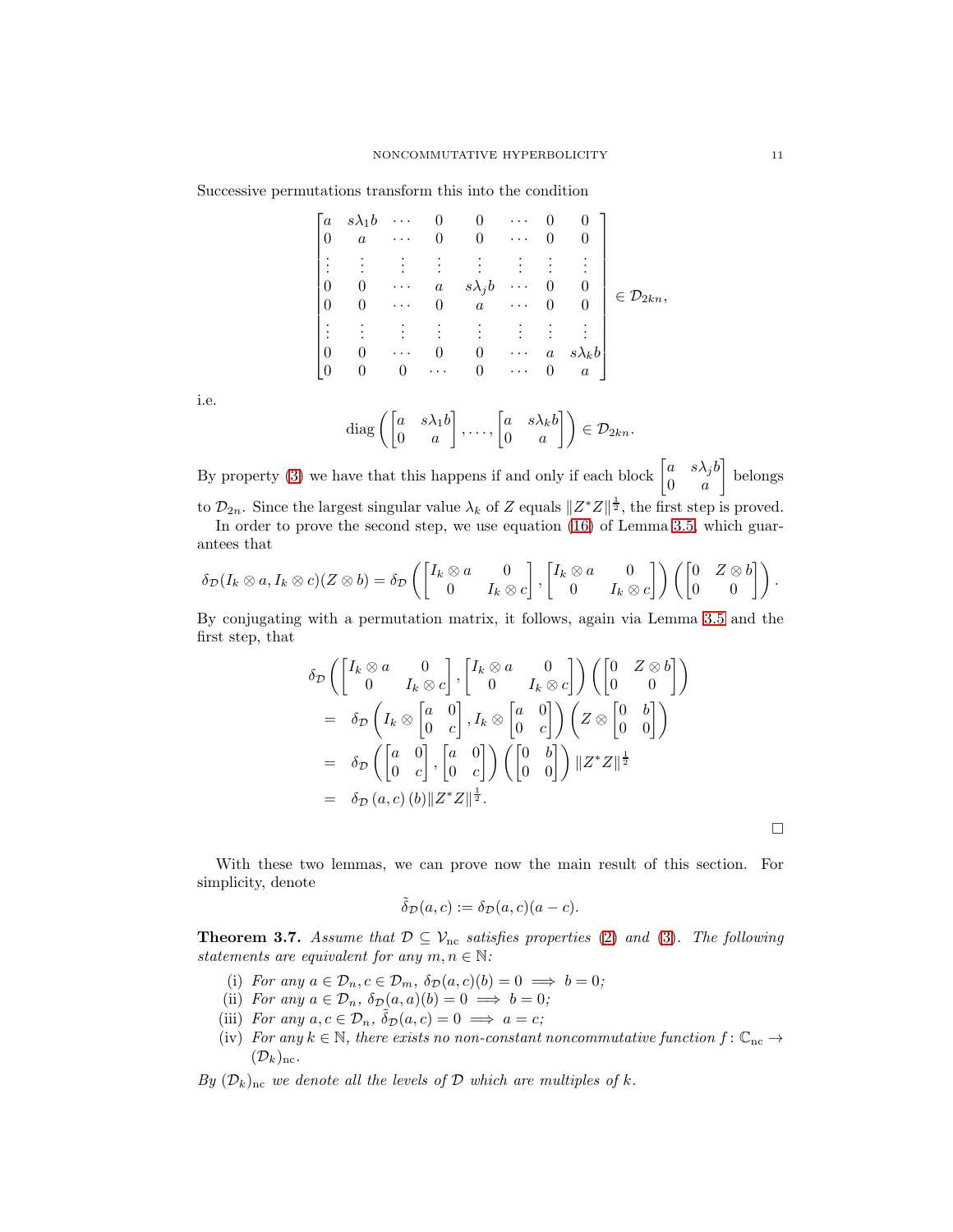Successive permutations transform this into the condition

$$
\begin{bmatrix}
a & s\lambda_1 b & \cdots & 0 & 0 & \cdots & 0 & 0 \\
0 & a & \cdots & 0 & 0 & \cdots & 0 & 0 \\
\vdots & \vdots & \vdots & \vdots & \vdots & \vdots & \vdots & \vdots \\
0 & 0 & \cdots & a & s\lambda_j b & \cdots & 0 & 0 \\
0 & 0 & \cdots & 0 & a & \cdots & 0 & 0 \\
\vdots & \vdots & \vdots & \vdots & \vdots & \vdots & \vdots & \vdots \\
0 & 0 & \cdots & 0 & 0 & \cdots & a & s\lambda_k b \\
0 & 0 & 0 & \cdots & 0 & \cdots & 0 & a
\end{bmatrix} \in \mathcal{D}_{2kn},
$$

i.e.

$$
\operatorname{diag}\left( \begin{bmatrix} a & s\lambda_1 b \\ 0 & a \end{bmatrix}, \ldots, \begin{bmatrix} a & s\lambda_k b \\ 0 & a \end{bmatrix} \right) \in \mathcal{D}_{2kn}.
$$

By property (3) we have that this happens if and only if each block $\begin{bmatrix} a & s\lambda_j b \\ 0 & a \end{bmatrix}$ belongs to $\mathcal{D}_{2n}$. Since the largest singular value $\lambda_k$ of $Z$ equals $\|Z^*Z\|^{\frac{1}{2}}$, the first step is proved.

In order to prove the second step, we use equation (16) of Lemma 3.5, which guarantees that

$$
\delta_{\mathcal{D}}(I_k \otimes a, I_k \otimes c)(Z \otimes b) = \delta_{\mathcal{D}}\left( \begin{bmatrix} I_k \otimes a & 0 \\ 0 & I_k \otimes c \end{bmatrix}, \begin{bmatrix} I_k \otimes a & 0 \\ 0 & I_k \otimes c \end{bmatrix} \right) \left( \begin{bmatrix} 0 & Z \otimes b \\ 0 & 0 \end{bmatrix} \right).
$$

By conjugating with a permutation matrix, it follows, again via Lemma 3.5 and the first step, that

$$
\begin{aligned}
& \delta_{\mathcal{D}}\left( \begin{bmatrix} I_k \otimes a & 0 \\ 0 & I_k \otimes c \end{bmatrix}, \begin{bmatrix} I_k \otimes a & 0 \\ 0 & I_k \otimes c \end{bmatrix} \right) \left( \begin{bmatrix} 0 & Z \otimes b \\ 0 & 0 \end{bmatrix} \right) \\
= \; & \delta_{\mathcal{D}}\left( I_k \otimes \begin{bmatrix} a & 0 \\ 0 & c \end{bmatrix}, I_k \otimes \begin{bmatrix} a & 0 \\ 0 & c \end{bmatrix} \right) \left( Z \otimes \begin{bmatrix} 0 & b \\ 0 & 0 \end{bmatrix} \right) \\
= \; & \delta_{\mathcal{D}}\left( \begin{bmatrix} a & 0 \\ 0 & c \end{bmatrix}, \begin{bmatrix} a & 0 \\ 0 & c \end{bmatrix} \right) \left( \begin{bmatrix} 0 & b \\ 0 & 0 \end{bmatrix} \right) \|Z^*Z\|^{\frac{1}{2}} \\
= \; & \delta_{\mathcal{D}}(a, c)(b) \|Z^*Z\|^{\frac{1}{2}}.
\end{aligned}
$$

□

With these two lemmas, we can prove now the main result of this section. For simplicity, denote

$$
\tilde{\delta}_{\mathcal{D}}(a, c) := \delta_{\mathcal{D}}(a, c)(a - c).
$$

**Theorem 3.7.** *Assume that $\mathcal{D} \subseteq \mathcal{V}_{\mathrm{nc}}$ satisfies properties (2) and (3). The following statements are equivalent for any $m, n \in \mathbb{N}$:*

- (i) *For any $a \in \mathcal{D}_n, c \in \mathcal{D}_m$, $\delta_{\mathcal{D}}(a, c)(b) = 0 \implies b = 0$;*
- (ii) *For any $a \in \mathcal{D}_n$, $\delta_{\mathcal{D}}(a, a)(b) = 0 \implies b = 0$;*
- (iii) *For any $a, c \in \mathcal{D}_n$, $\tilde{\delta}_{\mathcal{D}}(a, c) = 0 \implies a = c$;*
- (iv) *For any $k \in \mathbb{N}$, there exists no non-constant noncommutative function $f \colon \mathbb{C}_{\mathrm{nc}} \to (\mathcal{D}_k)_{\mathrm{nc}}$.*

*By $(\mathcal{D}_k)_{\mathrm{nc}}$ we denote all the levels of $\mathcal{D}$ which are multiples of $k$.*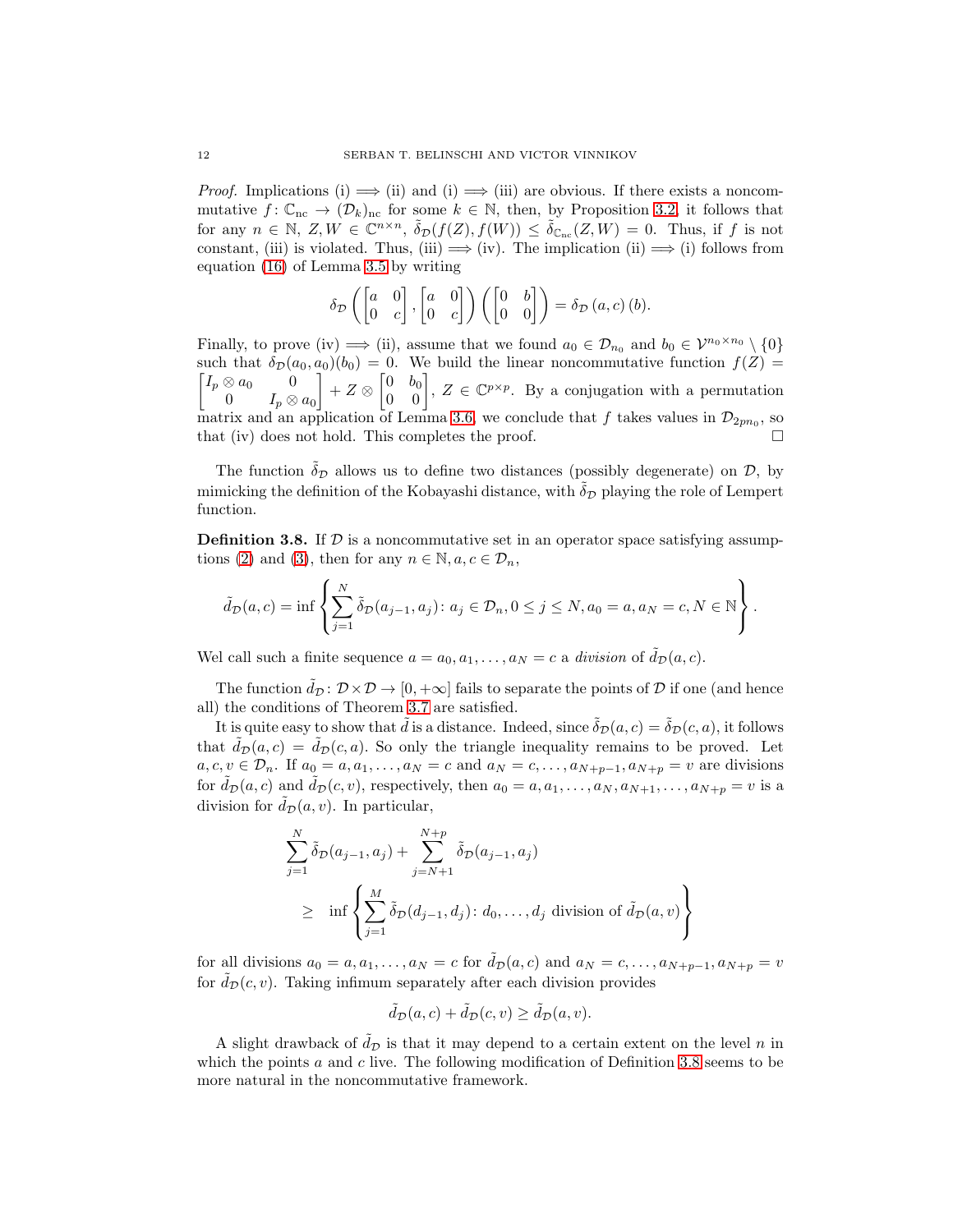*Proof.* Implications (i) $\implies$ (ii) and (i) $\implies$ (iii) are obvious. If there exists a noncommutative $f\colon \mathbb{C}_{\rm nc} \to (\mathcal{D}_k)_{\rm nc}$ for some $k \in \mathbb{N}$, then, by Proposition 3.2, it follows that for any $n \in \mathbb{N}$, $Z, W \in \mathbb{C}^{n\times n}$, $\tilde{\delta}_{\mathcal{D}}(f(Z), f(W)) \le \tilde{\delta}_{\mathbb{C}_{\rm nc}}(Z, W) = 0$. Thus, if $f$ is not constant, (iii) is violated. Thus, (iii) $\implies$ (iv). The implication (ii) $\implies$ (i) follows from equation (16) of Lemma 3.5 by writing

$$\delta_{\mathcal{D}}\left(\begin{bmatrix} a & 0 \\ 0 & c\end{bmatrix}, \begin{bmatrix} a & 0 \\ 0 & c\end{bmatrix}\right)\left(\begin{bmatrix} 0 & b \\ 0 & 0\end{bmatrix}\right) = \delta_{\mathcal{D}}\left(a, c\right)(b).$$

Finally, to prove (iv) $\implies$ (ii), assume that we found $a_0 \in \mathcal{D}_{n_0}$ and $b_0 \in \mathcal{V}^{n_0\times n_0} \setminus \{0\}$ such that $\delta_{\mathcal{D}}(a_0, a_0)(b_0) = 0$. We build the linear noncommutative function $f(Z) = \begin{bmatrix} I_p \otimes a_0 & 0 \\ 0 & I_p \otimes a_0\end{bmatrix} + Z \otimes \begin{bmatrix} 0 & b_0 \\ 0 & 0\end{bmatrix}$, $Z \in \mathbb{C}^{p\times p}$. By a conjugation with a permutation matrix and an application of Lemma 3.6, we conclude that $f$ takes values in $\mathcal{D}_{2pn_0}$, so that (iv) does not hold. This completes the proof. $\square$

The function $\tilde{\delta}_{\mathcal{D}}$ allows us to define two distances (possibly degenerate) on $\mathcal{D}$, by mimicking the definition of the Kobayashi distance, with $\tilde{\delta}_{\mathcal{D}}$ playing the role of Lempert function.

**Definition 3.8.** If $\mathcal{D}$ is a noncommutative set in an operator space satisfying assumptions (2) and (3), then for any $n \in \mathbb{N}, a, c \in \mathcal{D}_n$,

$$\tilde{d}_{\mathcal{D}}(a, c) = \inf\left\{\sum_{j=1}^{N} \tilde{\delta}_{\mathcal{D}}(a_{j-1}, a_j)\colon a_j \in \mathcal{D}_n, 0 \le j \le N, a_0 = a, a_N = c, N \in \mathbb{N}\right\}.$$

Wel call such a finite sequence $a = a_0, a_1, \dots, a_N = c$ a *division* of $\tilde{d}_{\mathcal{D}}(a, c)$.

The function $\tilde{d}_{\mathcal{D}}\colon \mathcal{D}\times\mathcal{D} \to [0, +\infty]$ fails to separate the points of $\mathcal{D}$ if one (and hence all) the conditions of Theorem 3.7 are satisfied.

It is quite easy to show that $\tilde{d}$ is a distance. Indeed, since $\tilde{\delta}_{\mathcal{D}}(a, c) = \tilde{\delta}_{\mathcal{D}}(c, a)$, it follows that $\tilde{d}_{\mathcal{D}}(a, c) = \tilde{d}_{\mathcal{D}}(c, a)$. So only the triangle inequality remains to be proved. Let $a, c, v \in \mathcal{D}_n$. If $a_0 = a, a_1, \dots, a_N = c$ and $a_N = c, \dots, a_{N+p-1}, a_{N+p} = v$ are divisions for $\tilde{d}_{\mathcal{D}}(a, c)$ and $\tilde{d}_{\mathcal{D}}(c, v)$, respectively, then $a_0 = a, a_1, \dots, a_N, a_{N+1}, \dots, a_{N+p} = v$ is a division for $\tilde{d}_{\mathcal{D}}(a, v)$. In particular,

$$\begin{aligned}
&\sum_{j=1}^{N} \tilde{\delta}_{\mathcal{D}}(a_{j-1}, a_j) + \sum_{j=N+1}^{N+p} \tilde{\delta}_{\mathcal{D}}(a_{j-1}, a_j) \\
&\quad \ge \quad \inf\left\{\sum_{j=1}^{M} \tilde{\delta}_{\mathcal{D}}(d_{j-1}, d_j)\colon d_0, \dots, d_j \text{ division of } \tilde{d}_{\mathcal{D}}(a, v)\right\}
\end{aligned}$$

for all divisions $a_0 = a, a_1, \dots, a_N = c$ for $\tilde{d}_{\mathcal{D}}(a, c)$ and $a_N = c, \dots, a_{N+p-1}, a_{N+p} = v$ for $\tilde{d}_{\mathcal{D}}(c, v)$. Taking infimum separately after each division provides

$$\tilde{d}_{\mathcal{D}}(a, c) + \tilde{d}_{\mathcal{D}}(c, v) \ge \tilde{d}_{\mathcal{D}}(a, v).$$

A slight drawback of $\tilde{d}_{\mathcal{D}}$ is that it may depend to a certain extent on the level $n$ in which the points $a$ and $c$ live. The following modification of Definition 3.8 seems to be more natural in the noncommutative framework.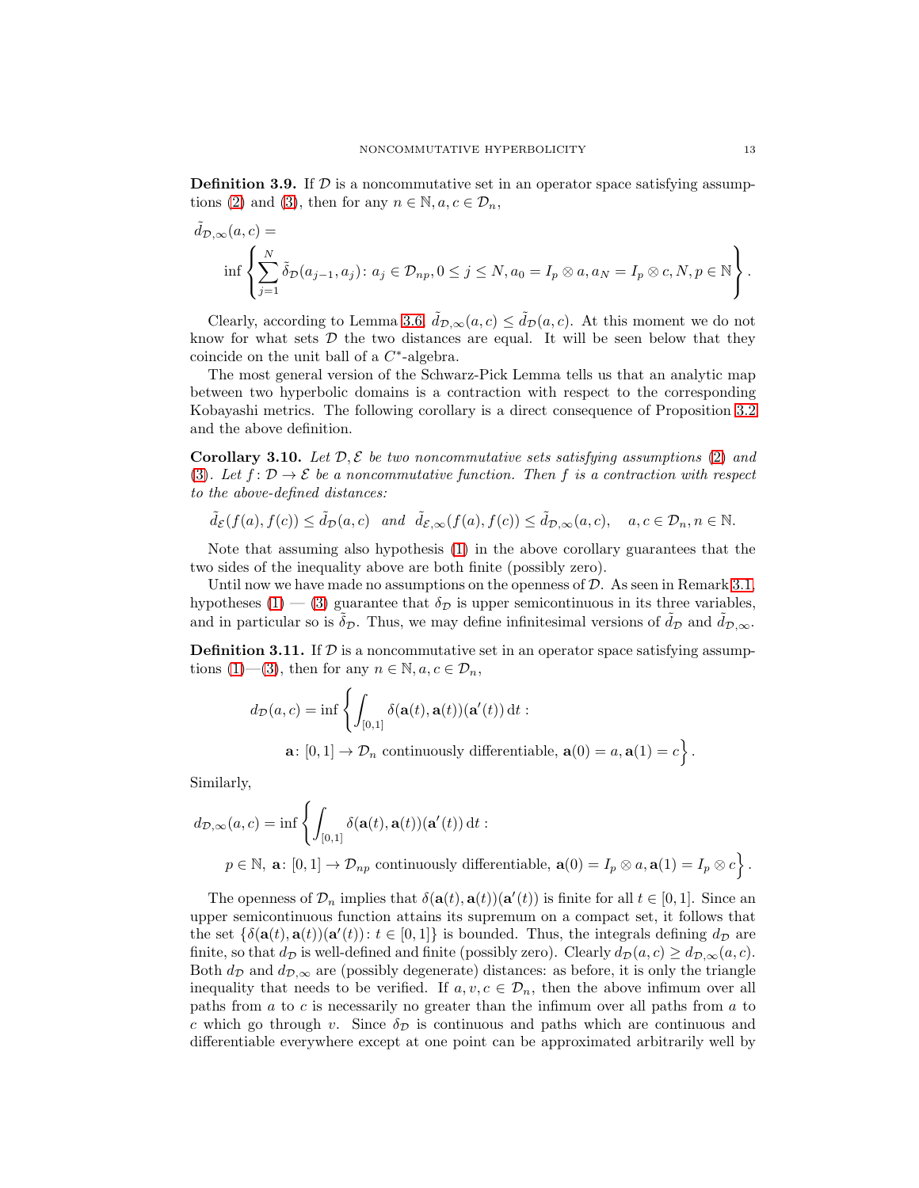**Definition 3.9.** If $\mathcal{D}$ is a noncommutative set in an operator space satisfying assumptions (2) and (3), then for any $n \in \mathbb{N}, a, c \in \mathcal{D}_n$,

$$\tilde{d}_{\mathcal{D},\infty}(a,c) = \inf\left\{\sum_{j=1}^{N}\tilde{\delta}_{\mathcal{D}}(a_{j-1},a_j)\colon a_j \in \mathcal{D}_{np}, 0 \le j \le N, a_0 = I_p \otimes a, a_N = I_p \otimes c, N, p \in \mathbb{N}\right\}.$$

Clearly, according to Lemma 3.6, $\tilde{d}_{\mathcal{D},\infty}(a,c) \le \tilde{d}_{\mathcal{D}}(a,c)$. At this moment we do not know for what sets $\mathcal{D}$ the two distances are equal. It will be seen below that they coincide on the unit ball of a $C^*$-algebra.

The most general version of the Schwarz-Pick Lemma tells us that an analytic map between two hyperbolic domains is a contraction with respect to the corresponding Kobayashi metrics. The following corollary is a direct consequence of Proposition 3.2 and the above definition.

**Corollary 3.10.** *Let $\mathcal{D}, \mathcal{E}$ be two noncommutative sets satisfying assumptions (2) and (3). Let $f\colon \mathcal{D} \to \mathcal{E}$ be a noncommutative function. Then $f$ is a contraction with respect to the above-defined distances:*

$$\tilde{d}_{\mathcal{E}}(f(a),f(c)) \le \tilde{d}_{\mathcal{D}}(a,c) \quad \text{and} \quad \tilde{d}_{\mathcal{E},\infty}(f(a),f(c)) \le \tilde{d}_{\mathcal{D},\infty}(a,c), \quad a,c \in \mathcal{D}_n, n \in \mathbb{N}.$$

Note that assuming also hypothesis (1) in the above corollary guarantees that the two sides of the inequality above are both finite (possibly zero).

Until now we have made no assumptions on the openness of $\mathcal{D}$. As seen in Remark 3.1, hypotheses (1) — (3) guarantee that $\delta_{\mathcal{D}}$ is upper semicontinuous in its three variables, and in particular so is $\tilde{\delta}_{\mathcal{D}}$. Thus, we may define infinitesimal versions of $\tilde{d}_{\mathcal{D}}$ and $\tilde{d}_{\mathcal{D},\infty}$.

**Definition 3.11.** If $\mathcal{D}$ is a noncommutative set in an operator space satisfying assumptions (1)—(3), then for any $n \in \mathbb{N}, a, c \in \mathcal{D}_n$,

$$d_{\mathcal{D}}(a,c) = \inf\left\{\int_{[0,1]}\delta(\mathbf{a}(t),\mathbf{a}(t))(\mathbf{a}'(t))\,\mathrm{d}t : \mathbf{a}\colon [0,1] \to \mathcal{D}_n \text{ continuously differentiable}, \mathbf{a}(0) = a, \mathbf{a}(1) = c\right\}.$$

Similarly,

$$d_{\mathcal{D},\infty}(a,c) = \inf\left\{\int_{[0,1]}\delta(\mathbf{a}(t),\mathbf{a}(t))(\mathbf{a}'(t))\,\mathrm{d}t : p \in \mathbb{N},\ \mathbf{a}\colon [0,1] \to \mathcal{D}_{np} \text{ continuously differentiable}, \mathbf{a}(0) = I_p \otimes a, \mathbf{a}(1) = I_p \otimes c\right\}.$$

The openness of $\mathcal{D}_n$ implies that $\delta(\mathbf{a}(t),\mathbf{a}(t))(\mathbf{a}'(t))$ is finite for all $t \in [0,1]$. Since an upper semicontinuous function attains its supremum on a compact set, it follows that the set $\{\delta(\mathbf{a}(t),\mathbf{a}(t))(\mathbf{a}'(t))\colon t \in [0,1]\}$ is bounded. Thus, the integrals defining $d_{\mathcal{D}}$ are finite, so that $d_{\mathcal{D}}$ is well-defined and finite (possibly zero). Clearly $d_{\mathcal{D}}(a,c) \ge d_{\mathcal{D},\infty}(a,c)$. Both $d_{\mathcal{D}}$ and $d_{\mathcal{D},\infty}$ are (possibly degenerate) distances: as before, it is only the triangle inequality that needs to be verified. If $a, v, c \in \mathcal{D}_n$, then the above infimum over all paths from $a$ to $c$ is necessarily no greater than the infimum over all paths from $a$ to $c$ which go through $v$. Since $\delta_{\mathcal{D}}$ is continuous and paths which are continuous and differentiable everywhere except at one point can be approximated arbitrarily well by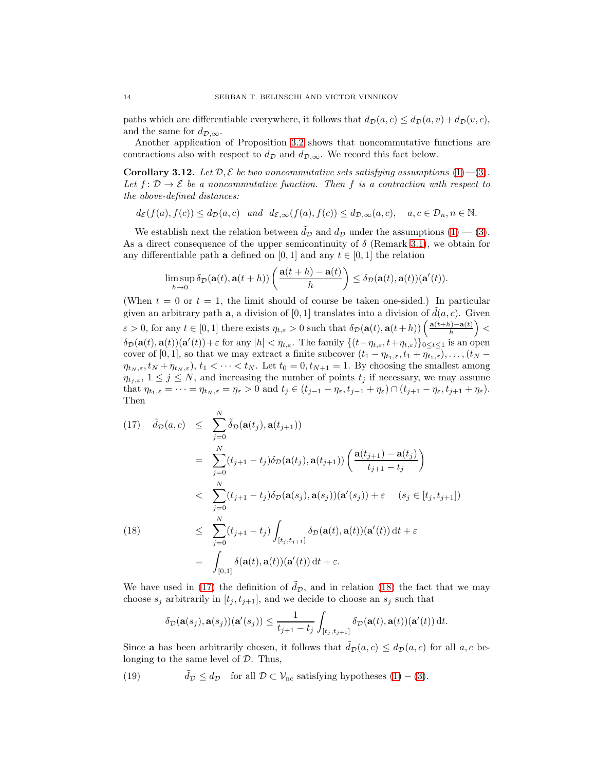paths which are differentiable everywhere, it follows that $d_{\mathcal{D}}(a,c) \leq d_{\mathcal{D}}(a,v) + d_{\mathcal{D}}(v,c)$, and the same for $d_{\mathcal{D},\infty}$.

Another application of Proposition 3.2 shows that noncommutative functions are contractions also with respect to $d_{\mathcal{D}}$ and $d_{\mathcal{D},\infty}$. We record this fact below.

**Corollary 3.12.** *Let $\mathcal{D}, \mathcal{E}$ be two noncommutative sets satisfying assumptions (1) —(3). Let $f\colon \mathcal{D} \to \mathcal{E}$ be a noncommutative function. Then $f$ is a contraction with respect to the above-defined distances:*

$$d_{\mathcal{E}}(f(a), f(c)) \leq d_{\mathcal{D}}(a,c) \quad \text{and} \quad d_{\mathcal{E},\infty}(f(a), f(c)) \leq d_{\mathcal{D},\infty}(a,c), \quad a,c \in \mathcal{D}_n, n \in \mathbb{N}.$$

We establish next the relation between $\tilde{d}_{\mathcal{D}}$ and $d_{\mathcal{D}}$ under the assumptions (1) — (3). As a direct consequence of the upper semicontinuity of $\delta$ (Remark 3.1), we obtain for any differentiable path $\mathbf{a}$ defined on $[0,1]$ and any $t \in [0,1]$ the relation

$$\limsup_{h \to 0} \delta_{\mathcal{D}}(\mathbf{a}(t), \mathbf{a}(t+h)) \left( \frac{\mathbf{a}(t+h) - \mathbf{a}(t)}{h} \right) \leq \delta_{\mathcal{D}}(\mathbf{a}(t), \mathbf{a}(t))(\mathbf{a}'(t)).$$

(When $t = 0$ or $t = 1$, the limit should of course be taken one-sided.) In particular given an arbitrary path $\mathbf{a}$, a division of $[0,1]$ translates into a division of $\tilde{d}(a,c)$. Given $\varepsilon > 0$, for any $t \in [0,1]$ there exists $\eta_{t,\varepsilon} > 0$ such that $\delta_{\mathcal{D}}(\mathbf{a}(t), \mathbf{a}(t+h)) \left( \frac{\mathbf{a}(t+h)-\mathbf{a}(t)}{h} \right) < \delta_{\mathcal{D}}(\mathbf{a}(t), \mathbf{a}(t))(\mathbf{a}'(t)) + \varepsilon$ for any $|h| < \eta_{t,\varepsilon}$. The family $\{(t - \eta_{t,\varepsilon}, t + \eta_{t,\varepsilon})\}_{0 \leq t \leq 1}$ is an open cover of $[0,1]$, so that we may extract a finite subcover $(t_1 - \eta_{t_1,\varepsilon}, t_1 + \eta_{t_1,\varepsilon}), \dots, (t_N - \eta_{t_N,\varepsilon}, t_N + \eta_{t_N,\varepsilon})$, $t_1 < \cdots < t_N$. Let $t_0 = 0, t_{N+1} = 1$. By choosing the smallest among $\eta_{t_j,\varepsilon}$, $1 \leq j \leq N$, and increasing the number of points $t_j$ if necessary, we may assume that $\eta_{t_1,\varepsilon} = \cdots = \eta_{t_N,\varepsilon} = \eta_\varepsilon > 0$ and $t_j \in (t_{j-1} - \eta_\varepsilon, t_{j-1} + \eta_\varepsilon) \cap (t_{j+1} - \eta_\varepsilon, t_{j+1} + \eta_\varepsilon)$. Then

$$
\begin{aligned}
(17) \quad \tilde{d}_{\mathcal{D}}(a,c) &\leq \sum_{j=0}^{N} \tilde{\delta}_{\mathcal{D}}(\mathbf{a}(t_j), \mathbf{a}(t_{j+1})) \\
&= \sum_{j=0}^{N} (t_{j+1} - t_j) \delta_{\mathcal{D}}(\mathbf{a}(t_j), \mathbf{a}(t_{j+1})) \left( \frac{\mathbf{a}(t_{j+1}) - \mathbf{a}(t_j)}{t_{j+1} - t_j} \right) \\
&< \sum_{j=0}^{N} (t_{j+1} - t_j) \delta_{\mathcal{D}}(\mathbf{a}(s_j), \mathbf{a}(s_j))(\mathbf{a}'(s_j)) + \varepsilon \quad (s_j \in [t_j, t_{j+1}]) \\
(18) \quad &\leq \sum_{j=0}^{N} (t_{j+1} - t_j) \int_{[t_j, t_{j+1}]} \delta_{\mathcal{D}}(\mathbf{a}(t), \mathbf{a}(t))(\mathbf{a}'(t))\, \mathrm{d}t + \varepsilon \\
&= \int_{[0,1]} \delta(\mathbf{a}(t), \mathbf{a}(t))(\mathbf{a}'(t))\, \mathrm{d}t + \varepsilon.
\end{aligned}
$$

We have used in (17) the definition of $\tilde{d}_{\mathcal{D}}$, and in relation (18) the fact that we may choose $s_j$ arbitrarily in $[t_j, t_{j+1}]$, and we decide to choose an $s_j$ such that

$$\delta_{\mathcal{D}}(\mathbf{a}(s_j), \mathbf{a}(s_j))(\mathbf{a}'(s_j)) \leq \frac{1}{t_{j+1} - t_j} \int_{[t_j, t_{j+1}]} \delta_{\mathcal{D}}(\mathbf{a}(t), \mathbf{a}(t))(\mathbf{a}'(t))\, \mathrm{d}t.$$

Since $\mathbf{a}$ has been arbitrarily chosen, it follows that $\tilde{d}_{\mathcal{D}}(a,c) \leq d_{\mathcal{D}}(a,c)$ for all $a, c$ belonging to the same level of $\mathcal{D}$. Thus,

$$(19) \qquad \tilde{d}_{\mathcal{D}} \leq d_{\mathcal{D}} \quad \text{for all } \mathcal{D} \subset \mathcal{V}_{\mathrm{nc}} \text{ satisfying hypotheses (1) – (3).}$$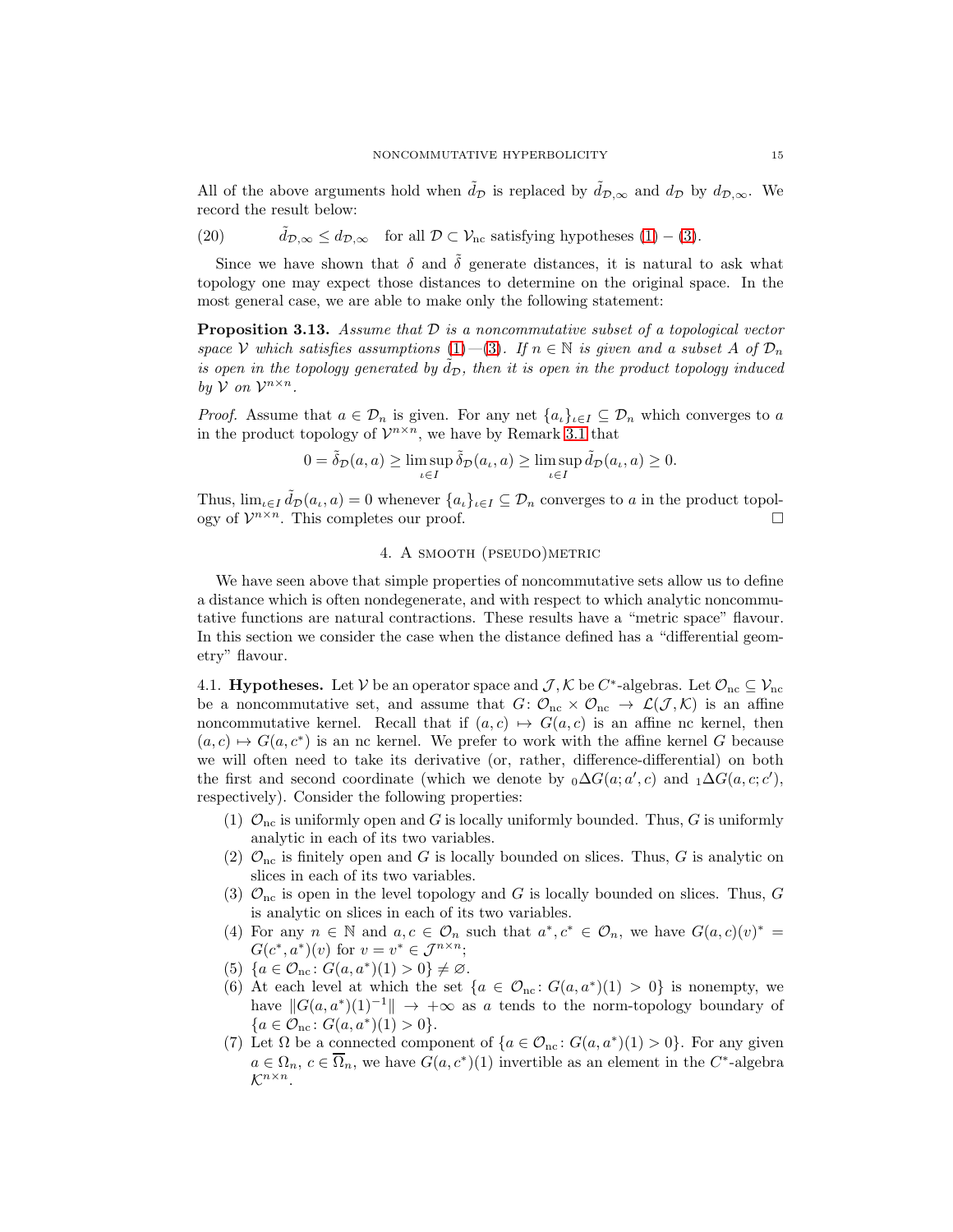All of the above arguments hold when $\tilde{d}_{\mathcal{D}}$ is replaced by $\tilde{d}_{\mathcal{D},\infty}$ and $d_{\mathcal{D}}$ by $d_{\mathcal{D},\infty}$. We record the result below:

$$\tilde{d}_{\mathcal{D},\infty} \leq d_{\mathcal{D},\infty} \quad \text{for all } \mathcal{D} \subset \mathcal{V}_{\mathrm{nc}} \text{ satisfying hypotheses (1) -- (3).} \tag{20}$$

Since we have shown that $\delta$ and $\tilde{\delta}$ generate distances, it is natural to ask what topology one may expect those distances to determine on the original space. In the most general case, we are able to make only the following statement:

**Proposition 3.13.** *Assume that $\mathcal{D}$ is a noncommutative subset of a topological vector space $\mathcal{V}$ which satisfies assumptions (1)—(3). If $n \in \mathbb{N}$ is given and a subset $A$ of $\mathcal{D}_n$ is open in the topology generated by $\tilde{d}_{\mathcal{D}}$, then it is open in the product topology induced by $\mathcal{V}$ on $\mathcal{V}^{n\times n}$.*

*Proof.* Assume that $a \in \mathcal{D}_n$ is given. For any net $\{a_\iota\}_{\iota\in I} \subseteq \mathcal{D}_n$ which converges to $a$ in the product topology of $\mathcal{V}^{n\times n}$, we have by Remark 3.1 that

$$0 = \tilde{\delta}_{\mathcal{D}}(a,a) \geq \limsup_{\iota\in I} \tilde{\delta}_{\mathcal{D}}(a_\iota, a) \geq \limsup_{\iota\in I} \tilde{d}_{\mathcal{D}}(a_\iota, a) \geq 0.$$

Thus, $\lim_{\iota\in I} \tilde{d}_{\mathcal{D}}(a_\iota, a) = 0$ whenever $\{a_\iota\}_{\iota\in I} \subseteq \mathcal{D}_n$ converges to $a$ in the product topology of $\mathcal{V}^{n\times n}$. This completes our proof. $\square$

## 4. A smooth (pseudo)metric

We have seen above that simple properties of noncommutative sets allow us to define a distance which is often nondegenerate, and with respect to which analytic noncommutative functions are natural contractions. These results have a "metric space" flavour. In this section we consider the case when the distance defined has a "differential geometry" flavour.

### 4.1. Hypotheses.

Let $\mathcal{V}$ be an operator space and $\mathcal{J}, \mathcal{K}$ be $C^*$-algebras. Let $\mathcal{O}_{\mathrm{nc}} \subseteq \mathcal{V}_{\mathrm{nc}}$ be a noncommutative set, and assume that $G\colon \mathcal{O}_{\mathrm{nc}} \times \mathcal{O}_{\mathrm{nc}} \to \mathcal{L}(\mathcal{J}, \mathcal{K})$ is an affine noncommutative kernel. Recall that if $(a,c) \mapsto G(a,c)$ is an affine nc kernel, then $(a,c) \mapsto G(a,c^*)$ is an nc kernel. We prefer to work with the affine kernel $G$ because we will often need to take its derivative (or, rather, difference-differential) on both the first and second coordinate (which we denote by ${}_0\Delta G(a;a',c)$ and ${}_1\Delta G(a,c;c')$, respectively). Consider the following properties:

1. $\mathcal{O}_{\mathrm{nc}}$ is uniformly open and $G$ is locally uniformly bounded. Thus, $G$ is uniformly analytic in each of its two variables.
2. $\mathcal{O}_{\mathrm{nc}}$ is finitely open and $G$ is locally bounded on slices. Thus, $G$ is analytic on slices in each of its two variables.
3. $\mathcal{O}_{\mathrm{nc}}$ is open in the level topology and $G$ is locally bounded on slices. Thus, $G$ is analytic on slices in each of its two variables.
4. For any $n \in \mathbb{N}$ and $a, c \in \mathcal{O}_n$ such that $a^*, c^* \in \mathcal{O}_n$, we have $G(a,c)(v)^* = G(c^*, a^*)(v)$ for $v = v^* \in \mathcal{J}^{n\times n}$;
5. $\{a \in \mathcal{O}_{\mathrm{nc}}\colon G(a,a^*)(1) > 0\} \neq \varnothing$.
6. At each level at which the set $\{a \in \mathcal{O}_{\mathrm{nc}}\colon G(a,a^*)(1) > 0\}$ is nonempty, we have $\|G(a,a^*)(1)^{-1}\| \to +\infty$ as $a$ tends to the norm-topology boundary of $\{a \in \mathcal{O}_{\mathrm{nc}}\colon G(a,a^*)(1) > 0\}$.
7. Let $\Omega$ be a connected component of $\{a \in \mathcal{O}_{\mathrm{nc}}\colon G(a,a^*)(1) > 0\}$. For any given $a \in \Omega_n$, $c \in \overline{\Omega}_n$, we have $G(a,c^*)(1)$ invertible as an element in the $C^*$-algebra $\mathcal{K}^{n\times n}$.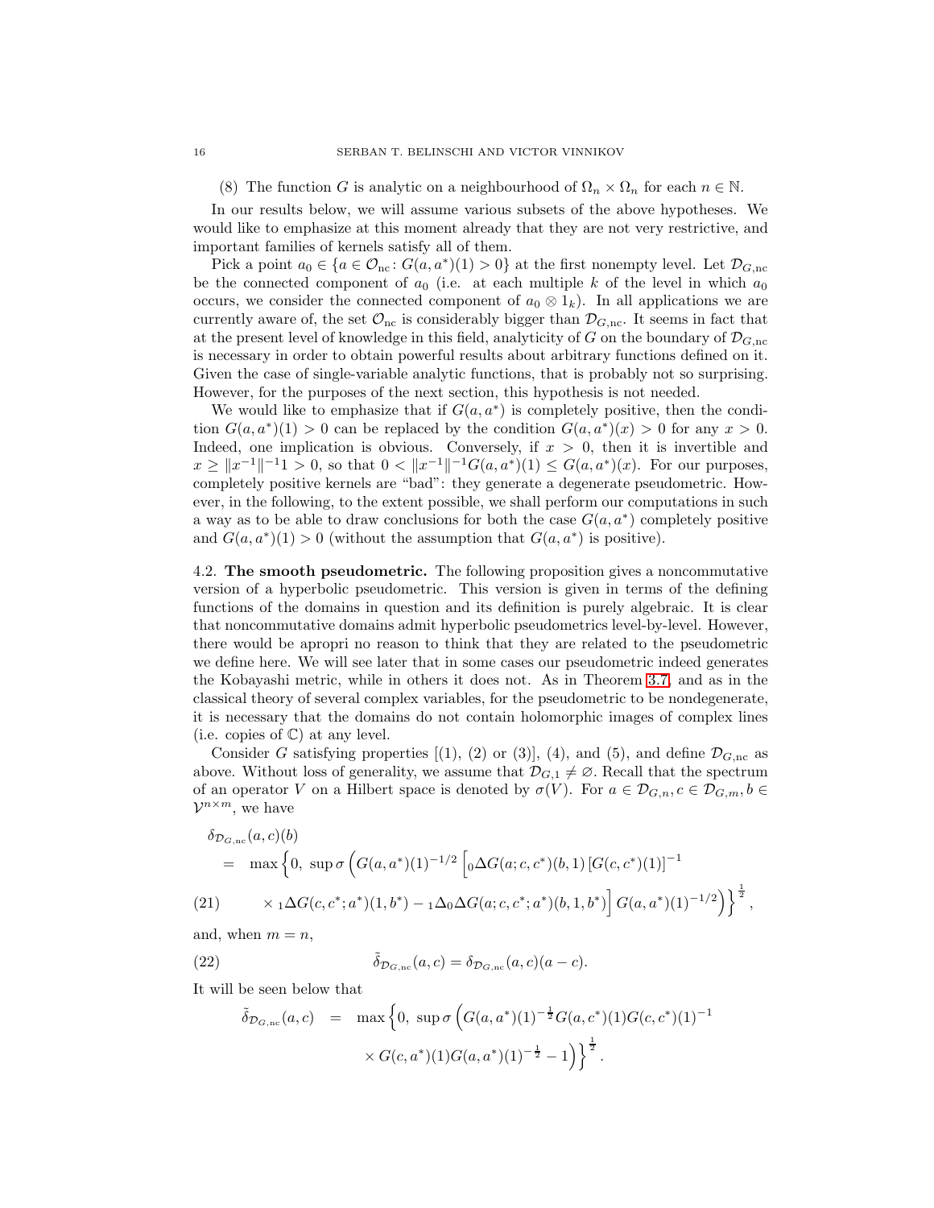(8) The function $G$ is analytic on a neighbourhood of $\Omega_n \times \Omega_n$ for each $n \in \mathbb{N}$.

In our results below, we will assume various subsets of the above hypotheses. We would like to emphasize at this moment already that they are not very restrictive, and important families of kernels satisfy all of them.

Pick a point $a_0 \in \{a \in \mathcal{O}_{\rm nc} \colon G(a,a^*)(1) > 0\}$ at the first nonempty level. Let $\mathcal{D}_{G,\rm nc}$ be the connected component of $a_0$ (i.e. at each multiple $k$ of the level in which $a_0$ occurs, we consider the connected component of $a_0 \otimes 1_k$). In all applications we are currently aware of, the set $\mathcal{O}_{\rm nc}$ is considerably bigger than $\mathcal{D}_{G,\rm nc}$. It seems in fact that at the present level of knowledge in this field, analyticity of $G$ on the boundary of $\mathcal{D}_{G,\rm nc}$ is necessary in order to obtain powerful results about arbitrary functions defined on it. Given the case of single-variable analytic functions, that is probably not so surprising. However, for the purposes of the next section, this hypothesis is not needed.

We would like to emphasize that if $G(a,a^*)$ is completely positive, then the condition $G(a,a^*)(1) > 0$ can be replaced by the condition $G(a,a^*)(x) > 0$ for any $x > 0$. Indeed, one implication is obvious. Conversely, if $x > 0$, then it is invertible and $x \geq \|x^{-1}\|^{-1}1 > 0$, so that $0 < \|x^{-1}\|^{-1}G(a,a^*)(1) \leq G(a,a^*)(x)$. For our purposes, completely positive kernels are "bad": they generate a degenerate pseudometric. However, in the following, to the extent possible, we shall perform our computations in such a way as to be able to draw conclusions for both the case $G(a,a^*)$ completely positive and $G(a,a^*)(1) > 0$ (without the assumption that $G(a,a^*)$ is positive).

## 4.2. The smooth pseudometric.

The following proposition gives a noncommutative version of a hyperbolic pseudometric. This version is given in terms of the defining functions of the domains in question and its definition is purely algebraic. It is clear that noncommutative domains admit hyperbolic pseudometrics level-by-level. However, there would be apropri no reason to think that they are related to the pseudometric we define here. We will see later that in some cases our pseudometric indeed generates the Kobayashi metric, while in others it does not. As in Theorem 3.7, and as in the classical theory of several complex variables, for the pseudometric to be nondegenerate, it is necessary that the domains do not contain holomorphic images of complex lines (i.e. copies of $\mathbb{C}$) at any level.

Consider $G$ satisfying properties [(1), (2) or (3)], (4), and (5), and define $\mathcal{D}_{G,\rm nc}$ as above. Without loss of generality, we assume that $\mathcal{D}_{G,1} \neq \varnothing$. Recall that the spectrum of an operator $V$ on a Hilbert space is denoted by $\sigma(V)$. For $a \in \mathcal{D}_{G,n}, c \in \mathcal{D}_{G,m}, b \in \mathcal{V}^{n\times m}$, we have

$$
\begin{aligned}
&\delta_{\mathcal{D}_{G,\rm nc}}(a,c)(b) \\
&\quad= \max\Big\{0,\ \sup\sigma\Big(G(a,a^*)(1)^{-1/2}\Big[{}_0\Delta G(a;c,c^*)(b,1)\left[G(c,c^*)(1)\right]^{-1} \\
&\quad\qquad \times {}_1\Delta G(c,c^*;a^*)(1,b^*) - {}_1\Delta_0\Delta G(a;c,c^*;a^*)(b,1,b^*)\Big]\,G(a,a^*)(1)^{-1/2}\Big)\Big\}^{\frac{1}{2}}, \qquad (21)
\end{aligned}
$$

and, when $m = n$,

$$
\tilde{\delta}_{\mathcal{D}_{G,\rm nc}}(a,c) = \delta_{\mathcal{D}_{G,\rm nc}}(a,c)(a-c). \qquad (22)
$$

It will be seen below that

$$
\begin{aligned}
\tilde{\delta}_{\mathcal{D}_{G,\rm nc}}(a,c) \;=\; &\max\Big\{0,\ \sup\sigma\Big(G(a,a^*)(1)^{-\frac{1}{2}}G(a,c^*)(1)G(c,c^*)(1)^{-1} \\
&\times G(c,a^*)(1)G(a,a^*)(1)^{-\frac{1}{2}} - 1\Big)\Big\}^{\frac{1}{2}}.
\end{aligned}
$$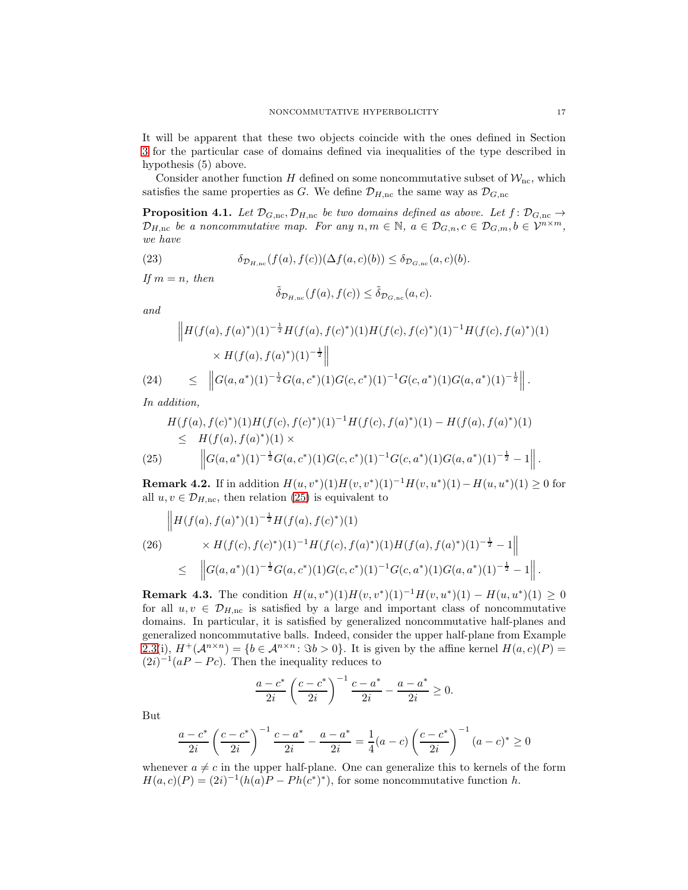It will be apparent that these two objects coincide with the ones defined in Section 3 for the particular case of domains defined via inequalities of the type described in hypothesis (5) above.

Consider another function $H$ defined on some noncommutative subset of $\mathcal{W}_{\rm nc}$, which satisfies the same properties as $G$. We define $\mathcal{D}_{H,\rm nc}$ the same way as $\mathcal{D}_{G,\rm nc}$

**Proposition 4.1.** *Let $\mathcal{D}_{G,\rm nc}, \mathcal{D}_{H,\rm nc}$ be two domains defined as above. Let $f\colon \mathcal{D}_{G,\rm nc} \to \mathcal{D}_{H,\rm nc}$ be a noncommutative map. For any $n, m \in \mathbb{N}$, $a \in \mathcal{D}_{G,n}, c \in \mathcal{D}_{G,m}, b \in \mathcal{V}^{n\times m}$, we have*

$$
\delta_{\mathcal{D}_{H,\rm nc}}(f(a), f(c))(\Delta f(a,c)(b)) \le \delta_{\mathcal{D}_{G,\rm nc}}(a,c)(b). \tag{23}
$$

*If $m = n$, then*

$$
\tilde{\delta}_{\mathcal{D}_{H,\rm nc}}(f(a), f(c)) \le \tilde{\delta}_{\mathcal{D}_{G,\rm nc}}(a,c).
$$

*and*

$$
\begin{aligned}
&\left\| H(f(a), f(a)^*)(1)^{-\frac{1}{2}} H(f(a), f(c)^*)(1) H(f(c), f(c)^*)(1)^{-1} H(f(c), f(a)^*)(1) \right. \\
&\qquad \left. \times\, H(f(a), f(a)^*)(1)^{-\frac{1}{2}} \right\| \\
&\le \quad \left\| G(a,a^*)(1)^{-\frac{1}{2}} G(a,c^*)(1) G(c,c^*)(1)^{-1} G(c,a^*)(1) G(a,a^*)(1)^{-\frac{1}{2}} \right\|.
\end{aligned} \tag{24}
$$

*In addition,*

$$
\begin{aligned}
&H(f(a), f(c)^*)(1) H(f(c), f(c)^*)(1)^{-1} H(f(c), f(a)^*)(1) - H(f(a), f(a)^*)(1) \\
&\le \quad H(f(a), f(a)^*)(1) \times \\
&\qquad \left\| G(a,a^*)(1)^{-\frac{1}{2}} G(a,c^*)(1) G(c,c^*)(1)^{-1} G(c,a^*)(1) G(a,a^*)(1)^{-\frac{1}{2}} - 1 \right\|.
\end{aligned} \tag{25}
$$

**Remark 4.2.** If in addition $H(u,v^*)(1)H(v,v^*)(1)^{-1}H(v,u^*)(1) - H(u,u^*)(1) \ge 0$ for all $u, v \in \mathcal{D}_{H,\rm nc}$, then relation (25) is equivalent to

$$
\begin{aligned}
&\left\| H(f(a), f(a)^*)(1)^{-\frac{1}{2}} H(f(a), f(c)^*)(1) \right. \\
&\qquad \left. \times\, H(f(c), f(c)^*)(1)^{-1} H(f(c), f(a)^*)(1) H(f(a), f(a)^*)(1)^{-\frac{1}{2}} - 1 \right\| \\
&\le \quad \left\| G(a,a^*)(1)^{-\frac{1}{2}} G(a,c^*)(1) G(c,c^*)(1)^{-1} G(c,a^*)(1) G(a,a^*)(1)^{-\frac{1}{2}} - 1 \right\|.
\end{aligned} \tag{26}
$$

**Remark 4.3.** The condition $H(u,v^*)(1)H(v,v^*)(1)^{-1}H(v,u^*)(1) - H(u,u^*)(1) \ge 0$ for all $u, v \in \mathcal{D}_{H,\rm nc}$ is satisfied by a large and important class of noncommutative domains. In particular, it is satisfied by generalized noncommutative half-planes and generalized noncommutative balls. Indeed, consider the upper half-plane from Example 2.3(i), $H^+(\mathcal{A}^{n\times n}) = \{b \in \mathcal{A}^{n\times n} \colon \Im b > 0\}$. It is given by the affine kernel $H(a,c)(P) = (2i)^{-1}(aP - Pc)$. Then the inequality reduces to

$$
\frac{a-c^*}{2i}\left(\frac{c-c^*}{2i}\right)^{-1}\frac{c-a^*}{2i} - \frac{a-a^*}{2i} \ge 0.
$$

But

$$
\frac{a-c^*}{2i}\left(\frac{c-c^*}{2i}\right)^{-1}\frac{c-a^*}{2i} - \frac{a-a^*}{2i} = \frac{1}{4}(a-c)\left(\frac{c-c^*}{2i}\right)^{-1}(a-c)^* \ge 0
$$

whenever $a \ne c$ in the upper half-plane. One can generalize this to kernels of the form $H(a,c)(P) = (2i)^{-1}(h(a)P - Ph(c^*)^*)$, for some noncommutative function $h$.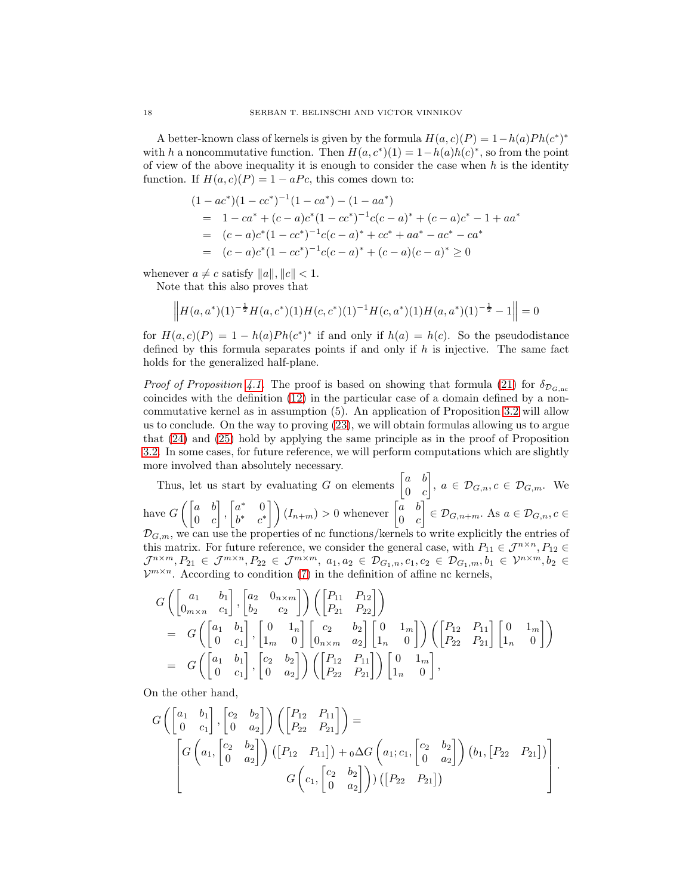A better-known class of kernels is given by the formula $H(a,c)(P) = 1 - h(a)Ph(c^*)^*$ with $h$ a noncommutative function. Then $H(a,c^*)(1) = 1 - h(a)h(c)^*$, so from the point of view of the above inequality it is enough to consider the case when $h$ is the identity function. If $H(a,c)(P) = 1 - aPc$, this comes down to:

$$
\begin{aligned}
&(1-ac^*)(1-cc^*)^{-1}(1-ca^*) - (1-aa^*)\\
&= \; 1 - ca^* + (c-a)c^*(1-cc^*)^{-1}c(c-a)^* + (c-a)c^* - 1 + aa^*\\
&= \; (c-a)c^*(1-cc^*)^{-1}c(c-a)^* + cc^* + aa^* - ac^* - ca^*\\
&= \; (c-a)c^*(1-cc^*)^{-1}c(c-a)^* + (c-a)(c-a)^* \geq 0
\end{aligned}
$$

whenever $a \neq c$ satisfy $\|a\|, \|c\| < 1$.

Note that this also proves that

$$
\left\| H(a,a^*)(1)^{-\frac{1}{2}} H(a,c^*)(1) H(c,c^*)(1)^{-1} H(c,a^*)(1) H(a,a^*)(1)^{-\frac{1}{2}} - 1 \right\| = 0
$$

for $H(a,c)(P) = 1 - h(a)Ph(c^*)^*$ if and only if $h(a) = h(c)$. So the pseudodistance defined by this formula separates points if and only if $h$ is injective. The same fact holds for the generalized half-plane.

*Proof of Proposition 4.1.* The proof is based on showing that formula (21) for $\delta_{\mathcal{D}_{G,\mathrm{nc}}}$ coincides with the definition (12) in the particular case of a domain defined by a noncommutative kernel as in assumption (5). An application of Proposition 3.2 will allow us to conclude. On the way to proving (23), we will obtain formulas allowing us to argue that (24) and (25) hold by applying the same principle as in the proof of Proposition 3.2. In some cases, for future reference, we will perform computations which are slightly more involved than absolutely necessary.

Thus, let us start by evaluating $G$ on elements $\begin{bmatrix} a & b \\ 0 & c \end{bmatrix}$, $a \in \mathcal{D}_{G,n}, c \in \mathcal{D}_{G,m}$. We have $G\left(\begin{bmatrix} a & b \\ 0 & c \end{bmatrix}, \begin{bmatrix} a^* & 0 \\ b^* & c^* \end{bmatrix}\right)(I_{n+m}) > 0$ whenever $\begin{bmatrix} a & b \\ 0 & c \end{bmatrix} \in \mathcal{D}_{G,n+m}$. As $a \in \mathcal{D}_{G,n}, c \in \mathcal{D}_{G,m}$, we can use the properties of nc functions/kernels to write explicitly the entries of this matrix. For future reference, we consider the general case, with $P_{11} \in \mathcal{J}^{n\times n}, P_{12} \in \mathcal{J}^{n\times m}, P_{21} \in \mathcal{J}^{m\times n}, P_{22} \in \mathcal{J}^{m\times m}$, $a_1, a_2 \in \mathcal{D}_{G_1,n}, c_1, c_2 \in \mathcal{D}_{G_1,m}, b_1 \in \mathcal{V}^{n\times m}, b_2 \in \mathcal{V}^{m\times n}$. According to condition (7) in the definition of affine nc kernels,

$$
\begin{aligned}
&G\left(\begin{bmatrix} a_1 & b_1 \\ 0_{m\times n} & c_1 \end{bmatrix}, \begin{bmatrix} a_2 & 0_{n\times m} \\ b_2 & c_2 \end{bmatrix}\right)\left(\begin{bmatrix} P_{11} & P_{12} \\ P_{21} & P_{22} \end{bmatrix}\right)\\
&= \; G\left(\begin{bmatrix} a_1 & b_1 \\ 0 & c_1 \end{bmatrix}, \begin{bmatrix} 0 & 1_n \\ 1_m & 0 \end{bmatrix}\begin{bmatrix} c_2 & b_2 \\ 0_{n\times m} & a_2 \end{bmatrix}\begin{bmatrix} 0 & 1_m \\ 1_n & 0 \end{bmatrix}\right)\left(\begin{bmatrix} P_{12} & P_{11} \\ P_{22} & P_{21} \end{bmatrix}\begin{bmatrix} 0 & 1_m \\ 1_n & 0 \end{bmatrix}\right)\\
&= \; G\left(\begin{bmatrix} a_1 & b_1 \\ 0 & c_1 \end{bmatrix}, \begin{bmatrix} c_2 & b_2 \\ 0 & a_2 \end{bmatrix}\right)\left(\begin{bmatrix} P_{12} & P_{11} \\ P_{22} & P_{21} \end{bmatrix}\right)\begin{bmatrix} 0 & 1_m \\ 1_n & 0 \end{bmatrix},
\end{aligned}
$$

On the other hand,

$$
\begin{aligned}
&G\left(\begin{bmatrix} a_1 & b_1 \\ 0 & c_1 \end{bmatrix}, \begin{bmatrix} c_2 & b_2 \\ 0 & a_2 \end{bmatrix}\right)\left(\begin{bmatrix} P_{12} & P_{11} \\ P_{22} & P_{21} \end{bmatrix}\right) =\\
&\begin{bmatrix} G\left(a_1, \begin{bmatrix} c_2 & b_2 \\ 0 & a_2 \end{bmatrix}\right)\left(\begin{bmatrix} P_{12} & P_{11} \end{bmatrix}\right) + {}_0\Delta G\left(a_1; c_1, \begin{bmatrix} c_2 & b_2 \\ 0 & a_2 \end{bmatrix}\right)\left(b_1, \begin{bmatrix} P_{22} & P_{21} \end{bmatrix}\right) \\ G\left(c_1, \begin{bmatrix} c_2 & b_2 \\ 0 & a_2 \end{bmatrix}\right))\left(\begin{bmatrix} P_{22} & P_{21} \end{bmatrix}\right) \end{bmatrix}.
\end{aligned}
$$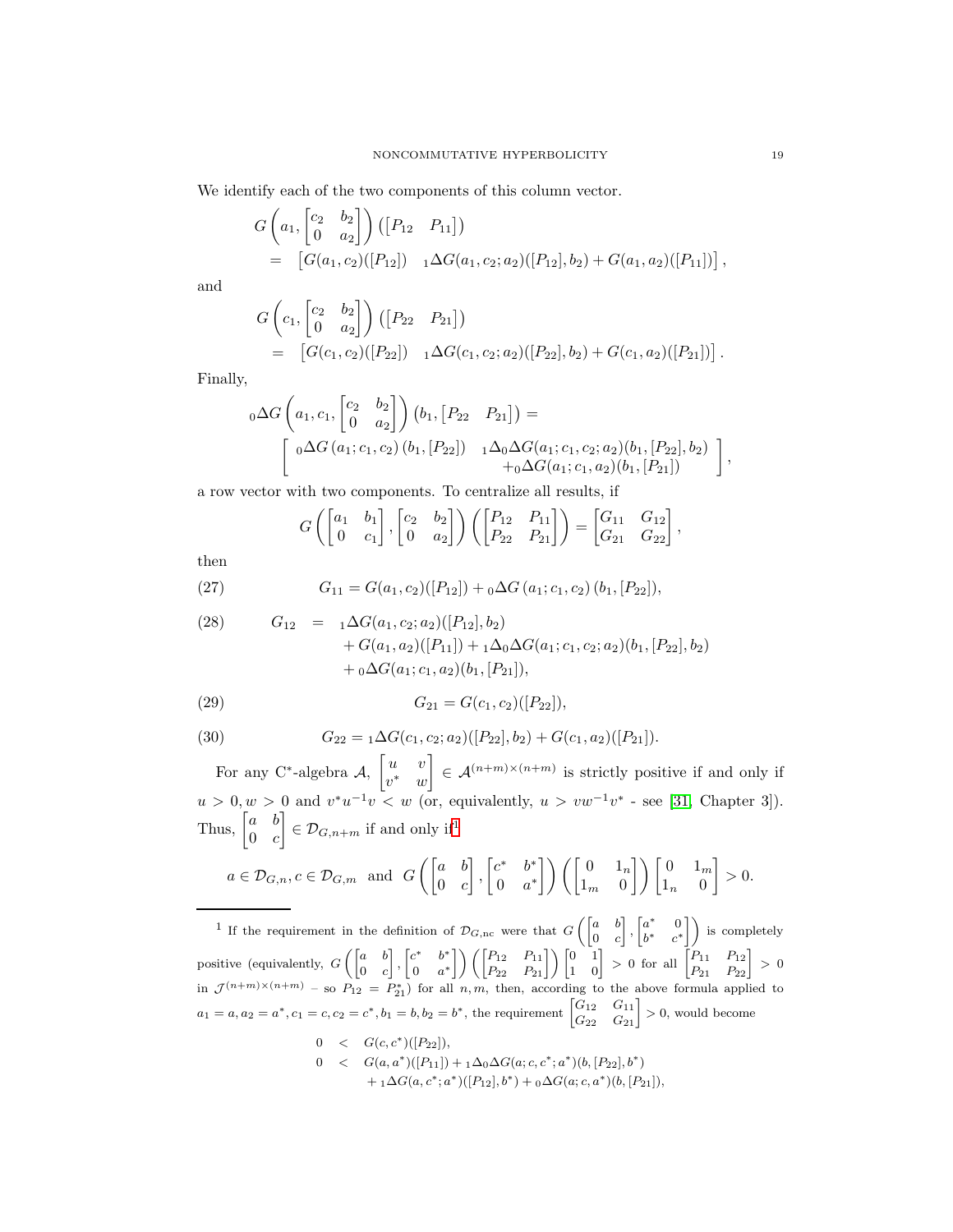We identify each of the two components of this column vector.

$$
\begin{aligned}
& G\left(a_1, \begin{bmatrix} c_2 & b_2 \\ 0 & a_2 \end{bmatrix}\right)\left(\begin{bmatrix} P_{12} & P_{11} \end{bmatrix}\right) \\
&= \begin{bmatrix} G(a_1,c_2)([P_{12}]) & {}_1\Delta G(a_1,c_2;a_2)([P_{12}],b_2) + G(a_1,a_2)([P_{11}]) \end{bmatrix},
\end{aligned}
$$

and

$$
\begin{aligned}
& G\left(c_1, \begin{bmatrix} c_2 & b_2 \\ 0 & a_2 \end{bmatrix}\right)\left(\begin{bmatrix} P_{22} & P_{21} \end{bmatrix}\right) \\
&= \begin{bmatrix} G(c_1,c_2)([P_{22}]) & {}_1\Delta G(c_1,c_2;a_2)([P_{22}],b_2) + G(c_1,a_2)([P_{21}]) \end{bmatrix}.
\end{aligned}
$$

Finally,

$$
\begin{aligned}
& {}_0\Delta G\left(a_1, c_1, \begin{bmatrix} c_2 & b_2 \\ 0 & a_2 \end{bmatrix}\right)\left(b_1, \begin{bmatrix} P_{22} & P_{21} \end{bmatrix}\right) = \\
& \begin{bmatrix} {}_0\Delta G\left(a_1;c_1,c_2\right)\left(b_1,[P_{22}]\right) & \begin{matrix} {}_1\Delta_0\Delta G(a_1;c_1,c_2;a_2)(b_1,[P_{22}],b_2) \\ +{}_0\Delta G(a_1;c_1,a_2)(b_1,[P_{21}]) \end{matrix} \end{bmatrix},
\end{aligned}
$$

a row vector with two components. To centralize all results, if

$$
G\left(\begin{bmatrix} a_1 & b_1 \\ 0 & c_1 \end{bmatrix}, \begin{bmatrix} c_2 & b_2 \\ 0 & a_2 \end{bmatrix}\right)\left(\begin{bmatrix} P_{12} & P_{11} \\ P_{22} & P_{21} \end{bmatrix}\right) = \begin{bmatrix} G_{11} & G_{12} \\ G_{21} & G_{22} \end{bmatrix},
$$

then

$$
G_{11} = G(a_1,c_2)([P_{12}]) + {}_0\Delta G\left(a_1;c_1,c_2\right)\left(b_1,[P_{22}]\right), \tag{27}
$$

$$
\begin{aligned}
G_{12} \;=\;& {}_1\Delta G(a_1,c_2;a_2)([P_{12}],b_2) \\
& + G(a_1,a_2)([P_{11}]) + {}_1\Delta_0\Delta G(a_1;c_1,c_2;a_2)(b_1,[P_{22}],b_2) \\
& + {}_0\Delta G(a_1;c_1,a_2)(b_1,[P_{21}]),
\end{aligned} \tag{28}
$$

$$
G_{21} = G(c_1,c_2)([P_{22}]), \tag{29}
$$

$$
G_{22} = {}_1\Delta G(c_1,c_2;a_2)([P_{22}],b_2) + G(c_1,a_2)([P_{21}]). \tag{30}
$$

For any C*-algebra $\mathcal{A}$, $\begin{bmatrix} u & v \\ v^* & w \end{bmatrix} \in \mathcal{A}^{(n+m)\times(n+m)}$ is strictly positive if and only if $u > 0, w > 0$ and $v^*u^{-1}v < w$ (or, equivalently, $u > vw^{-1}v^*$ - see [31, Chapter 3]). Thus, $\begin{bmatrix} a & b \\ 0 & c \end{bmatrix} \in \mathcal{D}_{G,n+m}$ if and only if[1]

$$
a \in \mathcal{D}_{G,n}, c \in \mathcal{D}_{G,m} \text{ and } G\left(\begin{bmatrix} a & b \\ 0 & c \end{bmatrix}, \begin{bmatrix} c^* & b^* \\ 0 & a^* \end{bmatrix}\right)\left(\begin{bmatrix} 0 & 1_n \\ 1_m & 0 \end{bmatrix}\right)\begin{bmatrix} 0 & 1_m \\ 1_n & 0 \end{bmatrix} > 0.
$$

---

[1] If the requirement in the definition of $\mathcal{D}_{G,\mathrm{nc}}$ were that $G\left(\begin{bmatrix} a & b \\ 0 & c \end{bmatrix}, \begin{bmatrix} a^* & 0 \\ b^* & c^* \end{bmatrix}\right)$ is completely positive (equivalently, $G\left(\begin{bmatrix} a & b \\ 0 & c \end{bmatrix}, \begin{bmatrix} c^* & b^* \\ 0 & a^* \end{bmatrix}\right)\left(\begin{bmatrix} P_{12} & P_{11} \\ P_{22} & P_{21} \end{bmatrix}\right)\begin{bmatrix} 0 & 1 \\ 1 & 0 \end{bmatrix} > 0$ for all $\begin{bmatrix} P_{11} & P_{12} \\ P_{21} & P_{22} \end{bmatrix} > 0$ in $\mathcal{J}^{(n+m)\times(n+m)}$ – so $P_{12} = P_{21}^*$) for all $n, m$, then, according to the above formula applied to $a_1 = a, a_2 = a^*, c_1 = c, c_2 = c^*, b_1 = b, b_2 = b^*$, the requirement $\begin{bmatrix} G_{12} & G_{11} \\ G_{22} & G_{21} \end{bmatrix} > 0$, would become

$$
\begin{aligned}
0 \;&<\; G(c,c^*)([P_{22}]), \\
0 \;&<\; G(a,a^*)([P_{11}]) + {}_1\Delta_0\Delta G(a;c,c^*;a^*)(b,[P_{22}],b^*) \\
&\quad + {}_1\Delta G(a,c^*;a^*)([P_{12}],b^*) + {}_0\Delta G(a;c,a^*)(b,[P_{21}]),
\end{aligned}
$$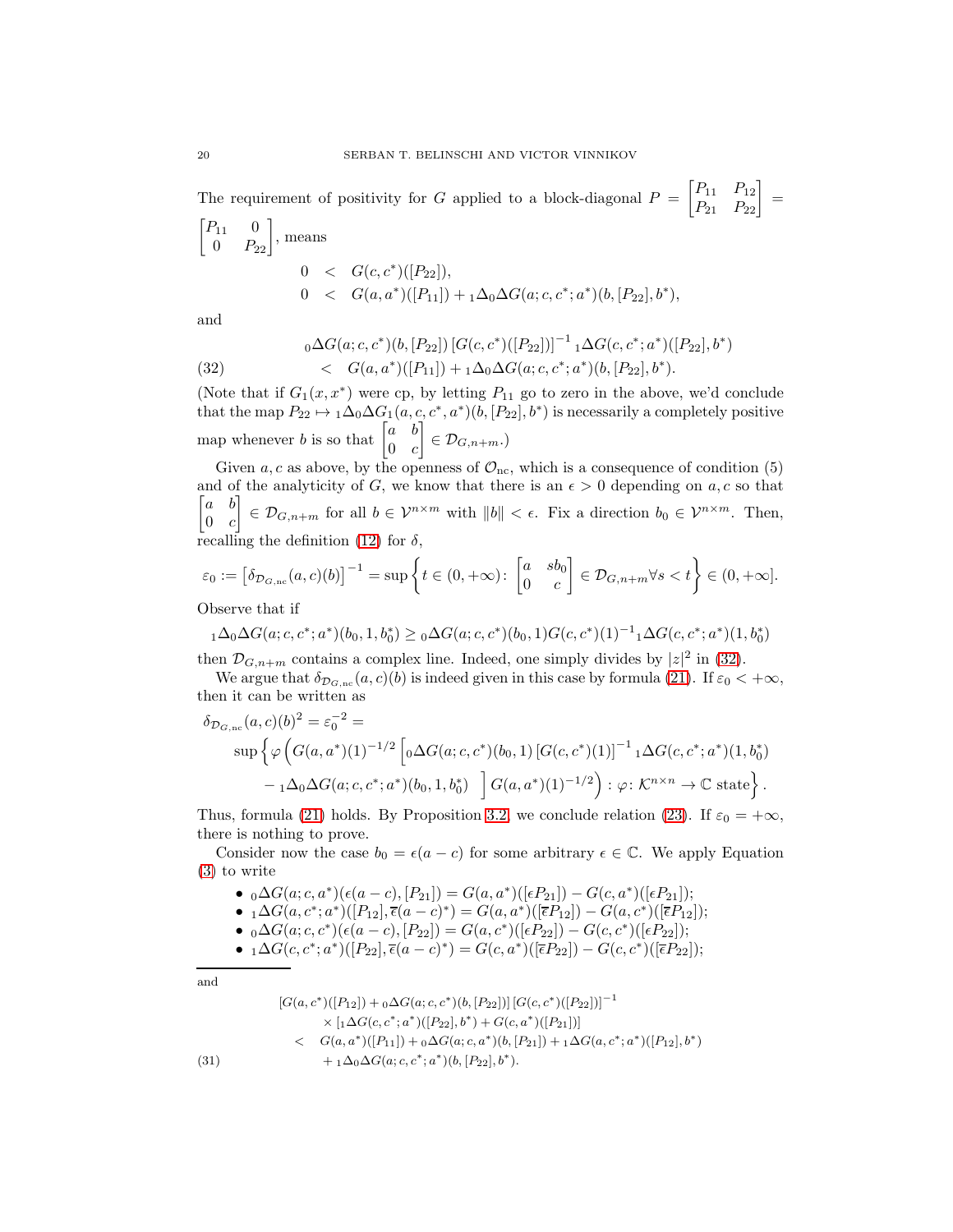The requirement of positivity for $G$ applied to a block-diagonal $P = \begin{bmatrix} P_{11} & P_{12} \\ P_{21} & P_{22} \end{bmatrix} = \begin{bmatrix} P_{11} & 0 \\ 0 & P_{22} \end{bmatrix}$, means

$$
\begin{aligned}
0 &< G(c,c^*)([P_{22}]), \\
0 &< G(a,a^*)([P_{11}]) + {}_1\Delta_0\Delta G(a;c,c^*;a^*)(b,[P_{22}],b^*),
\end{aligned}
$$

and

$$
\begin{aligned}
&{}_0\Delta G(a;c,c^*)(b,[P_{22}])\,[G(c,c^*)([P_{22}])]^{-1}\,{}_1\Delta G(c,c^*;a^*)([P_{22}],b^*) \\
&\quad < G(a,a^*)([P_{11}]) + {}_1\Delta_0\Delta G(a;c,c^*;a^*)(b,[P_{22}],b^*). \qquad (32)
\end{aligned}
$$

(Note that if $G_1(x,x^*)$ were cp, by letting $P_{11}$ go to zero in the above, we'd conclude that the map $P_{22} \mapsto {}_1\Delta_0\Delta G_1(a,c,c^*,a^*)(b,[P_{22}],b^*)$ is necessarily a completely positive map whenever $b$ is so that $\begin{bmatrix} a & b \\ 0 & c \end{bmatrix} \in \mathcal{D}_{G,n+m}$.)

Given $a,c$ as above, by the openness of $\mathcal{O}_{\rm nc}$, which is a consequence of condition (5) and of the analyticity of $G$, we know that there is an $\epsilon > 0$ depending on $a,c$ so that $\begin{bmatrix} a & b \\ 0 & c \end{bmatrix} \in \mathcal{D}_{G,n+m}$ for all $b \in \mathcal{V}^{n\times m}$ with $\|b\| < \epsilon$. Fix a direction $b_0 \in \mathcal{V}^{n\times m}$. Then, recalling the definition (12) for $\delta$,

$$
\varepsilon_0 := \left[\delta_{\mathcal{D}_{G,\rm nc}}(a,c)(b)\right]^{-1} = \sup\left\{ t \in (0,+\infty) \colon \begin{bmatrix} a & sb_0 \\ 0 & c \end{bmatrix} \in \mathcal{D}_{G,n+m} \forall s < t \right\} \in (0,+\infty].
$$

Observe that if

$$
{}_1\Delta_0\Delta G(a;c,c^*;a^*)(b_0,1,b_0^*) \geq {}_0\Delta G(a;c,c^*)(b_0,1) G(c,c^*)(1)^{-1}{}_1\Delta G(c,c^*;a^*)(1,b_0^*)
$$

then $\mathcal{D}_{G,n+m}$ contains a complex line. Indeed, one simply divides by $|z|^2$ in (32).

We argue that $\delta_{\mathcal{D}_{G,\rm nc}}(a,c)(b)$ is indeed given in this case by formula (21). If $\varepsilon_0 < +\infty$, then it can be written as

$$
\begin{aligned}
&\delta_{\mathcal{D}_{G,\rm nc}}(a,c)(b)^2 = \varepsilon_0^{-2} = \\
&\quad \sup\Big\{ \varphi\Big( G(a,a^*)(1)^{-1/2}\Big[ {}_0\Delta G(a;c,c^*)(b_0,1)\,[G(c,c^*)(1)]^{-1}\,{}_1\Delta G(c,c^*;a^*)(1,b_0^*) \\
&\qquad - {}_1\Delta_0\Delta G(a;c,c^*;a^*)(b_0,1,b_0^*) \quad \Big] G(a,a^*)(1)^{-1/2}\Big) : \varphi\colon \mathcal{K}^{n\times n} \to \mathbb{C} \text{ state}\Big\}.
\end{aligned}
$$

Thus, formula (21) holds. By Proposition 3.2, we conclude relation (23). If $\varepsilon_0 = +\infty$, there is nothing to prove.

Consider now the case $b_0 = \epsilon(a-c)$ for some arbitrary $\epsilon \in \mathbb{C}$. We apply Equation (3) to write

- ${}_0\Delta G(a;c,a^*)(\epsilon(a-c),[P_{21}]) = G(a,a^*)([\epsilon P_{21}]) - G(c,a^*)([\epsilon P_{21}])$;
- ${}_1\Delta G(a,c^*;a^*)([P_{12}],\overline{\epsilon}(a-c)^*) = G(a,a^*)([\overline{\epsilon}P_{12}]) - G(a,c^*)([\overline{\epsilon}P_{12}])$;
- ${}_0\Delta G(a;c,c^*)(\epsilon(a-c),[P_{22}]) = G(a,c^*)([\epsilon P_{22}]) - G(c,c^*)([\epsilon P_{22}])$;
- ${}_1\Delta G(c,c^*;a^*)([P_{22}],\overline{\epsilon}(a-c)^*) = G(c,a^*)([\overline{\epsilon}P_{22}]) - G(c,c^*)([\overline{\epsilon}P_{22}])$;

---

and

$$
\begin{aligned}
&[G(a,c^*)([P_{12}]) + {}_0\Delta G(a;c,c^*)(b,[P_{22}])]\,[G(c,c^*)([P_{22}])]^{-1} \\
&\qquad \times [{}_1\Delta G(c,c^*;a^*)([P_{22}],b^*) + G(c,a^*)([P_{21}])] \\
&\quad < G(a,a^*)([P_{11}]) + {}_0\Delta G(a;c,a^*)(b,[P_{21}]) + {}_1\Delta G(a,c^*;a^*)([P_{12}],b^*) \\
&\qquad + {}_1\Delta_0\Delta G(a;c,c^*;a^*)(b,[P_{22}],b^*). \qquad (31)
\end{aligned}
$$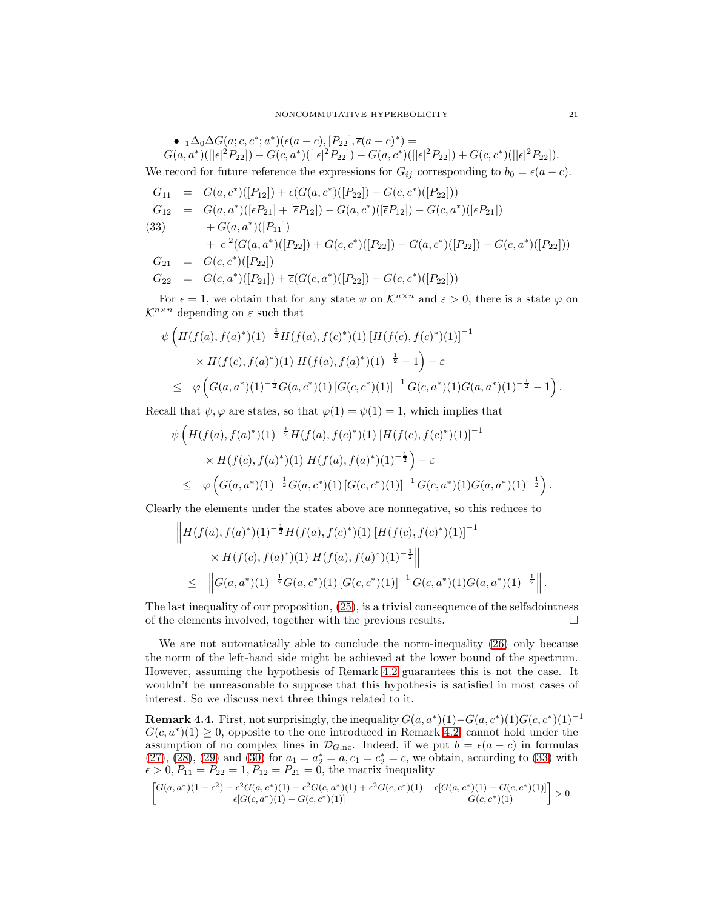- ${}_1\Delta_0\Delta G(a;c,c^*;a^*)(\epsilon(a-c),[P_{22}],\overline{\epsilon}(a-c)^*) =$
  $G(a,a^*)([|\epsilon|^2P_{22}]) - G(c,a^*)([|\epsilon|^2P_{22}]) - G(a,c^*)([|\epsilon|^2P_{22}]) + G(c,c^*)([|\epsilon|^2P_{22}])$.

We record for future reference the expressions for $G_{ij}$ corresponding to $b_0 = \epsilon(a-c)$.

$$
\begin{aligned}
G_{11} &= G(a,c^*)([P_{12}]) + \epsilon(G(a,c^*)([P_{22}]) - G(c,c^*)([P_{22}])) \\
G_{12} &= G(a,a^*)([\epsilon P_{21}] + [\overline{\epsilon}P_{12}]) - G(a,c^*)([\overline{\epsilon}P_{12}]) - G(c,a^*)([\epsilon P_{21}]) \\
&\quad + G(a,a^*)([P_{11}]) \\
&\quad + |\epsilon|^2(G(a,a^*)([P_{22}]) + G(c,c^*)([P_{22}]) - G(a,c^*)([P_{22}]) - G(c,a^*)([P_{22}])) \\
G_{21} &= G(c,c^*)([P_{22}]) \\
G_{22} &= G(c,a^*)([P_{21}]) + \overline{\epsilon}(G(c,a^*)([P_{22}]) - G(c,c^*)([P_{22}]))
\end{aligned} \tag{33}
$$

For $\epsilon = 1$, we obtain that for any state $\psi$ on $\mathcal{K}^{n\times n}$ and $\varepsilon > 0$, there is a state $\varphi$ on $\mathcal{K}^{n\times n}$ depending on $\varepsilon$ such that

$$
\begin{aligned}
&\psi\Big(H(f(a),f(a)^*)(1)^{-\frac{1}{2}}H(f(a),f(c)^*)(1)\,[H(f(c),f(c)^*)(1)]^{-1} \\
&\qquad \times H(f(c),f(a)^*)(1)\;H(f(a),f(a)^*)(1)^{-\frac{1}{2}} - 1\Big) - \varepsilon \\
&\quad \leq \;\; \varphi\left(G(a,a^*)(1)^{-\frac{1}{2}}G(a,c^*)(1)\,[G(c,c^*)(1)]^{-1}\,G(c,a^*)(1)G(a,a^*)(1)^{-\frac{1}{2}} - 1\right).
\end{aligned}
$$

Recall that $\psi,\varphi$ are states, so that $\varphi(1) = \psi(1) = 1$, which implies that

$$
\begin{aligned}
&\psi\Big(H(f(a),f(a)^*)(1)^{-\frac{1}{2}}H(f(a),f(c)^*)(1)\,[H(f(c),f(c)^*)(1)]^{-1} \\
&\qquad \times H(f(c),f(a)^*)(1)\;H(f(a),f(a)^*)(1)^{-\frac{1}{2}}\Big) - \varepsilon \\
&\quad \leq \;\; \varphi\left(G(a,a^*)(1)^{-\frac{1}{2}}G(a,c^*)(1)\,[G(c,c^*)(1)]^{-1}\,G(c,a^*)(1)G(a,a^*)(1)^{-\frac{1}{2}}\right).
\end{aligned}
$$

Clearly the elements under the states above are nonnegative, so this reduces to

$$
\begin{aligned}
&\Big\|H(f(a),f(a)^*)(1)^{-\frac{1}{2}}H(f(a),f(c)^*)(1)\,[H(f(c),f(c)^*)(1)]^{-1} \\
&\qquad \times H(f(c),f(a)^*)(1)\;H(f(a),f(a)^*)(1)^{-\frac{1}{2}}\Big\| \\
&\quad \leq \;\; \left\|G(a,a^*)(1)^{-\frac{1}{2}}G(a,c^*)(1)\,[G(c,c^*)(1)]^{-1}\,G(c,a^*)(1)G(a,a^*)(1)^{-\frac{1}{2}}\right\|.
\end{aligned}
$$

The last inequality of our proposition, (25), is a trivial consequence of the selfadointness of the elements involved, together with the previous results. $\square$

We are not automatically able to conclude the norm-inequality (26) only because the norm of the left-hand side might be achieved at the lower bound of the spectrum. However, assuming the hypothesis of Remark 4.2 guarantees this is not the case. It wouldn't be unreasonable to suppose that this hypothesis is satisfied in most cases of interest. So we discuss next three things related to it.

**Remark 4.4.** First, not surprisingly, the inequality $G(a,a^*)(1) - G(a,c^*)(1)G(c,c^*)(1)^{-1}G(c,a^*)(1) \geq 0$, opposite to the one introduced in Remark 4.2, cannot hold under the assumption of no complex lines in $\mathcal{D}_{G,\mathrm{nc}}$. Indeed, if we put $b = \epsilon(a-c)$ in formulas (27), (28), (29) and (30) for $a_1 = a_2^* = a, c_1 = c_2^* = c$, we obtain, according to (33) with $\epsilon > 0, P_{11} = P_{22} = 1, P_{12} = P_{21} = 0$, the matrix inequality

$$
\begin{bmatrix} G(a,a^*)(1+\epsilon^2) - \epsilon^2 G(a,c^*)(1) - \epsilon^2 G(c,a^*)(1) + \epsilon^2 G(c,c^*)(1) & \epsilon[G(a,c^*)(1) - G(c,c^*)(1)] \\ \epsilon[G(c,a^*)(1) - G(c,c^*)(1)] & G(c,c^*)(1) \end{bmatrix} > 0.
$$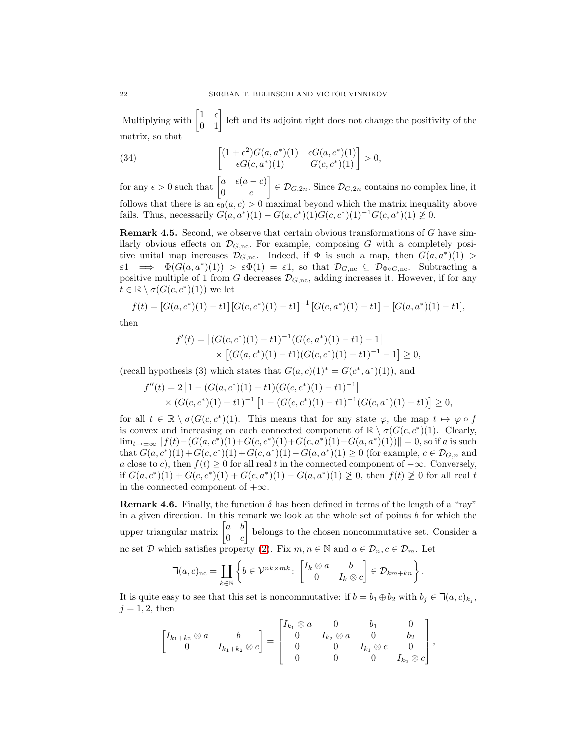Multiplying with $\begin{bmatrix} 1 & \epsilon \\ 0 & 1 \end{bmatrix}$ left and its adjoint right does not change the positivity of the matrix, so that

$$\begin{bmatrix} (1+\epsilon^2)G(a,a^*)(1) & \epsilon G(a,c^*)(1) \\ \epsilon G(c,a^*)(1) & G(c,c^*)(1) \end{bmatrix} > 0, \tag{34}$$

for any $\epsilon > 0$ such that $\begin{bmatrix} a & \epsilon(a-c) \\ 0 & c \end{bmatrix} \in \mathcal{D}_{G,2n}$. Since $\mathcal{D}_{G,2n}$ contains no complex line, it follows that there is an $\epsilon_0(a,c) > 0$ maximal beyond which the matrix inequality above fails. Thus, necessarily $G(a,a^*)(1) - G(a,c^*)(1)G(c,c^*)(1)^{-1}G(c,a^*)(1) \not\geq 0$.

**Remark 4.5.** Second, we observe that certain obvious transformations of $G$ have similarly obvious effects on $\mathcal{D}_{G,\mathrm{nc}}$. For example, composing $G$ with a completely positive unital map increases $\mathcal{D}_{G,\mathrm{nc}}$. Indeed, if $\Phi$ is such a map, then $G(a,a^*)(1) > \varepsilon 1 \implies \Phi(G(a,a^*)(1)) > \varepsilon\Phi(1) = \varepsilon 1$, so that $\mathcal{D}_{G,\mathrm{nc}} \subseteq \mathcal{D}_{\Phi\circ G,\mathrm{nc}}$. Subtracting a positive multiple of 1 from $G$ decreases $\mathcal{D}_{G,\mathrm{nc}}$, adding increases it. However, if for any $t \in \mathbb{R}\setminus\sigma(G(c,c^*)(1))$ we let

$$f(t) = [G(a,c^*)(1) - t1]\left[G(c,c^*)(1) - t1\right]^{-1}[G(c,a^*)(1) - t1] - [G(a,a^*)(1) - t1],$$

then

$$\begin{aligned} f'(t) = &\left[(G(c,c^*)(1) - t1)^{-1}(G(c,a^*)(1) - t1) - 1\right] \\ &\times \left[(G(a,c^*)(1) - t1)(G(c,c^*)(1) - t1)^{-1} - 1\right] \geq 0, \end{aligned}$$

(recall hypothesis (3) which states that $G(a,c)(1)^* = G(c^*,a^*)(1)$), and

$$\begin{aligned} f''(t) = 2&\left[1 - (G(a,c^*)(1) - t1)(G(c,c^*)(1) - t1)^{-1}\right] \\ &\times (G(c,c^*)(1) - t1)^{-1}\left[1 - (G(c,c^*)(1) - t1)^{-1}(G(c,a^*)(1) - t1)\right] \geq 0, \end{aligned}$$

for all $t \in \mathbb{R}\setminus\sigma(G(c,c^*)(1)$. This means that for any state $\varphi$, the map $t \mapsto \varphi\circ f$ is convex and increasing on each connected component of $\mathbb{R}\setminus\sigma(G(c,c^*)(1)$. Clearly, $\lim_{t\to\pm\infty}\|f(t) - (G(a,c^*)(1) + G(c,c^*)(1) + G(c,a^*)(1) - G(a,a^*)(1))\| = 0$, so if $a$ is such that $G(a,c^*)(1) + G(c,c^*)(1) + G(c,a^*)(1) - G(a,a^*)(1) \geq 0$ (for example, $c \in \mathcal{D}_{G,n}$ and $a$ close to $c$), then $f(t) \geq 0$ for all real $t$ in the connected component of $-\infty$. Conversely, if $G(a,c^*)(1) + G(c,c^*)(1) + G(c,a^*)(1) - G(a,a^*)(1) \not\geq 0$, then $f(t) \not\geq 0$ for all real $t$ in the connected component of $+\infty$.

**Remark 4.6.** Finally, the function $\delta$ has been defined in terms of the length of a "ray" in a given direction. In this remark we look at the whole set of points $b$ for which the upper triangular matrix $\begin{bmatrix} a & b \\ 0 & c \end{bmatrix}$ belongs to the chosen noncommutative set. Consider a nc set $\mathcal{D}$ which satisfies property (2). Fix $m,n \in \mathbb{N}$ and $a \in \mathcal{D}_n, c \in \mathcal{D}_m$. Let

$$\urcorner(a,c)_{\mathrm{nc}} = \coprod_{k\in\mathbb{N}}\left\{b \in \mathcal{V}^{nk\times mk} \colon \begin{bmatrix} I_k\otimes a & b \\ 0 & I_k\otimes c \end{bmatrix} \in \mathcal{D}_{km+kn}\right\}.$$

It is quite easy to see that this set is noncommutative: if $b = b_1 \oplus b_2$ with $b_j \in \urcorner(a,c)_{k_j}$, $j = 1,2$, then

$$\begin{bmatrix} I_{k_1+k_2}\otimes a & b \\ 0 & I_{k_1+k_2}\otimes c \end{bmatrix} = \begin{bmatrix} I_{k_1}\otimes a & 0 & b_1 & 0 \\ 0 & I_{k_2}\otimes a & 0 & b_2 \\ 0 & 0 & I_{k_1}\otimes c & 0 \\ 0 & 0 & 0 & I_{k_2}\otimes c \end{bmatrix},$$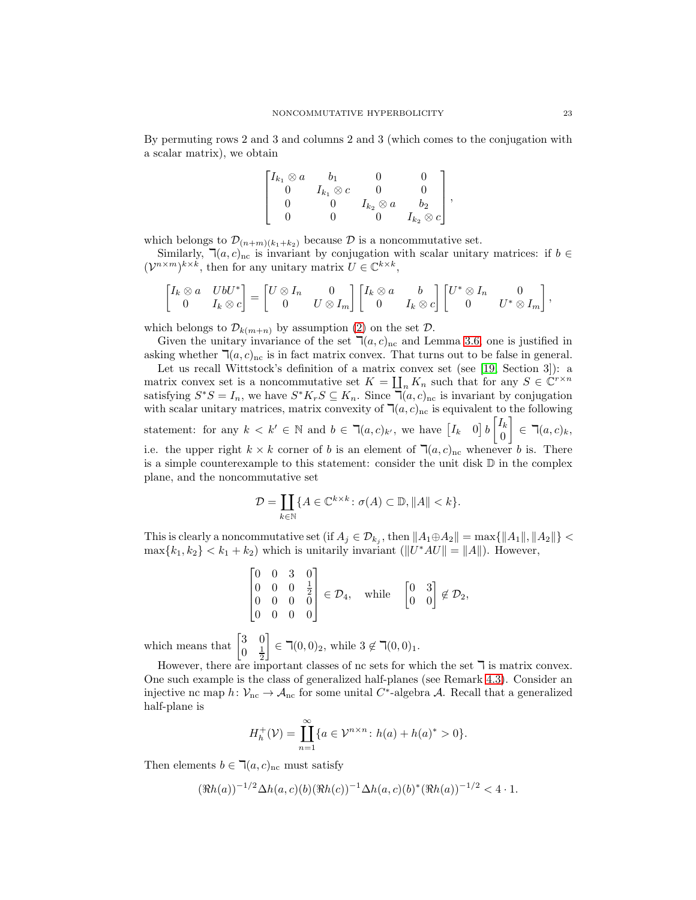By permuting rows 2 and 3 and columns 2 and 3 (which comes to the conjugation with a scalar matrix), we obtain

$$\begin{bmatrix} I_{k_1} \otimes a & b_1 & 0 & 0 \\ 0 & I_{k_1} \otimes c & 0 & 0 \\ 0 & 0 & I_{k_2} \otimes a & b_2 \\ 0 & 0 & 0 & I_{k_2} \otimes c \end{bmatrix},$$

which belongs to $\mathcal{D}_{(n+m)(k_1+k_2)}$ because $\mathcal{D}$ is a noncommutative set.

Similarly, $\urcorner(a,c)_{\mathrm{nc}}$ is invariant by conjugation with scalar unitary matrices: if $b \in (\mathcal{V}^{n\times m})^{k\times k}$, then for any unitary matrix $U \in \mathbb{C}^{k\times k}$,

$$\begin{bmatrix} I_k \otimes a & UbU^* \\ 0 & I_k \otimes c \end{bmatrix} = \begin{bmatrix} U \otimes I_n & 0 \\ 0 & U \otimes I_m \end{bmatrix} \begin{bmatrix} I_k \otimes a & b \\ 0 & I_k \otimes c \end{bmatrix} \begin{bmatrix} U^* \otimes I_n & 0 \\ 0 & U^* \otimes I_m \end{bmatrix},$$

which belongs to $\mathcal{D}_{k(m+n)}$ by assumption (2) on the set $\mathcal{D}$.

Given the unitary invariance of the set $\urcorner(a,c)_{\mathrm{nc}}$ and Lemma 3.6, one is justified in asking whether $\urcorner(a,c)_{\mathrm{nc}}$ is in fact matrix convex. That turns out to be false in general.

Let us recall Wittstock's definition of a matrix convex set (see [19, Section 3]): a matrix convex set is a noncommutative set $K = \coprod_n K_n$ such that for any $S \in \mathbb{C}^{r\times n}$ satisfying $S^*S = I_n$, we have $S^*K_rS \subseteq K_n$. Since $\urcorner(a,c)_{\mathrm{nc}}$ is invariant by conjugation with scalar unitary matrices, matrix convexity of $\urcorner(a,c)_{\mathrm{nc}}$ is equivalent to the following statement: for any $k < k' \in \mathbb{N}$ and $b \in \urcorner(a,c)_{k'}$, we have $\begin{bmatrix} I_k & 0 \end{bmatrix} b \begin{bmatrix} I_k \\ 0 \end{bmatrix} \in \urcorner(a,c)_k$, i.e. the upper right $k \times k$ corner of $b$ is an element of $\urcorner(a,c)_{\mathrm{nc}}$ whenever $b$ is. There is a simple counterexample to this statement: consider the unit disk $\mathbb{D}$ in the complex plane, and the noncommutative set

$$\mathcal{D} = \coprod_{k\in\mathbb{N}} \{A \in \mathbb{C}^{k\times k} \colon \sigma(A) \subset \mathbb{D}, \|A\| < k\}.$$

This is clearly a noncommutative set (if $A_j \in \mathcal{D}_{k_j}$, then $\|A_1 \oplus A_2\| = \max\{\|A_1\|, \|A_2\|\} < \max\{k_1, k_2\} < k_1 + k_2$) which is unitarily invariant ($\|U^*AU\| = \|A\|$). However,

$$\begin{bmatrix} 0 & 0 & 3 & 0 \\ 0 & 0 & 0 & \frac{1}{2} \\ 0 & 0 & 0 & 0 \\ 0 & 0 & 0 & 0 \end{bmatrix} \in \mathcal{D}_4, \quad \text{while} \quad \begin{bmatrix} 0 & 3 \\ 0 & 0 \end{bmatrix} \notin \mathcal{D}_2,$$

which means that $\begin{bmatrix} 3 & 0 \\ 0 & \frac{1}{2} \end{bmatrix} \in \urcorner(0,0)_2$, while $3 \notin \urcorner(0,0)_1$.

However, there are important classes of nc sets for which the set $\urcorner$ is matrix convex. One such example is the class of generalized half-planes (see Remark 4.3). Consider an injective nc map $h \colon \mathcal{V}_{\mathrm{nc}} \to \mathcal{A}_{\mathrm{nc}}$ for some unital $C^*$-algebra $\mathcal{A}$. Recall that a generalized half-plane is

$$H_h^+(\mathcal{V}) = \coprod_{n=1}^{\infty} \{a \in \mathcal{V}^{n\times n} \colon h(a) + h(a)^* > 0\}.$$

Then elements $b \in \urcorner(a,c)_{\mathrm{nc}}$ must satisfy

$$(\Re h(a))^{-1/2} \Delta h(a,c)(b) (\Re h(c))^{-1} \Delta h(a,c)(b)^* (\Re h(a))^{-1/2} < 4 \cdot 1.$$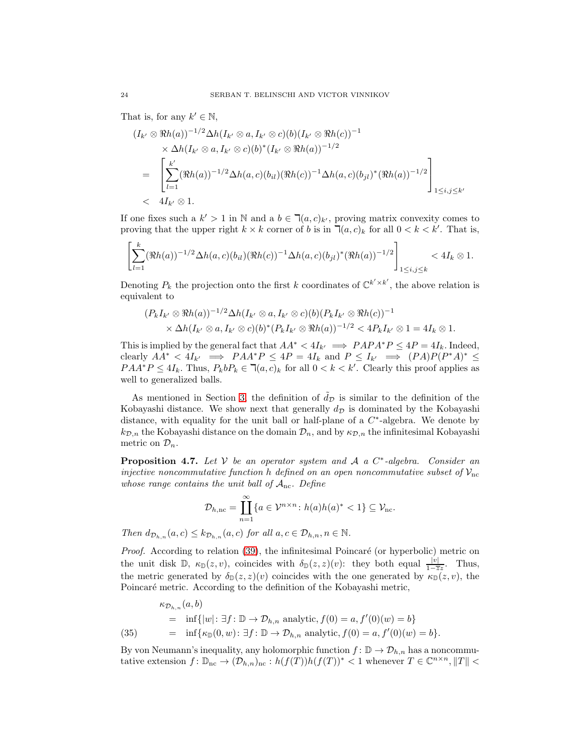That is, for any $k' \in \mathbb{N}$,

$$
\begin{aligned}
&(I_{k'} \otimes \Re h(a))^{-1/2} \Delta h(I_{k'} \otimes a, I_{k'} \otimes c)(b)(I_{k'} \otimes \Re h(c))^{-1} \\
&\qquad \times \Delta h(I_{k'} \otimes a, I_{k'} \otimes c)(b)^*(I_{k'} \otimes \Re h(a))^{-1/2} \\
&= \left[\sum_{l=1}^{k'} (\Re h(a))^{-1/2} \Delta h(a,c)(b_{il})(\Re h(c))^{-1} \Delta h(a,c)(b_{jl})^* (\Re h(a))^{-1/2}\right]_{1 \le i,j \le k'} \\
&< 4 I_{k'} \otimes 1.
\end{aligned}
$$

If one fixes such a $k' > 1$ in $\mathbb{N}$ and a $b \in \daleth(a,c)_{k'}$, proving matrix convexity comes to proving that the upper right $k \times k$ corner of $b$ is in $\daleth(a,c)_k$ for all $0 < k < k'$. That is,

$$
\left[\sum_{l=1}^{k} (\Re h(a))^{-1/2} \Delta h(a,c)(b_{il})(\Re h(c))^{-1} \Delta h(a,c)(b_{jl})^* (\Re h(a))^{-1/2}\right]_{1 \le i,j \le k} < 4 I_k \otimes 1.
$$

Denoting $P_k$ the projection onto the first $k$ coordinates of $\mathbb{C}^{k' \times k'}$, the above relation is equivalent to

$$
\begin{aligned}
&(P_k I_{k'} \otimes \Re h(a))^{-1/2} \Delta h(I_{k'} \otimes a, I_{k'} \otimes c)(b)(P_k I_{k'} \otimes \Re h(c))^{-1} \\
&\qquad \times \Delta h(I_{k'} \otimes a, I_{k'} \otimes c)(b)^*(P_k I_{k'} \otimes \Re h(a))^{-1/2} < 4 P_k I_{k'} \otimes 1 = 4 I_k \otimes 1.
\end{aligned}
$$

This is implied by the general fact that $AA^* < 4I_{k'} \implies PAPA^*P \le 4P = 4I_k$. Indeed, clearly $AA^* < 4I_{k'} \implies PAA^*P \le 4P = 4I_k$ and $P \le I_{k'} \implies (PA)P(P^*A)^* \le PAA^*P \le 4I_k$. Thus, $P_k b P_k \in \daleth(a,c)_k$ for all $0 < k < k'$. Clearly this proof applies as well to generalized balls.

As mentioned in Section 3, the definition of $\tilde{d}_{\mathcal{D}}$ is similar to the definition of the Kobayashi distance. We show next that generally $d_{\mathcal{D}}$ is dominated by the Kobayashi distance, with equality for the unit ball or half-plane of a $C^*$-algebra. We denote by $k_{\mathcal{D},n}$ the Kobayashi distance on the domain $\mathcal{D}_n$, and by $\kappa_{\mathcal{D},n}$ the infinitesimal Kobayashi metric on $\mathcal{D}_n$.

**Proposition 4.7.** *Let $\mathcal{V}$ be an operator system and $\mathcal{A}$ a $C^*$-algebra. Consider an injective noncommutative function $h$ defined on an open noncommutative subset of $\mathcal{V}_{\rm nc}$ whose range contains the unit ball of $\mathcal{A}_{\rm nc}$. Define*

$$
\mathcal{D}_{h,\rm nc} = \coprod_{n=1}^{\infty} \{a \in \mathcal{V}^{n \times n} : h(a)h(a)^* < 1\} \subseteq \mathcal{V}_{\rm nc}.
$$

*Then $d_{\mathcal{D}_{h,n}}(a,c) \le k_{\mathcal{D}_{h,n}}(a,c)$ for all $a, c \in \mathcal{D}_{h,n}, n \in \mathbb{N}$.*

*Proof.* According to relation (39), the infinitesimal Poincaré (or hyperbolic) metric on the unit disk $\mathbb{D}$, $\kappa_{\mathbb{D}}(z,v)$, coincides with $\delta_{\mathbb{D}}(z,z)(v)$: they both equal $\frac{|v|}{1-\bar{z}z}$. Thus, the metric generated by $\delta_{\mathbb{D}}(z,z)(v)$ coincides with the one generated by $\kappa_{\mathbb{D}}(z,v)$, the Poincaré metric. According to the definition of the Kobayashi metric,

$$
\begin{aligned}
&\kappa_{\mathcal{D}_{h,n}}(a,b) \\
&\quad = \inf\{|w| : \exists f : \mathbb{D} \to \mathcal{D}_{h,n} \text{ analytic}, f(0) = a, f'(0)(w) = b\} \\
&\quad = \inf\{\kappa_{\mathbb{D}}(0,w) : \exists f : \mathbb{D} \to \mathcal{D}_{h,n} \text{ analytic}, f(0) = a, f'(0)(w) = b\}.
\end{aligned} \tag{35}
$$

By von Neumann's inequality, any holomorphic function $f : \mathbb{D} \to \mathcal{D}_{h,n}$ has a noncommutative extension $f : \mathbb{D}_{\rm nc} \to (\mathcal{D}_{h,n})_{\rm nc} : h(f(T))h(f(T))^* < 1$ whenever $T \in \mathbb{C}^{n \times n}, \|T\| <$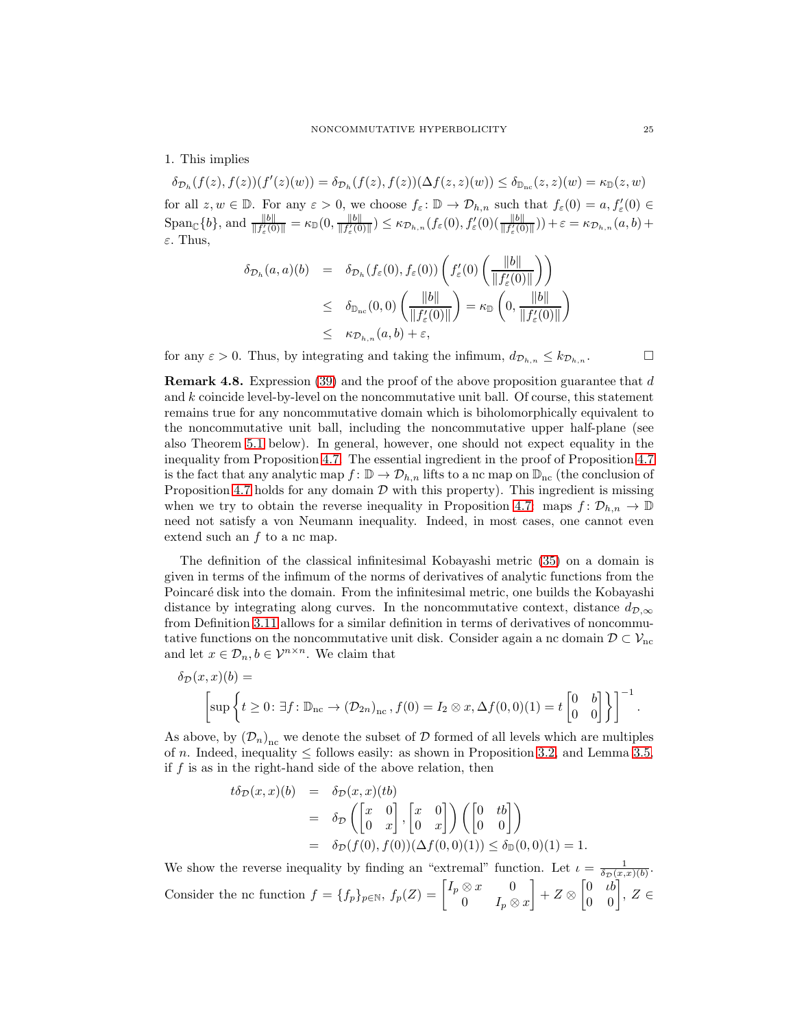1. This implies

$$\delta_{\mathcal{D}_h}(f(z),f(z))(f'(z)(w)) = \delta_{\mathcal{D}_h}(f(z),f(z))(\Delta f(z,z)(w)) \leq \delta_{\mathbb{D}_{\rm nc}}(z,z)(w) = \kappa_{\mathbb{D}}(z,w)$$

for all $z,w\in\mathbb{D}$. For any $\varepsilon>0$, we choose $f_\varepsilon\colon \mathbb{D}\to\mathcal{D}_{h,n}$ such that $f_\varepsilon(0)=a$, $f_\varepsilon'(0)\in \mathrm{Span}_{\mathbb{C}}\{b\}$, and $\frac{\|b\|}{\|f_\varepsilon'(0)\|}=\kappa_{\mathbb{D}}(0,\frac{\|b\|}{\|f_\varepsilon'(0)\|})\leq \kappa_{\mathcal{D}_{h,n}}(f_\varepsilon(0),f_\varepsilon'(0)(\frac{\|b\|}{\|f_\varepsilon'(0)\|}))+\varepsilon=\kappa_{\mathcal{D}_{h,n}}(a,b)+\varepsilon$. Thus,

$$\begin{aligned}
\delta_{\mathcal{D}_h}(a,a)(b) &= \delta_{\mathcal{D}_h}(f_\varepsilon(0),f_\varepsilon(0))\left(f_\varepsilon'(0)\left(\frac{\|b\|}{\|f_\varepsilon'(0)\|}\right)\right)\\
&\leq \delta_{\mathbb{D}_{\rm nc}}(0,0)\left(\frac{\|b\|}{\|f_\varepsilon'(0)\|}\right)=\kappa_{\mathbb{D}}\left(0,\frac{\|b\|}{\|f_\varepsilon'(0)\|}\right)\\
&\leq \kappa_{\mathcal{D}_{h,n}}(a,b)+\varepsilon,
\end{aligned}$$

for any $\varepsilon>0$. Thus, by integrating and taking the infimum, $d_{\mathcal{D}_{h,n}}\leq k_{\mathcal{D}_{h,n}}$. □

**Remark 4.8.** Expression (39) and the proof of the above proposition guarantee that $d$ and $k$ coincide level-by-level on the noncommutative unit ball. Of course, this statement remains true for any noncommutative domain which is biholomorphically equivalent to the noncommutative unit ball, including the noncommutative upper half-plane (see also Theorem 5.1 below). In general, however, one should not expect equality in the inequality from Proposition 4.7. The essential ingredient in the proof of Proposition 4.7 is the fact that any analytic map $f\colon\mathbb{D}\to\mathcal{D}_{h,n}$ lifts to a nc map on $\mathbb{D}_{\rm nc}$ (the conclusion of Proposition 4.7 holds for any domain $\mathcal{D}$ with this property). This ingredient is missing when we try to obtain the reverse inequality in Proposition 4.7: maps $f\colon\mathcal{D}_{h,n}\to\mathbb{D}$ need not satisfy a von Neumann inequality. Indeed, in most cases, one cannot even extend such an $f$ to a nc map.

The definition of the classical infinitesimal Kobayashi metric (35) on a domain is given in terms of the infimum of the norms of derivatives of analytic functions from the Poincaré disk into the domain. From the infinitesimal metric, one builds the Kobayashi distance by integrating along curves. In the noncommutative context, distance $d_{\mathcal{D},\infty}$ from Definition 3.11 allows for a similar definition in terms of derivatives of noncommutative functions on the noncommutative unit disk. Consider again a nc domain $\mathcal{D}\subset\mathcal{V}_{\rm nc}$ and let $x\in\mathcal{D}_n, b\in\mathcal{V}^{n\times n}$. We claim that

$$\delta_{\mathcal{D}}(x,x)(b)=\left[\sup\left\{t\geq 0\colon \exists f\colon \mathbb{D}_{\rm nc}\to(\mathcal{D}_{2n})_{\rm nc}, f(0)=I_2\otimes x, \Delta f(0,0)(1)=t\begin{bmatrix}0 & b\\ 0 & 0\end{bmatrix}\right\}\right]^{-1}.$$

As above, by $(\mathcal{D}_n)_{\rm nc}$ we denote the subset of $\mathcal{D}$ formed of all levels which are multiples of $n$. Indeed, inequality $\leq$ follows easily: as shown in Proposition 3.2, and Lemma 3.5, if $f$ is as in the right-hand side of the above relation, then

$$\begin{aligned}
t\delta_{\mathcal{D}}(x,x)(b) &= \delta_{\mathcal{D}}(x,x)(tb)\\
&= \delta_{\mathcal{D}}\left(\begin{bmatrix}x & 0\\ 0 & x\end{bmatrix},\begin{bmatrix}x & 0\\ 0 & x\end{bmatrix}\right)\left(\begin{bmatrix}0 & tb\\ 0 & 0\end{bmatrix}\right)\\
&= \delta_{\mathcal{D}}(f(0),f(0))(\Delta f(0,0)(1))\leq\delta_{\mathbb{D}}(0,0)(1)=1.
\end{aligned}$$

We show the reverse inequality by finding an "extremal" function. Let $\iota=\frac{1}{\delta_{\mathcal{D}}(x,x)(b)}$. Consider the nc function $f=\{f_p\}_{p\in\mathbb{N}}$, $f_p(Z)=\begin{bmatrix}I_p\otimes x & 0\\ 0 & I_p\otimes x\end{bmatrix}+Z\otimes\begin{bmatrix}0 & \iota b\\ 0 & 0\end{bmatrix}$, $Z\in$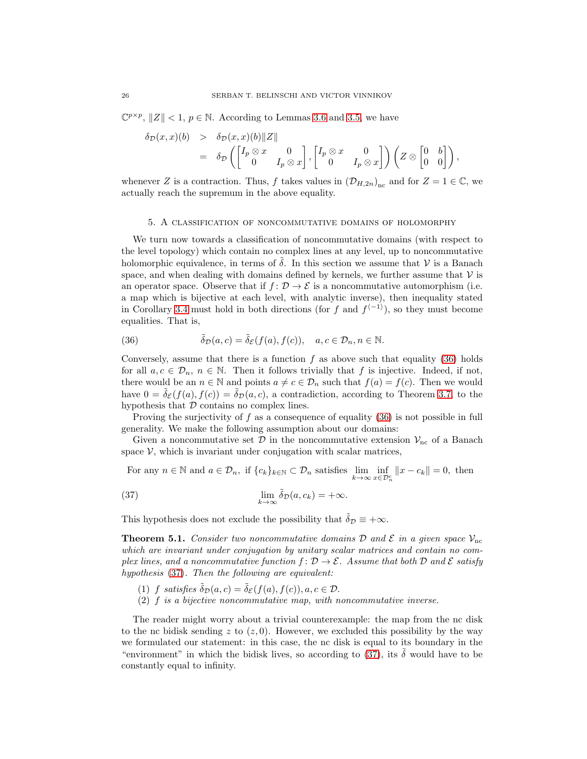$\mathbb{C}^{p\times p}$, $\|Z\|<1$, $p\in\mathbb{N}$. According to Lemmas 3.6 and 3.5, we have

$$
\begin{aligned}
\delta_{\mathcal{D}}(x,x)(b) &> \delta_{\mathcal{D}}(x,x)(b)\|Z\| \\
&= \delta_{\mathcal{D}}\left(\begin{bmatrix} I_p\otimes x & 0 \\ 0 & I_p\otimes x\end{bmatrix},\begin{bmatrix} I_p\otimes x & 0 \\ 0 & I_p\otimes x\end{bmatrix}\right)\left(Z\otimes\begin{bmatrix}0 & b\\ 0 & 0\end{bmatrix}\right),
\end{aligned}
$$

whenever $Z$ is a contraction. Thus, $f$ takes values in $(\mathcal{D}_{H,2n})_{\rm nc}$ and for $Z=1\in\mathbb{C}$, we actually reach the supremum in the above equality.

## 5. A classification of noncommutative domains of holomorphy

We turn now towards a classification of noncommutative domains (with respect to the level topology) which contain no complex lines at any level, up to noncommutative holomorphic equivalence, in terms of $\tilde{\delta}$. In this section we assume that $\mathcal{V}$ is a Banach space, and when dealing with domains defined by kernels, we further assume that $\mathcal{V}$ is an operator space. Observe that if $f\colon\mathcal{D}\to\mathcal{E}$ is a noncommutative automorphism (i.e. a map which is bijective at each level, with analytic inverse), then inequality stated in Corollary 3.4 must hold in both directions (for $f$ and $f^{\langle -1\rangle}$), so they must become equalities. That is,

$$
\tilde{\delta}_{\mathcal{D}}(a,c)=\tilde{\delta}_{\mathcal{E}}(f(a),f(c)),\quad a,c\in\mathcal{D}_n,n\in\mathbb{N}. \tag{36}
$$

Conversely, assume that there is a function $f$ as above such that equality (36) holds for all $a,c\in\mathcal{D}_n$, $n\in\mathbb{N}$. Then it follows trivially that $f$ is injective. Indeed, if not, there would be an $n\in\mathbb{N}$ and points $a\neq c\in\mathcal{D}_n$ such that $f(a)=f(c)$. Then we would have $0=\tilde{\delta}_{\mathcal{E}}(f(a),f(c))=\tilde{\delta}_{\mathcal{D}}(a,c)$, a contradiction, according to Theorem 3.7, to the hypothesis that $\mathcal{D}$ contains no complex lines.

Proving the surjectivity of $f$ as a consequence of equality (36) is not possible in full generality. We make the following assumption about our domains:

Given a noncommutative set $\mathcal{D}$ in the noncommutative extension $\mathcal{V}_{\rm nc}$ of a Banach space $\mathcal{V}$, which is invariant under conjugation with scalar matrices,

For any $n\in\mathbb{N}$ and $a\in\mathcal{D}_n$, if $\{c_k\}_{k\in\mathbb{N}}\subset\mathcal{D}_n$ satisfies $\lim_{k\to\infty}\inf_{x\in\mathcal{D}_n^c}\|x-c_k\|=0$, then

$$
\lim_{k\to\infty}\tilde{\delta}_{\mathcal{D}}(a,c_k)=+\infty. \tag{37}
$$

This hypothesis does not exclude the possibility that $\tilde{\delta}_{\mathcal{D}}\equiv+\infty$.

**Theorem 5.1.** *Consider two noncommutative domains $\mathcal{D}$ and $\mathcal{E}$ in a given space $\mathcal{V}_{\rm nc}$ which are invariant under conjugation by unitary scalar matrices and contain no complex lines, and a noncommutative function $f\colon\mathcal{D}\to\mathcal{E}$. Assume that both $\mathcal{D}$ and $\mathcal{E}$ satisfy hypothesis (37). Then the following are equivalent:*

1. *$f$ satisfies $\tilde{\delta}_{\mathcal{D}}(a,c)=\tilde{\delta}_{\mathcal{E}}(f(a),f(c)),a,c\in\mathcal{D}$.*
2. *$f$ is a bijective noncommutative map, with noncommutative inverse.*

The reader might worry about a trivial counterexample: the map from the nc disk to the nc bidisk sending $z$ to $(z,0)$. However, we excluded this possibility by the way we formulated our statement: in this case, the nc disk is equal to its boundary in the "environment" in which the bidisk lives, so according to (37), its $\tilde{\delta}$ would have to be constantly equal to infinity.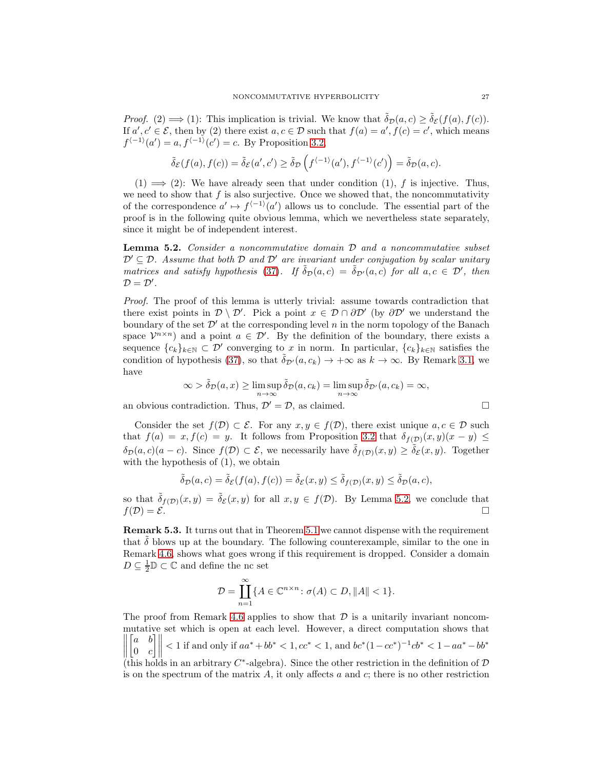*Proof.* (2) $\implies$ (1): This implication is trivial. We know that $\tilde{\delta}_{\mathcal{D}}(a,c) \geq \tilde{\delta}_{\mathcal{E}}(f(a),f(c))$. If $a',c' \in \mathcal{E}$, then by (2) there exist $a,c \in \mathcal{D}$ such that $f(a)=a', f(c)=c'$, which means $f^{\langle -1 \rangle}(a')=a, f^{\langle -1 \rangle}(c')=c$. By Proposition 3.2,

$$\tilde{\delta}_{\mathcal{E}}(f(a),f(c)) = \tilde{\delta}_{\mathcal{E}}(a',c') \geq \tilde{\delta}_{\mathcal{D}}\left(f^{\langle -1 \rangle}(a'), f^{\langle -1 \rangle}(c')\right) = \tilde{\delta}_{\mathcal{D}}(a,c).$$

(1) $\implies$ (2): We have already seen that under condition (1), $f$ is injective. Thus, we need to show that $f$ is also surjective. Once we showed that, the noncommutativity of the correspondence $a' \mapsto f^{\langle -1 \rangle}(a')$ allows us to conclude. The essential part of the proof is in the following quite obvious lemma, which we nevertheless state separately, since it might be of independent interest.

**Lemma 5.2.** *Consider a noncommutative domain $\mathcal{D}$ and a noncommutative subset $\mathcal{D}' \subseteq \mathcal{D}$. Assume that both $\mathcal{D}$ and $\mathcal{D}'$ are invariant under conjugation by scalar unitary matrices and satisfy hypothesis (37). If $\tilde{\delta}_{\mathcal{D}}(a,c) = \tilde{\delta}_{\mathcal{D}'}(a,c)$ for all $a,c \in \mathcal{D}'$, then $\mathcal{D} = \mathcal{D}'$.*

*Proof.* The proof of this lemma is utterly trivial: assume towards contradiction that there exist points in $\mathcal{D} \setminus \mathcal{D}'$. Pick a point $x \in \mathcal{D} \cap \partial\mathcal{D}'$ (by $\partial\mathcal{D}'$ we understand the boundary of the set $\mathcal{D}'$ at the corresponding level $n$ in the norm topology of the Banach space $\mathcal{V}^{n\times n}$) and a point $a \in \mathcal{D}'$. By the definition of the boundary, there exists a sequence $\{c_k\}_{k\in\mathbb{N}} \subset \mathcal{D}'$ converging to $x$ in norm. In particular, $\{c_k\}_{k\in\mathbb{N}}$ satisfies the condition of hypothesis (37), so that $\tilde{\delta}_{\mathcal{D}'}(a,c_k) \to +\infty$ as $k\to\infty$. By Remark 3.1, we have

$$\infty > \tilde{\delta}_{\mathcal{D}}(a,x) \geq \limsup_{n\to\infty} \tilde{\delta}_{\mathcal{D}}(a,c_k) = \limsup_{n\to\infty} \tilde{\delta}_{\mathcal{D}'}(a,c_k) = \infty,$$

an obvious contradiction. Thus, $\mathcal{D}' = \mathcal{D}$, as claimed. $\square$

Consider the set $f(\mathcal{D}) \subset \mathcal{E}$. For any $x,y \in f(\mathcal{D})$, there exist unique $a,c \in \mathcal{D}$ such that $f(a)=x, f(c)=y$. It follows from Proposition 3.2 that $\delta_{f(\mathcal{D})}(x,y)(x-y) \leq \delta_{\mathcal{D}}(a,c)(a-c)$. Since $f(\mathcal{D}) \subset \mathcal{E}$, we necessarily have $\tilde{\delta}_{f(\mathcal{D})}(x,y) \geq \tilde{\delta}_{\mathcal{E}}(x,y)$. Together with the hypothesis of (1), we obtain

$$\tilde{\delta}_{\mathcal{D}}(a,c) = \tilde{\delta}_{\mathcal{E}}(f(a),f(c)) = \tilde{\delta}_{\mathcal{E}}(x,y) \leq \tilde{\delta}_{f(\mathcal{D})}(x,y) \leq \tilde{\delta}_{\mathcal{D}}(a,c),$$

so that $\tilde{\delta}_{f(\mathcal{D})}(x,y) = \tilde{\delta}_{\mathcal{E}}(x,y)$ for all $x,y \in f(\mathcal{D})$. By Lemma 5.2, we conclude that $f(\mathcal{D}) = \mathcal{E}$. $\square$

**Remark 5.3.** It turns out that in Theorem 5.1 we cannot dispense with the requirement that $\tilde{\delta}$ blows up at the boundary. The following counterexample, similar to the one in Remark 4.6, shows what goes wrong if this requirement is dropped. Consider a domain $D \subseteq \frac{1}{2}\mathbb{D} \subset \mathbb{C}$ and define the nc set

$$\mathcal{D} = \coprod_{n=1}^{\infty} \{A \in \mathbb{C}^{n\times n} \colon \sigma(A) \subset D, \|A\| < 1\}.$$

The proof from Remark 4.6 applies to show that $\mathcal{D}$ is a unitarily invariant noncommutative set which is open at each level. However, a direct computation shows that $\left\| \begin{bmatrix} a & b \\ 0 & c \end{bmatrix} \right\| < 1$ if and only if $aa^* + bb^* < 1$, $cc^* < 1$, and $bc^*(1-cc^*)^{-1}cb^* < 1 - aa^* - bb^*$ (this holds in an arbitrary $C^*$-algebra). Since the other restriction in the definition of $\mathcal{D}$ is on the spectrum of the matrix $A$, it only affects $a$ and $c$; there is no other restriction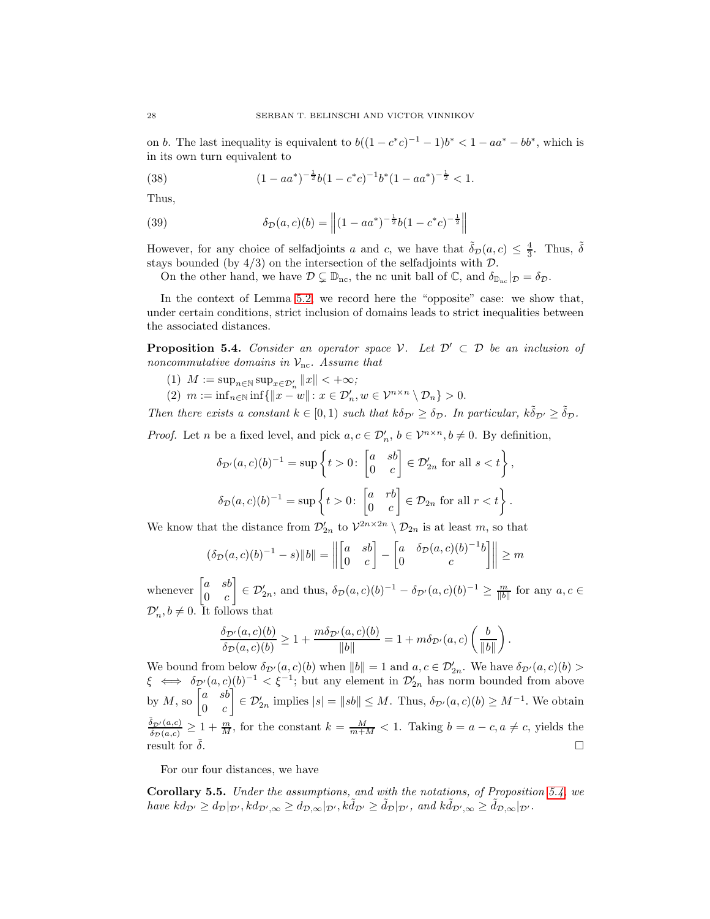on $b$. The last inequality is equivalent to $b((1-c^*c)^{-1}-1)b^* < 1-aa^*-bb^*$, which is in its own turn equivalent to

$$(1-aa^*)^{-\frac{1}{2}}b(1-c^*c)^{-1}b^*(1-aa^*)^{-\frac{1}{2}} < 1. \tag{38}$$

Thus,

$$\delta_{\mathcal{D}}(a,c)(b) = \left\|(1-aa^*)^{-\frac{1}{2}}b(1-c^*c)^{-\frac{1}{2}}\right\| \tag{39}$$

However, for any choice of selfadjoints $a$ and $c$, we have that $\tilde{\delta}_{\mathcal{D}}(a,c) \leq \frac{4}{3}$. Thus, $\tilde{\delta}$ stays bounded (by 4/3) on the intersection of the selfadjoints with $\mathcal{D}$.

On the other hand, we have $\mathcal{D} \subsetneq \mathbb{D}_{\rm nc}$, the nc unit ball of $\mathbb{C}$, and $\delta_{\mathbb{D}_{\rm nc}}|_{\mathcal{D}} = \delta_{\mathcal{D}}$.

In the context of Lemma 5.2, we record here the "opposite" case: we show that, under certain conditions, strict inclusion of domains leads to strict inequalities between the associated distances.

**Proposition 5.4.** *Consider an operator space $\mathcal{V}$. Let $\mathcal{D}' \subset \mathcal{D}$ be an inclusion of noncommutative domains in $\mathcal{V}_{\rm nc}$. Assume that*

1. $M := \sup_{n\in\mathbb{N}}\sup_{x\in\mathcal{D}'_n}\|x\| < +\infty$;
2. $m := \inf_{n\in\mathbb{N}}\inf\{\|x-w\| : x \in \mathcal{D}'_n, w \in \mathcal{V}^{n\times n}\setminus\mathcal{D}_n\} > 0$.

*Then there exists a constant $k \in [0,1)$ such that $k\delta_{\mathcal{D}'} \geq \delta_{\mathcal{D}}$. In particular, $k\tilde{\delta}_{\mathcal{D}'} \geq \tilde{\delta}_{\mathcal{D}}$.*

*Proof.* Let $n$ be a fixed level, and pick $a,c \in \mathcal{D}'_n$, $b \in \mathcal{V}^{n\times n}, b \neq 0$. By definition,

$$\delta_{\mathcal{D}'}(a,c)(b)^{-1} = \sup\left\{t > 0\colon \begin{bmatrix} a & sb \\ 0 & c\end{bmatrix} \in \mathcal{D}'_{2n} \text{ for all } s < t\right\},$$

$$\delta_{\mathcal{D}}(a,c)(b)^{-1} = \sup\left\{t > 0\colon \begin{bmatrix} a & rb \\ 0 & c\end{bmatrix} \in \mathcal{D}_{2n} \text{ for all } r < t\right\}.$$

We know that the distance from $\mathcal{D}'_{2n}$ to $\mathcal{V}^{2n\times 2n}\setminus\mathcal{D}_{2n}$ is at least $m$, so that

$$(\delta_{\mathcal{D}}(a,c)(b)^{-1}-s)\|b\| = \left\|\begin{bmatrix} a & sb \\ 0 & c\end{bmatrix} - \begin{bmatrix} a & \delta_{\mathcal{D}}(a,c)(b)^{-1}b \\ 0 & c\end{bmatrix}\right\| \geq m$$

whenever $\begin{bmatrix} a & sb \\ 0 & c\end{bmatrix} \in \mathcal{D}'_{2n}$, and thus, $\delta_{\mathcal{D}}(a,c)(b)^{-1} - \delta_{\mathcal{D}'}(a,c)(b)^{-1} \geq \frac{m}{\|b\|}$ for any $a,c \in \mathcal{D}'_n, b \neq 0$. It follows that

$$\frac{\delta_{\mathcal{D}'}(a,c)(b)}{\delta_{\mathcal{D}}(a,c)(b)} \geq 1 + \frac{m\delta_{\mathcal{D}'}(a,c)(b)}{\|b\|} = 1 + m\delta_{\mathcal{D}'}(a,c)\left(\frac{b}{\|b\|}\right).$$

We bound from below $\delta_{\mathcal{D}'}(a,c)(b)$ when $\|b\| = 1$ and $a,c \in \mathcal{D}'_{2n}$. We have $\delta_{\mathcal{D}'}(a,c)(b) > \xi \iff \delta_{\mathcal{D}'}(a,c)(b)^{-1} < \xi^{-1}$; but any element in $\mathcal{D}'_{2n}$ has norm bounded from above by $M$, so $\begin{bmatrix} a & sb \\ 0 & c\end{bmatrix} \in \mathcal{D}'_{2n}$ implies $|s| = \|sb\| \leq M$. Thus, $\delta_{\mathcal{D}'}(a,c)(b) \geq M^{-1}$. We obtain $\frac{\tilde{\delta}_{\mathcal{D}'}(a,c)}{\delta_{\mathcal{D}}(a,c)} \geq 1 + \frac{m}{M}$, for the constant $k = \frac{M}{m+M} < 1$. Taking $b = a - c, a \neq c$, yields the result for $\tilde{\delta}$. $\square$

For our four distances, we have

**Corollary 5.5.** *Under the assumptions, and with the notations, of Proposition 5.4, we have $kd_{\mathcal{D}'} \geq d_{\mathcal{D}}|_{\mathcal{D}'}, kd_{\mathcal{D}',\infty} \geq d_{\mathcal{D},\infty}|_{\mathcal{D}'}, k\tilde{d}_{\mathcal{D}'} \geq \tilde{d}_{\mathcal{D}}|_{\mathcal{D}'}$, and $k\tilde{d}_{\mathcal{D}',\infty} \geq \tilde{d}_{\mathcal{D},\infty}|_{\mathcal{D}'}$.*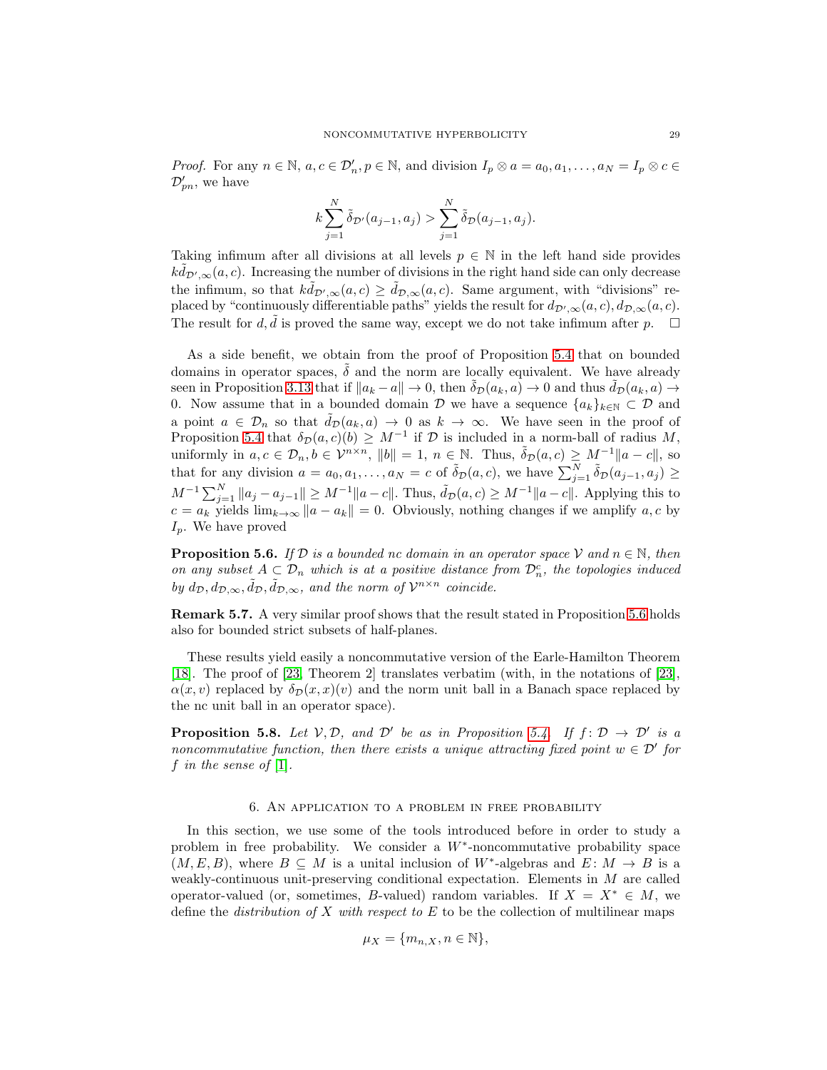*Proof.* For any $n \in \mathbb{N}$, $a, c \in \mathcal{D}'_n, p \in \mathbb{N}$, and division $I_p \otimes a = a_0, a_1, \dots, a_N = I_p \otimes c \in \mathcal{D}'_{pn}$, we have

$$k \sum_{j=1}^{N} \tilde{\delta}_{\mathcal{D}'}(a_{j-1}, a_j) > \sum_{j=1}^{N} \tilde{\delta}_{\mathcal{D}}(a_{j-1}, a_j).$$

Taking infimum after all divisions at all levels $p \in \mathbb{N}$ in the left hand side provides $k\tilde{d}_{\mathcal{D}',\infty}(a,c)$. Increasing the number of divisions in the right hand side can only decrease the infimum, so that $k\tilde{d}_{\mathcal{D}',\infty}(a,c) \geq \tilde{d}_{\mathcal{D},\infty}(a,c)$. Same argument, with "divisions" replaced by "continuously differentiable paths" yields the result for $d_{\mathcal{D}',\infty}(a,c), d_{\mathcal{D},\infty}(a,c)$. The result for $d, \tilde{d}$ is proved the same way, except we do not take infimum after $p$. $\square$

As a side benefit, we obtain from the proof of Proposition 5.4 that on bounded domains in operator spaces, $\tilde{\delta}$ and the norm are locally equivalent. We have already seen in Proposition 3.13 that if $\|a_k - a\| \to 0$, then $\tilde{\delta}_{\mathcal{D}}(a_k, a) \to 0$ and thus $\tilde{d}_{\mathcal{D}}(a_k, a) \to 0$. Now assume that in a bounded domain $\mathcal{D}$ we have a sequence $\{a_k\}_{k\in\mathbb{N}} \subset \mathcal{D}$ and a point $a \in \mathcal{D}_n$ so that $\tilde{d}_{\mathcal{D}}(a_k, a) \to 0$ as $k \to \infty$. We have seen in the proof of Proposition 5.4 that $\delta_{\mathcal{D}}(a,c)(b) \geq M^{-1}$ if $\mathcal{D}$ is included in a norm-ball of radius $M$, uniformly in $a, c \in \mathcal{D}_n, b \in \mathcal{V}^{n\times n}$, $\|b\| = 1$, $n \in \mathbb{N}$. Thus, $\tilde{\delta}_{\mathcal{D}}(a,c) \geq M^{-1}\|a-c\|$, so that for any division $a = a_0, a_1, \dots, a_N = c$ of $\tilde{\delta}_{\mathcal{D}}(a,c)$, we have $\sum_{j=1}^{N} \tilde{\delta}_{\mathcal{D}}(a_{j-1}, a_j) \geq M^{-1}\sum_{j=1}^{N} \|a_j - a_{j-1}\| \geq M^{-1}\|a-c\|$. Thus, $\tilde{d}_{\mathcal{D}}(a,c) \geq M^{-1}\|a-c\|$. Applying this to $c = a_k$ yields $\lim_{k\to\infty} \|a - a_k\| = 0$. Obviously, nothing changes if we amplify $a, c$ by $I_p$. We have proved

**Proposition 5.6.** *If $\mathcal{D}$ is a bounded nc domain in an operator space $\mathcal{V}$ and $n \in \mathbb{N}$, then on any subset $A \subset \mathcal{D}_n$ which is at a positive distance from $\mathcal{D}_n^c$, the topologies induced by $d_{\mathcal{D}}, d_{\mathcal{D},\infty}, \tilde{d}_{\mathcal{D}}, \tilde{d}_{\mathcal{D},\infty}$, and the norm of $\mathcal{V}^{n\times n}$ coincide.*

**Remark 5.7.** A very similar proof shows that the result stated in Proposition 5.6 holds also for bounded strict subsets of half-planes.

These results yield easily a noncommutative version of the Earle-Hamilton Theorem [18]. The proof of [23, Theorem 2] translates verbatim (with, in the notations of [23], $\alpha(x,v)$ replaced by $\delta_{\mathcal{D}}(x,x)(v)$ and the norm unit ball in a Banach space replaced by the nc unit ball in an operator space).

**Proposition 5.8.** *Let $\mathcal{V}, \mathcal{D}$, and $\mathcal{D}'$ be as in Proposition 5.4. If $f\colon \mathcal{D} \to \mathcal{D}'$ is a noncommutative function, then there exists a unique attracting fixed point $w \in \mathcal{D}'$ for $f$ in the sense of [1].*

## 6. An application to a problem in free probability

In this section, we use some of the tools introduced before in order to study a problem in free probability. We consider a $W^*$-noncommutative probability space $(M, E, B)$, where $B \subseteq M$ is a unital inclusion of $W^*$-algebras and $E\colon M \to B$ is a weakly-continuous unit-preserving conditional expectation. Elements in $M$ are called operator-valued (or, sometimes, $B$-valued) random variables. If $X = X^* \in M$, we define the *distribution of $X$ with respect to $E$* to be the collection of multilinear maps

$$\mu_X = \{m_{n,X}, n \in \mathbb{N}\},$$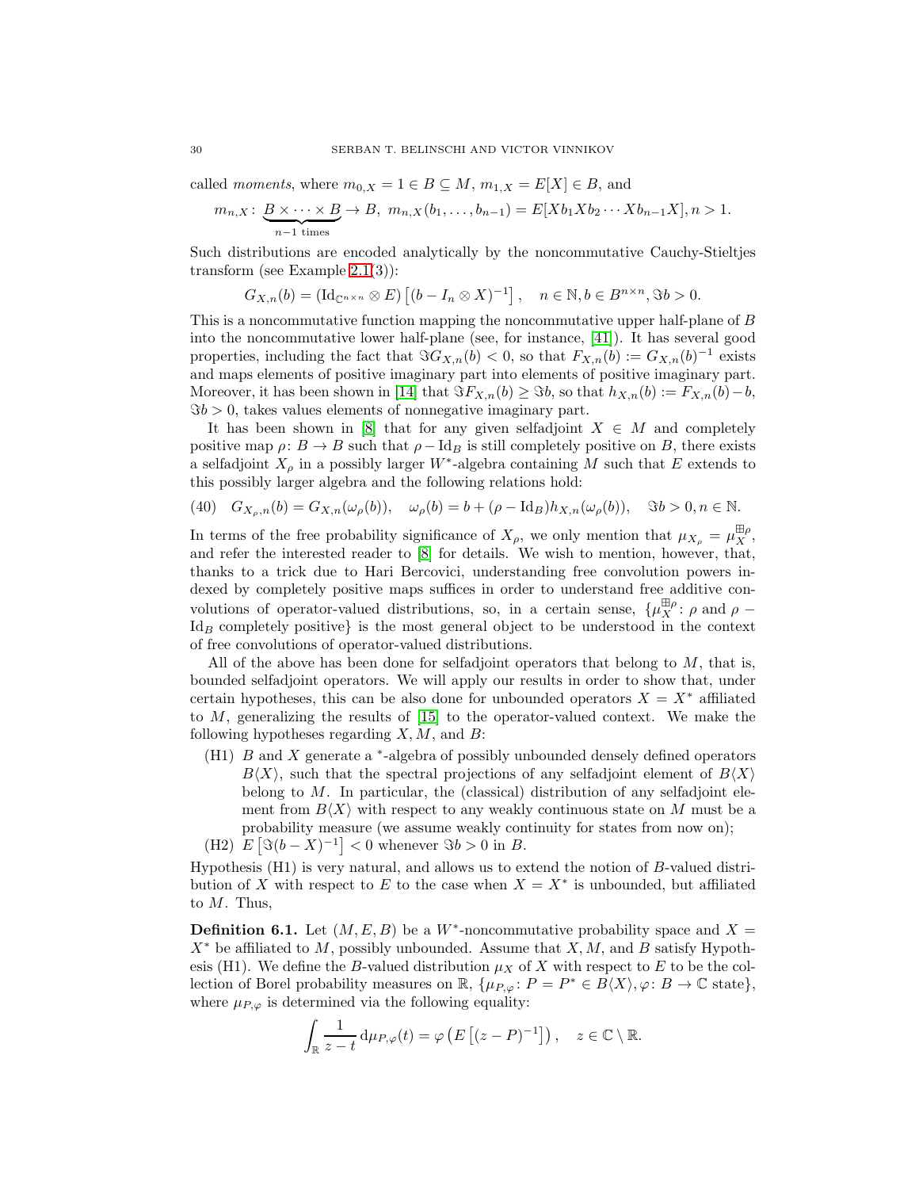called *moments*, where $m_{0,X} = 1 \in B \subseteq M$, $m_{1,X} = E[X] \in B$, and

$$m_{n,X} \colon \underbrace{B \times \cdots \times B}_{n-1 \text{ times}} \to B,\ m_{n,X}(b_1, \dots, b_{n-1}) = E[Xb_1Xb_2 \cdots Xb_{n-1}X], n > 1.$$

Such distributions are encoded analytically by the noncommutative Cauchy-Stieltjes transform (see Example 2.1(3)):

$$G_{X,n}(b) = (\mathrm{Id}_{\mathbb{C}^{n\times n}} \otimes E)\left[(b - I_n \otimes X)^{-1}\right], \quad n \in \mathbb{N}, b \in B^{n\times n}, \Im b > 0.$$

This is a noncommutative function mapping the noncommutative upper half-plane of $B$ into the noncommutative lower half-plane (see, for instance, [41]). It has several good properties, including the fact that $\Im G_{X,n}(b) < 0$, so that $F_{X,n}(b) := G_{X,n}(b)^{-1}$ exists and maps elements of positive imaginary part into elements of positive imaginary part. Moreover, it has been shown in [14] that $\Im F_{X,n}(b) \geq \Im b$, so that $h_{X,n}(b) := F_{X,n}(b) - b$, $\Im b > 0$, takes values elements of nonnegative imaginary part.

It has been shown in [8] that for any given selfadjoint $X \in M$ and completely positive map $\rho \colon B \to B$ such that $\rho - \mathrm{Id}_B$ is still completely positive on $B$, there exists a selfadjoint $X_\rho$ in a possibly larger $W^*$-algebra containing $M$ such that $E$ extends to this possibly larger algebra and the following relations hold:

$$G_{X_\rho,n}(b) = G_{X,n}(\omega_\rho(b)), \quad \omega_\rho(b) = b + (\rho - \mathrm{Id}_B)h_{X,n}(\omega_\rho(b)), \quad \Im b > 0, n \in \mathbb{N}. \tag{40}$$

In terms of the free probability significance of $X_\rho$, we only mention that $\mu_{X_\rho} = \mu_X^{\boxplus\rho}$, and refer the interested reader to [8] for details. We wish to mention, however, that, thanks to a trick due to Hari Bercovici, understanding free convolution powers indexed by completely positive maps suffices in order to understand free additive convolutions of operator-valued distributions, so, in a certain sense, $\{\mu_X^{\boxplus\rho} \colon \rho \text{ and } \rho - \mathrm{Id}_B \text{ completely positive}\}$ is the most general object to be understood in the context of free convolutions of operator-valued distributions.

All of the above has been done for selfadjoint operators that belong to $M$, that is, bounded selfadjoint operators. We will apply our results in order to show that, under certain hypotheses, this can be also done for unbounded operators $X = X^*$ affiliated to $M$, generalizing the results of [15] to the operator-valued context. We make the following hypotheses regarding $X, M$, and $B$:

- (H1) $B$ and $X$ generate a $^*$-algebra of possibly unbounded densely defined operators $B\langle X\rangle$, such that the spectral projections of any selfadjoint element of $B\langle X\rangle$ belong to $M$. In particular, the (classical) distribution of any selfadjoint element from $B\langle X\rangle$ with respect to any weakly continuous state on $M$ must be a probability measure (we assume weakly continuity for states from now on);
- (H2) $E\left[\Im(b - X)^{-1}\right] < 0$ whenever $\Im b > 0$ in $B$.

Hypothesis (H1) is very natural, and allows us to extend the notion of $B$-valued distribution of $X$ with respect to $E$ to the case when $X = X^*$ is unbounded, but affiliated to $M$. Thus,

**Definition 6.1.** Let $(M, E, B)$ be a $W^*$-noncommutative probability space and $X = X^*$ be affiliated to $M$, possibly unbounded. Assume that $X, M$, and $B$ satisfy Hypothesis (H1). We define the $B$-valued distribution $\mu_X$ of $X$ with respect to $E$ to be the collection of Borel probability measures on $\mathbb{R}$, $\{\mu_{P,\varphi} \colon P = P^* \in B\langle X\rangle, \varphi \colon B \to \mathbb{C} \text{ state}\}$, where $\mu_{P,\varphi}$ is determined via the following equality:

$$\int_{\mathbb{R}} \frac{1}{z - t}\, \mathrm{d}\mu_{P,\varphi}(t) = \varphi\left(E\left[(z - P)^{-1}\right]\right), \quad z \in \mathbb{C} \setminus \mathbb{R}.$$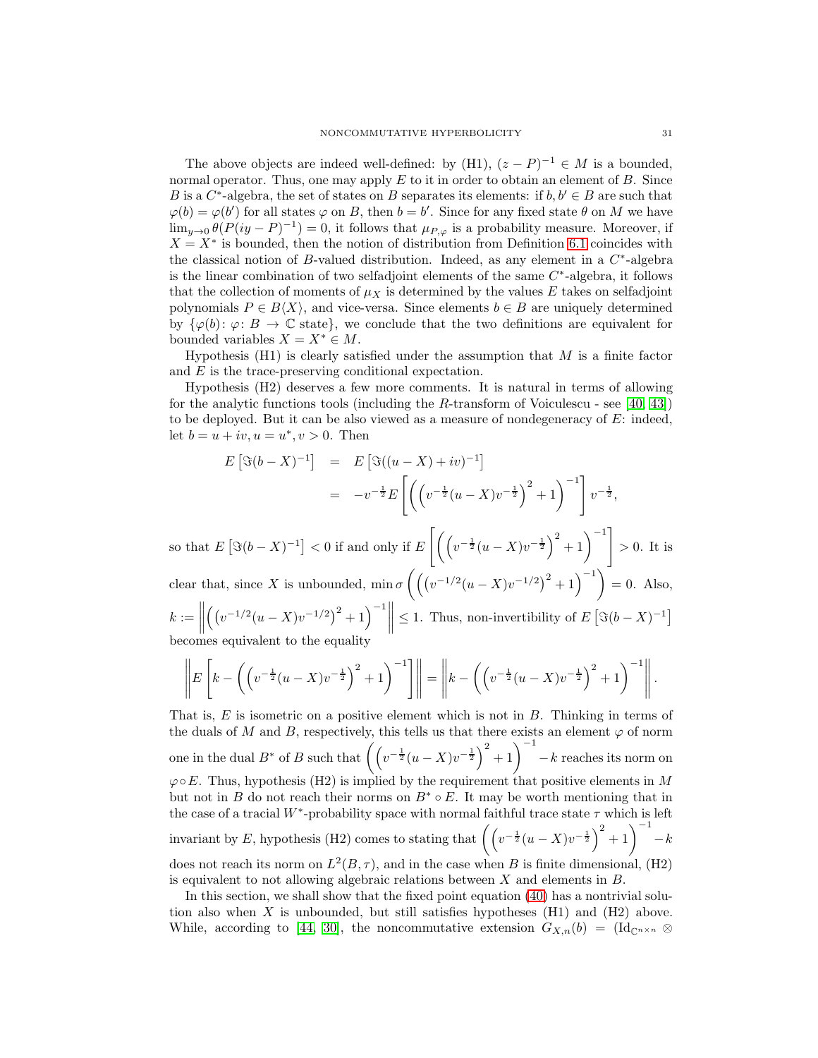The above objects are indeed well-defined: by (H1), $(z - P)^{-1} \in M$ is a bounded, normal operator. Thus, one may apply $E$ to it in order to obtain an element of $B$. Since $B$ is a $C^*$-algebra, the set of states on $B$ separates its elements: if $b, b' \in B$ are such that $\varphi(b) = \varphi(b')$ for all states $\varphi$ on $B$, then $b = b'$. Since for any fixed state $\theta$ on $M$ we have $\lim_{y\to 0} \theta(P(iy - P)^{-1}) = 0$, it follows that $\mu_{P,\varphi}$ is a probability measure. Moreover, if $X = X^*$ is bounded, then the notion of distribution from Definition 6.1 coincides with the classical notion of $B$-valued distribution. Indeed, as any element in a $C^*$-algebra is the linear combination of two selfadjoint elements of the same $C^*$-algebra, it follows that the collection of moments of $\mu_X$ is determined by the values $E$ takes on selfadjoint polynomials $P \in B\langle X\rangle$, and vice-versa. Since elements $b \in B$ are uniquely determined by $\{\varphi(b) \colon \varphi \colon B \to \mathbb{C} \text{ state}\}$, we conclude that the two definitions are equivalent for bounded variables $X = X^* \in M$.

Hypothesis (H1) is clearly satisfied under the assumption that $M$ is a finite factor and $E$ is the trace-preserving conditional expectation.

Hypothesis (H2) deserves a few more comments. It is natural in terms of allowing for the analytic functions tools (including the $R$-transform of Voiculescu - see [40, 43]) to be deployed. But it can be also viewed as a measure of nondegeneracy of $E$: indeed, let $b = u + iv, u = u^*, v > 0$. Then

$$
\begin{aligned}
E\left[\Im(b - X)^{-1}\right] &= E\left[\Im((u - X) + iv)^{-1}\right] \\
&= -v^{-\frac{1}{2}} E\left[\left(\left(v^{-\frac{1}{2}}(u - X)v^{-\frac{1}{2}}\right)^2 + 1\right)^{-1}\right] v^{-\frac{1}{2}},
\end{aligned}
$$

so that $E\left[\Im(b - X)^{-1}\right] < 0$ if and only if $E\left[\left(\left(v^{-\frac{1}{2}}(u - X)v^{-\frac{1}{2}}\right)^2 + 1\right)^{-1}\right] > 0$. It is clear that, since $X$ is unbounded, $\min \sigma\left(\left(\left(v^{-1/2}(u - X)v^{-1/2}\right)^2 + 1\right)^{-1}\right) = 0$. Also, $k := \left\|\left(\left(v^{-1/2}(u - X)v^{-1/2}\right)^2 + 1\right)^{-1}\right\| \leq 1$. Thus, non-invertibility of $E\left[\Im(b - X)^{-1}\right]$ becomes equivalent to the equality

$$
\left\|E\left[k - \left(\left(v^{-\frac{1}{2}}(u - X)v^{-\frac{1}{2}}\right)^2 + 1\right)^{-1}\right]\right\| = \left\|k - \left(\left(v^{-\frac{1}{2}}(u - X)v^{-\frac{1}{2}}\right)^2 + 1\right)^{-1}\right\|.
$$

That is, $E$ is isometric on a positive element which is not in $B$. Thinking in terms of the duals of $M$ and $B$, respectively, this tells us that there exists an element $\varphi$ of norm one in the dual $B^*$ of $B$ such that $\left(\left(v^{-\frac{1}{2}}(u - X)v^{-\frac{1}{2}}\right)^2 + 1\right)^{-1} - k$ reaches its norm on $\varphi \circ E$. Thus, hypothesis (H2) is implied by the requirement that positive elements in $M$ but not in $B$ do not reach their norms on $B^* \circ E$. It may be worth mentioning that in the case of a tracial $W^*$-probability space with normal faithful trace state $\tau$ which is left invariant by $E$, hypothesis (H2) comes to stating that $\left(\left(v^{-\frac{1}{2}}(u - X)v^{-\frac{1}{2}}\right)^2 + 1\right)^{-1} - k$ does not reach its norm on $L^2(B, \tau)$, and in the case when $B$ is finite dimensional, (H2) is equivalent to not allowing algebraic relations between $X$ and elements in $B$.

In this section, we shall show that the fixed point equation (40) has a nontrivial solution also when $X$ is unbounded, but still satisfies hypotheses (H1) and (H2) above. While, according to [44, 30], the noncommutative extension $G_{X,n}(b) = (\mathrm{Id}_{\mathbb{C}^{n\times n}} \otimes$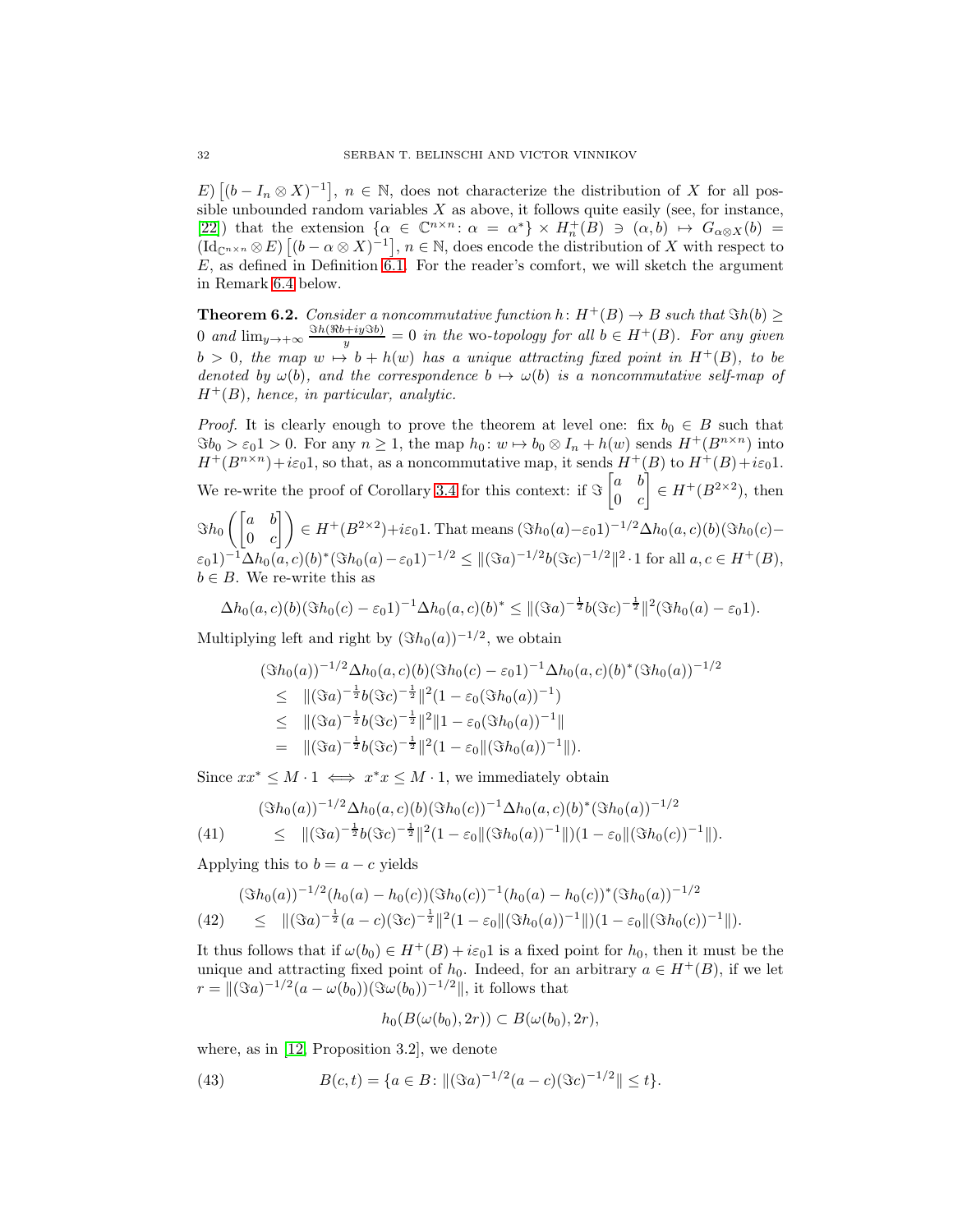$E)\left[(b - I_n \otimes X)^{-1}\right]$, $n \in \mathbb{N}$, does not characterize the distribution of $X$ for all possible unbounded random variables $X$ as above, it follows quite easily (see, for instance, [22]) that the extension $\{\alpha \in \mathbb{C}^{n\times n} \colon \alpha = \alpha^*\} \times H_n^+(B) \ni (\alpha, b) \mapsto G_{\alpha\otimes X}(b) = (\mathrm{Id}_{\mathbb{C}^{n\times n}} \otimes E)\left[(b - \alpha \otimes X)^{-1}\right]$, $n \in \mathbb{N}$, does encode the distribution of $X$ with respect to $E$, as defined in Definition 6.1. For the reader's comfort, we will sketch the argument in Remark 6.4 below.

**Theorem 6.2.** *Consider a noncommutative function $h \colon H^+(B) \to B$ such that $\Im h(b) \geq 0$ and $\lim_{y\to+\infty} \frac{\Im h(\Re b + iy\Im b)}{y} = 0$ in the* wo*-topology for all $b \in H^+(B)$. For any given $b > 0$, the map $w \mapsto b + h(w)$ has a unique attracting fixed point in $H^+(B)$, to be denoted by $\omega(b)$, and the correspondence $b \mapsto \omega(b)$ is a noncommutative self-map of $H^+(B)$, hence, in particular, analytic.*

*Proof.* It is clearly enough to prove the theorem at level one: fix $b_0 \in B$ such that $\Im b_0 > \varepsilon_0 1 > 0$. For any $n \geq 1$, the map $h_0 \colon w \mapsto b_0 \otimes I_n + h(w)$ sends $H^+(B^{n\times n})$ into $H^+(B^{n\times n}) + i\varepsilon_0 1$, so that, as a noncommutative map, it sends $H^+(B)$ to $H^+(B) + i\varepsilon_0 1$. We re-write the proof of Corollary 3.4 for this context: if $\Im \begin{bmatrix} a & b \\ 0 & c \end{bmatrix} \in H^+(B^{2\times 2})$, then $\Im h_0\left(\begin{bmatrix} a & b \\ 0 & c \end{bmatrix}\right) \in H^+(B^{2\times 2}) + i\varepsilon_0 1$. That means $(\Im h_0(a) - \varepsilon_0 1)^{-1/2}\Delta h_0(a,c)(b)(\Im h_0(c) - \varepsilon_0 1)^{-1}\Delta h_0(a,c)(b)^*(\Im h_0(a) - \varepsilon_0 1)^{-1/2} \leq \|(\Im a)^{-1/2} b (\Im c)^{-1/2}\|^2 \cdot 1$ for all $a, c \in H^+(B)$, $b \in B$. We re-write this as

$$\Delta h_0(a,c)(b)(\Im h_0(c) - \varepsilon_0 1)^{-1}\Delta h_0(a,c)(b)^* \leq \|(\Im a)^{-\frac{1}{2}} b (\Im c)^{-\frac{1}{2}}\|^2(\Im h_0(a) - \varepsilon_0 1).$$

Multiplying left and right by $(\Im h_0(a))^{-1/2}$, we obtain

$$\begin{aligned}
&(\Im h_0(a))^{-1/2}\Delta h_0(a,c)(b)(\Im h_0(c) - \varepsilon_0 1)^{-1}\Delta h_0(a,c)(b)^*(\Im h_0(a))^{-1/2} \\
&\quad\leq \|(\Im a)^{-\frac{1}{2}} b (\Im c)^{-\frac{1}{2}}\|^2(1 - \varepsilon_0(\Im h_0(a))^{-1}) \\
&\quad\leq \|(\Im a)^{-\frac{1}{2}} b (\Im c)^{-\frac{1}{2}}\|^2\|1 - \varepsilon_0(\Im h_0(a))^{-1}\| \\
&\quad= \|(\Im a)^{-\frac{1}{2}} b (\Im c)^{-\frac{1}{2}}\|^2(1 - \varepsilon_0\|(\Im h_0(a))^{-1}\|).
\end{aligned}$$

Since $xx^* \leq M \cdot 1 \iff x^*x \leq M \cdot 1$, we immediately obtain

$$\begin{aligned}
&(\Im h_0(a))^{-1/2}\Delta h_0(a,c)(b)(\Im h_0(c))^{-1}\Delta h_0(a,c)(b)^*(\Im h_0(a))^{-1/2} \\
&\quad\leq \|(\Im a)^{-\frac{1}{2}} b (\Im c)^{-\frac{1}{2}}\|^2(1 - \varepsilon_0\|(\Im h_0(a))^{-1}\|)(1 - \varepsilon_0\|(\Im h_0(c))^{-1}\|).
\end{aligned} \tag{41}$$

Applying this to $b = a - c$ yields

$$\begin{aligned}
&(\Im h_0(a))^{-1/2}(h_0(a) - h_0(c))(\Im h_0(c))^{-1}(h_0(a) - h_0(c))^*(\Im h_0(a))^{-1/2} \\
&\quad\leq \|(\Im a)^{-\frac{1}{2}}(a - c)(\Im c)^{-\frac{1}{2}}\|^2(1 - \varepsilon_0\|(\Im h_0(a))^{-1}\|)(1 - \varepsilon_0\|(\Im h_0(c))^{-1}\|).
\end{aligned} \tag{42}$$

It thus follows that if $\omega(b_0) \in H^+(B) + i\varepsilon_0 1$ is a fixed point for $h_0$, then it must be the unique and attracting fixed point of $h_0$. Indeed, for an arbitrary $a \in H^+(B)$, if we let $r = \|(\Im a)^{-1/2}(a - \omega(b_0))(\Im\omega(b_0))^{-1/2}\|$, it follows that

$$h_0(B(\omega(b_0), 2r)) \subset B(\omega(b_0), 2r),$$

where, as in [12, Proposition 3.2], we denote

$$B(c,t) = \{a \in B \colon \|(\Im a)^{-1/2}(a - c)(\Im c)^{-1/2}\| \leq t\}. \tag{43}$$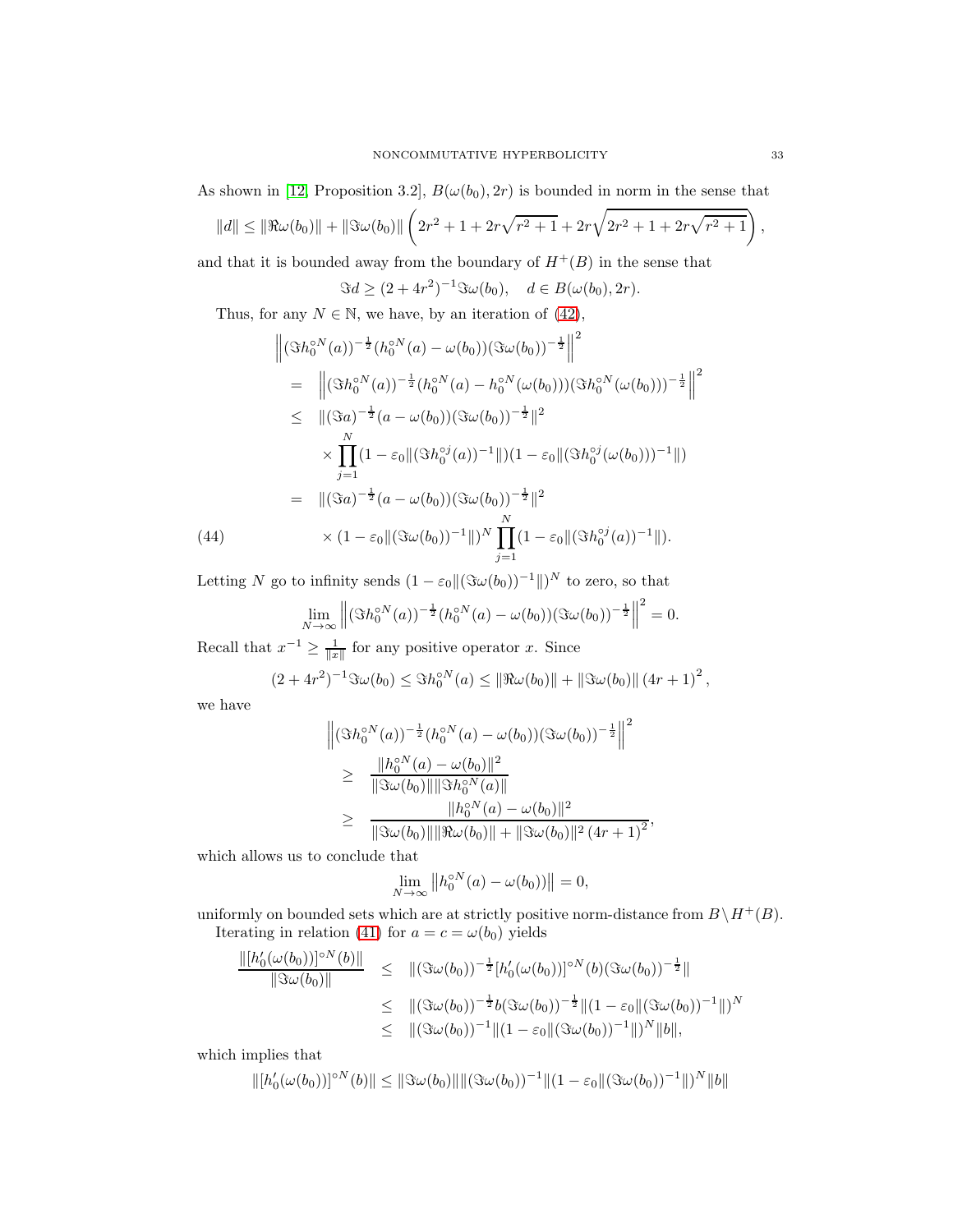As shown in [12, Proposition 3.2], $B(\omega(b_0), 2r)$ is bounded in norm in the sense that

$$\|d\| \leq \|\Re\omega(b_0)\| + \|\Im\omega(b_0)\| \left(2r^2 + 1 + 2r\sqrt{r^2+1} + 2r\sqrt{2r^2+1+2r\sqrt{r^2+1}}\right),$$

and that it is bounded away from the boundary of $H^+(B)$ in the sense that

$$\Im d \geq (2+4r^2)^{-1}\Im\omega(b_0), \quad d \in B(\omega(b_0), 2r).$$

Thus, for any $N \in \mathbb{N}$, we have, by an iteration of (42),

$$\begin{aligned}
&\left\|(\Im h_0^{\circ N}(a))^{-\frac{1}{2}}(h_0^{\circ N}(a) - \omega(b_0))(\Im\omega(b_0))^{-\frac{1}{2}}\right\|^2 \\
&= \left\|(\Im h_0^{\circ N}(a))^{-\frac{1}{2}}(h_0^{\circ N}(a) - h_0^{\circ N}(\omega(b_0)))(\Im h_0^{\circ N}(\omega(b_0)))^{-\frac{1}{2}}\right\|^2 \\
&\leq \|(\Im a)^{-\frac{1}{2}}(a - \omega(b_0))(\Im\omega(b_0))^{-\frac{1}{2}}\|^2 \\
&\quad \times \prod_{j=1}^{N}(1 - \varepsilon_0\|(\Im h_0^{\circ j}(a))^{-1}\|)(1 - \varepsilon_0\|(\Im h_0^{\circ j}(\omega(b_0)))^{-1}\|) \\
&= \|(\Im a)^{-\frac{1}{2}}(a - \omega(b_0))(\Im\omega(b_0))^{-\frac{1}{2}}\|^2 \\
&\quad \times (1 - \varepsilon_0\|(\Im\omega(b_0))^{-1}\|)^N \prod_{j=1}^{N}(1 - \varepsilon_0\|(\Im h_0^{\circ j}(a))^{-1}\|). \qquad (44)
\end{aligned}$$

Letting $N$ go to infinity sends $(1 - \varepsilon_0\|(\Im\omega(b_0))^{-1}\|)^N$ to zero, so that

$$\lim_{N\to\infty}\left\|(\Im h_0^{\circ N}(a))^{-\frac{1}{2}}(h_0^{\circ N}(a) - \omega(b_0))(\Im\omega(b_0))^{-\frac{1}{2}}\right\|^2 = 0.$$

Recall that $x^{-1} \geq \frac{1}{\|x\|}$ for any positive operator $x$. Since

$$(2+4r^2)^{-1}\Im\omega(b_0) \leq \Im h_0^{\circ N}(a) \leq \|\Re\omega(b_0)\| + \|\Im\omega(b_0)\|\left(4r+1\right)^2,$$

we have

$$\begin{aligned}
&\left\|(\Im h_0^{\circ N}(a))^{-\frac{1}{2}}(h_0^{\circ N}(a) - \omega(b_0))(\Im\omega(b_0))^{-\frac{1}{2}}\right\|^2 \\
&\geq \frac{\|h_0^{\circ N}(a) - \omega(b_0)\|^2}{\|\Im\omega(b_0)\|\|\Im h_0^{\circ N}(a)\|} \\
&\geq \frac{\|h_0^{\circ N}(a) - \omega(b_0)\|^2}{\|\Im\omega(b_0)\|\|\Re\omega(b_0)\| + \|\Im\omega(b_0)\|^2\left(4r+1\right)^2},
\end{aligned}$$

which allows us to conclude that

$$\lim_{N\to\infty}\left\|h_0^{\circ N}(a) - \omega(b_0))\right\| = 0,$$

uniformly on bounded sets which are at strictly positive norm-distance from $B \setminus H^+(B)$.

Iterating in relation (41) for $a = c = \omega(b_0)$ yields

$$\begin{aligned}
\frac{\|[h_0'(\omega(b_0))]^{\circ N}(b)\|}{\|\Im\omega(b_0)\|} &\leq \|(\Im\omega(b_0))^{-\frac{1}{2}}[h_0'(\omega(b_0))]^{\circ N}(b)(\Im\omega(b_0))^{-\frac{1}{2}}\| \\
&\leq \|(\Im\omega(b_0))^{-\frac{1}{2}}b(\Im\omega(b_0))^{-\frac{1}{2}}\|(1 - \varepsilon_0\|(\Im\omega(b_0))^{-1}\|)^N \\
&\leq \|(\Im\omega(b_0))^{-1}\|(1 - \varepsilon_0\|(\Im\omega(b_0))^{-1}\|)^N\|b\|,
\end{aligned}$$

which implies that

$$\|[h_0'(\omega(b_0))]^{\circ N}(b)\| \leq \|\Im\omega(b_0)\|\|(\Im\omega(b_0))^{-1}\|(1 - \varepsilon_0\|(\Im\omega(b_0))^{-1}\|)^N\|b\|$$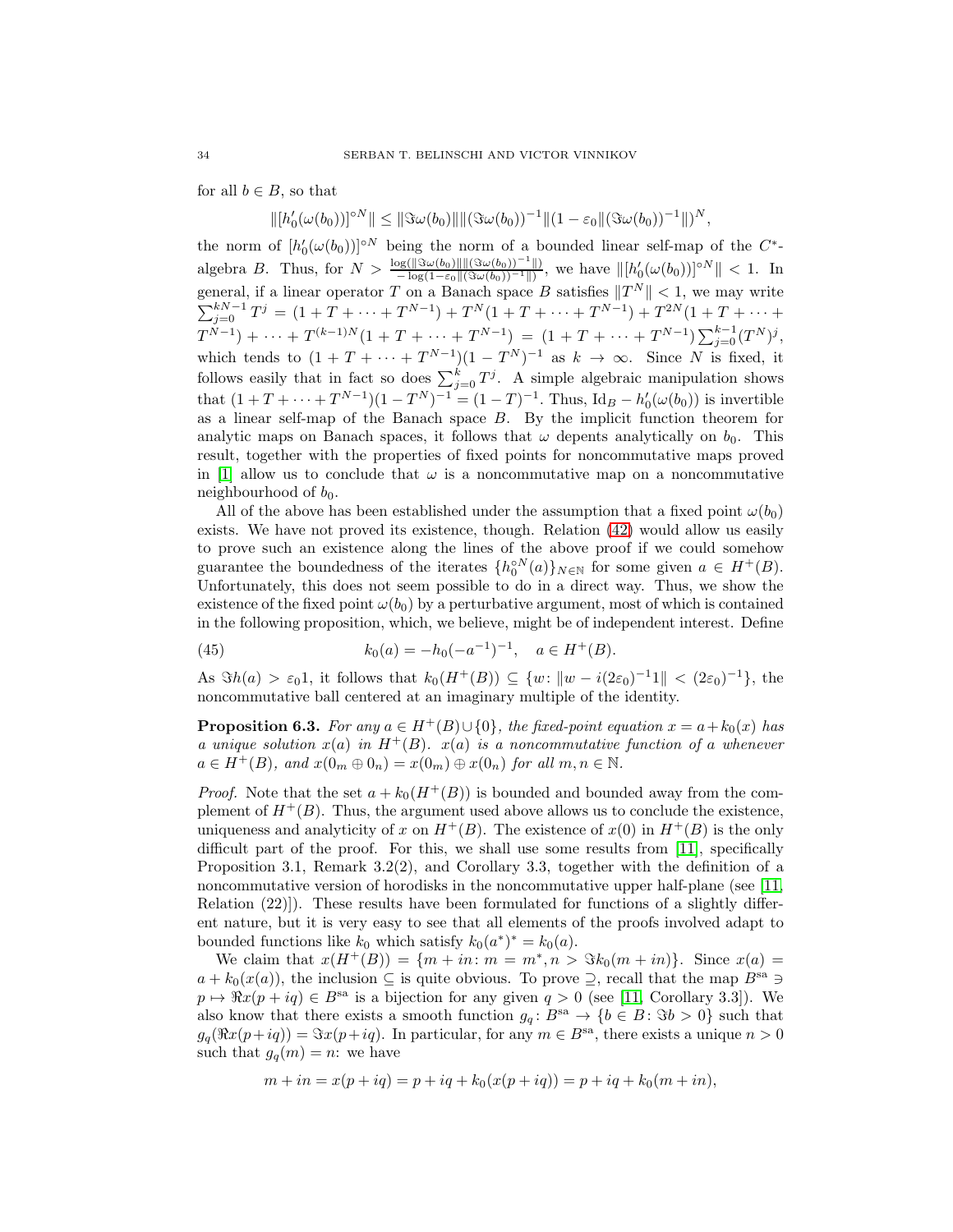for all $b \in B$, so that

$$\|[h_0'(\omega(b_0))]^{\circ N}\| \leq \|\Im\omega(b_0)\|\|(\Im\omega(b_0))^{-1}\|(1-\varepsilon_0\|(\Im\omega(b_0))^{-1}\|)^N,$$

the norm of $[h_0'(\omega(b_0))]^{\circ N}$ being the norm of a bounded linear self-map of the $C^*$-algebra $B$. Thus, for $N > \frac{\log(\|\Im\omega(b_0)\|\|(\Im\omega(b_0))^{-1}\|)}{-\log(1-\varepsilon_0\|(\Im\omega(b_0))^{-1}\|)}$, we have $\|[h_0'(\omega(b_0))]^{\circ N}\| < 1$. In general, if a linear operator $T$ on a Banach space $B$ satisfies $\|T^N\| < 1$, we may write $\sum_{j=0}^{kN-1} T^j = (1+T+\cdots+T^{N-1}) + T^N(1+T+\cdots+T^{N-1}) + T^{2N}(1+T+\cdots+T^{N-1}) + \cdots + T^{(k-1)N}(1+T+\cdots+T^{N-1}) = (1+T+\cdots+T^{N-1})\sum_{j=0}^{k-1}(T^N)^j$, which tends to $(1+T+\cdots+T^{N-1})(1-T^N)^{-1}$ as $k \to \infty$. Since $N$ is fixed, it follows easily that in fact so does $\sum_{j=0}^{k} T^j$. A simple algebraic manipulation shows that $(1+T+\cdots+T^{N-1})(1-T^N)^{-1} = (1-T)^{-1}$. Thus, $\mathrm{Id}_B - h_0'(\omega(b_0))$ is invertible as a linear self-map of the Banach space $B$. By the implicit function theorem for analytic maps on Banach spaces, it follows that $\omega$ depents analytically on $b_0$. This result, together with the properties of fixed points for noncommutative maps proved in [1] allow us to conclude that $\omega$ is a noncommutative map on a noncommutative neighbourhood of $b_0$.

All of the above has been established under the assumption that a fixed point $\omega(b_0)$ exists. We have not proved its existence, though. Relation (42) would allow us easily to prove such an existence along the lines of the above proof if we could somehow guarantee the boundedness of the iterates $\{h_0^{\circ N}(a)\}_{N\in\mathbb{N}}$ for some given $a \in H^+(B)$. Unfortunately, this does not seem possible to do in a direct way. Thus, we show the existence of the fixed point $\omega(b_0)$ by a perturbative argument, most of which is contained in the following proposition, which, we believe, might be of independent interest. Define

$$k_0(a) = -h_0(-a^{-1})^{-1}, \quad a \in H^+(B). \tag{45}$$

As $\Im h(a) > \varepsilon_0 1$, it follows that $k_0(H^+(B)) \subseteq \{w \colon \|w - i(2\varepsilon_0)^{-1}1\| < (2\varepsilon_0)^{-1}\}$, the noncommutative ball centered at an imaginary multiple of the identity.

**Proposition 6.3.** *For any $a \in H^+(B)\cup\{0\}$, the fixed-point equation $x = a + k_0(x)$ has a unique solution $x(a)$ in $H^+(B)$. $x(a)$ is a noncommutative function of $a$ whenever $a \in H^+(B)$, and $x(0_m \oplus 0_n) = x(0_m) \oplus x(0_n)$ for all $m, n \in \mathbb{N}$.*

*Proof.* Note that the set $a + k_0(H^+(B))$ is bounded and bounded away from the complement of $H^+(B)$. Thus, the argument used above allows us to conclude the existence, uniqueness and analyticity of $x$ on $H^+(B)$. The existence of $x(0)$ in $H^+(B)$ is the only difficult part of the proof. For this, we shall use some results from [11], specifically Proposition 3.1, Remark 3.2(2), and Corollary 3.3, together with the definition of a noncommutative version of horodisks in the noncommutative upper half-plane (see [11, Relation (22)]). These results have been formulated for functions of a slightly different nature, but it is very easy to see that all elements of the proofs involved adapt to bounded functions like $k_0$ which satisfy $k_0(a^*)^* = k_0(a)$.

We claim that $x(H^+(B)) = \{m + in \colon m = m^*, n > \Im k_0(m+in)\}$. Since $x(a) = a + k_0(x(a))$, the inclusion $\subseteq$ is quite obvious. To prove $\supseteq$, recall that the map $B^{\mathrm{sa}} \ni p \mapsto \Re x(p+iq) \in B^{\mathrm{sa}}$ is a bijection for any given $q > 0$ (see [11, Corollary 3.3]). We also know that there exists a smooth function $g_q \colon B^{\mathrm{sa}} \to \{b \in B \colon \Im b > 0\}$ such that $g_q(\Re x(p+iq)) = \Im x(p+iq)$. In particular, for any $m \in B^{\mathrm{sa}}$, there exists a unique $n > 0$ such that $g_q(m) = n$: we have

$$m + in = x(p+iq) = p + iq + k_0(x(p+iq)) = p + iq + k_0(m+in),$$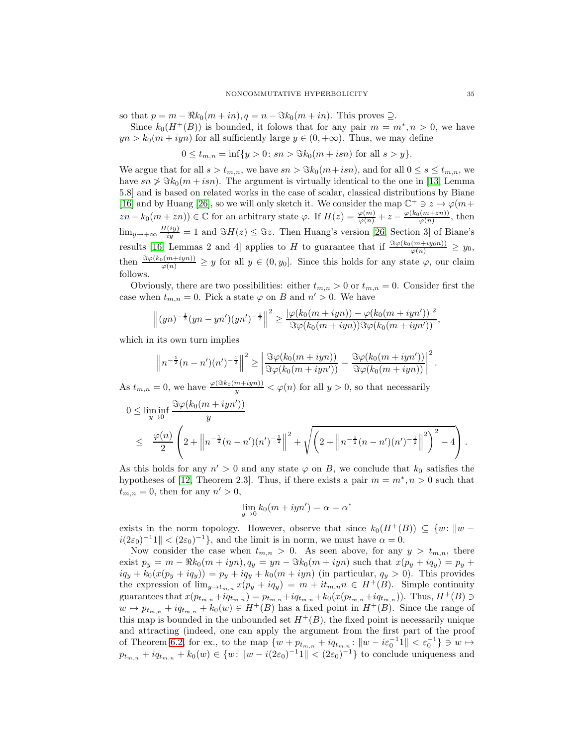so that $p = m - \Re k_0(m + in), q = n - \Im k_0(m + in)$. This proves $\supseteq$.

Since $k_0(H^+(B))$ is bounded, it folows that for any pair $m = m^*, n > 0$, we have $yn > k_0(m + iyn)$ for all sufficiently large $y \in (0, +\infty)$. Thus, we may define

$$0 \le t_{m,n} = \inf\{y > 0\colon sn > \Im k_0(m + isn) \text{ for all } s > y\}.$$

We argue that for all $s > t_{m,n}$, we have $sn > \Im k_0(m+isn)$, and for all $0 \le s \le t_{m,n}$, we have $sn \not> \Im k_0(m + isn)$. The argument is virtually identical to the one in [13, Lemma 5.8] and is based on related works in the case of scalar, classical distributions by Biane [16] and by Huang [26], so we will only sketch it. We consider the map $\mathbb{C}^+ \ni z \mapsto \varphi(m + zn - k_0(m + zn)) \in \mathbb{C}$ for an arbitrary state $\varphi$. If $H(z) = \frac{\varphi(m)}{\varphi(n)} + z - \frac{\varphi(k_0(m+zn))}{\varphi(n)}$, then $\lim_{y\to+\infty} \frac{H(iy)}{iy} = 1$ and $\Im H(z) \le \Im z$. Then Huang's version [26, Section 3] of Biane's results [16, Lemmas 2 and 4] applies to $H$ to guarantee that if $\frac{\Im\varphi(k_0(m+iy_0n))}{\varphi(n)} \ge y_0$, then $\frac{\Im\varphi(k_0(m+iyn))}{\varphi(n)} \ge y$ for all $y \in (0, y_0]$. Since this holds for any state $\varphi$, our claim follows.

Obviously, there are two possibilities: either $t_{m,n} > 0$ or $t_{m,n} = 0$. Consider first the case when $t_{m,n} = 0$. Pick a state $\varphi$ on $B$ and $n' > 0$. We have

$$\left\|(yn)^{-\frac{1}{2}}(yn - yn')(yn')^{-\frac{1}{2}}\right\|^2 \ge \frac{|\varphi(k_0(m + iyn)) - \varphi(k_0(m + iyn'))|^2}{\Im\varphi(k_0(m + iyn))\Im\varphi(k_0(m + iyn'))},$$

which in its own turn implies

$$\left\|n^{-\frac{1}{2}}(n - n')(n')^{-\frac{1}{2}}\right\|^2 \ge \left|\frac{\Im\varphi(k_0(m + iyn))}{\Im\varphi(k_0(m + iyn'))} - \frac{\Im\varphi(k_0(m + iyn'))}{\Im\varphi(k_0(m + iyn))}\right|^2.$$

As $t_{m,n} = 0$, we have $\frac{\varphi(\Im k_0(m+iyn))}{y} < \varphi(n)$ for all $y > 0$, so that necessarily

$$\begin{aligned}
0 &\le \liminf_{y\to 0} \frac{\Im\varphi(k_0(m + iyn'))}{y} \\
&\le \frac{\varphi(n)}{2}\left(2 + \left\|n^{-\frac{1}{2}}(n - n')(n')^{-\frac{1}{2}}\right\|^2 + \sqrt{\left(2 + \left\|n^{-\frac{1}{2}}(n - n')(n')^{-\frac{1}{2}}\right\|^2\right)^2 - 4}\right).
\end{aligned}$$

As this holds for any $n' > 0$ and any state $\varphi$ on $B$, we conclude that $k_0$ satisfies the hypotheses of [12, Theorem 2.3]. Thus, if there exists a pair $m = m^*, n > 0$ such that $t_{m,n} = 0$, then for any $n' > 0$,

$$\lim_{y\to 0} k_0(m + iyn') = \alpha = \alpha^*$$

exists in the norm topology. However, observe that since $k_0(H^+(B)) \subseteq \{w\colon \|w - i(2\varepsilon_0)^{-1}1\| < (2\varepsilon_0)^{-1}\}$, and the limit is in norm, we must have $\alpha = 0$.

Now consider the case when $t_{m,n} > 0$. As seen above, for any $y > t_{m,n}$, there exist $p_y = m - \Re k_0(m + iyn), q_y = yn - \Im k_0(m + iyn)$ such that $x(p_y + iq_y) = p_y + iq_y + k_0(x(p_y + iq_y)) = p_y + iq_y + k_0(m + iyn)$ (in particular, $q_y > 0$). This provides the expression of $\lim_{y\to t_{m,n}} x(p_y + iq_y) = m + it_{m,n}n \in H^+(B)$. Simple continuity guarantees that $x(p_{t_{m,n}} + iq_{t_{m,n}}) = p_{t_{m,n}} + iq_{t_{m,n}} + k_0(x(p_{t_{m,n}} + iq_{t_{m,n}}))$. Thus, $H^+(B) \ni w \mapsto p_{t_{m,n}} + iq_{t_{m,n}} + k_0(w) \in H^+(B)$ has a fixed point in $H^+(B)$. Since the range of this map is bounded in the unbounded set $H^+(B)$, the fixed point is necessarily unique and attracting (indeed, one can apply the argument from the first part of the proof of Theorem 6.2, for ex., to the map $\{w + p_{t_{m,n}} + iq_{t_{m,n}}\colon \|w - i\varepsilon_0^{-1}1\| < \varepsilon_0^{-1}\} \ni w \mapsto p_{t_{m,n}} + iq_{t_{m,n}} + k_0(w) \in \{w\colon \|w - i(2\varepsilon_0)^{-1}1\| < (2\varepsilon_0)^{-1}\}$ to conclude uniqueness and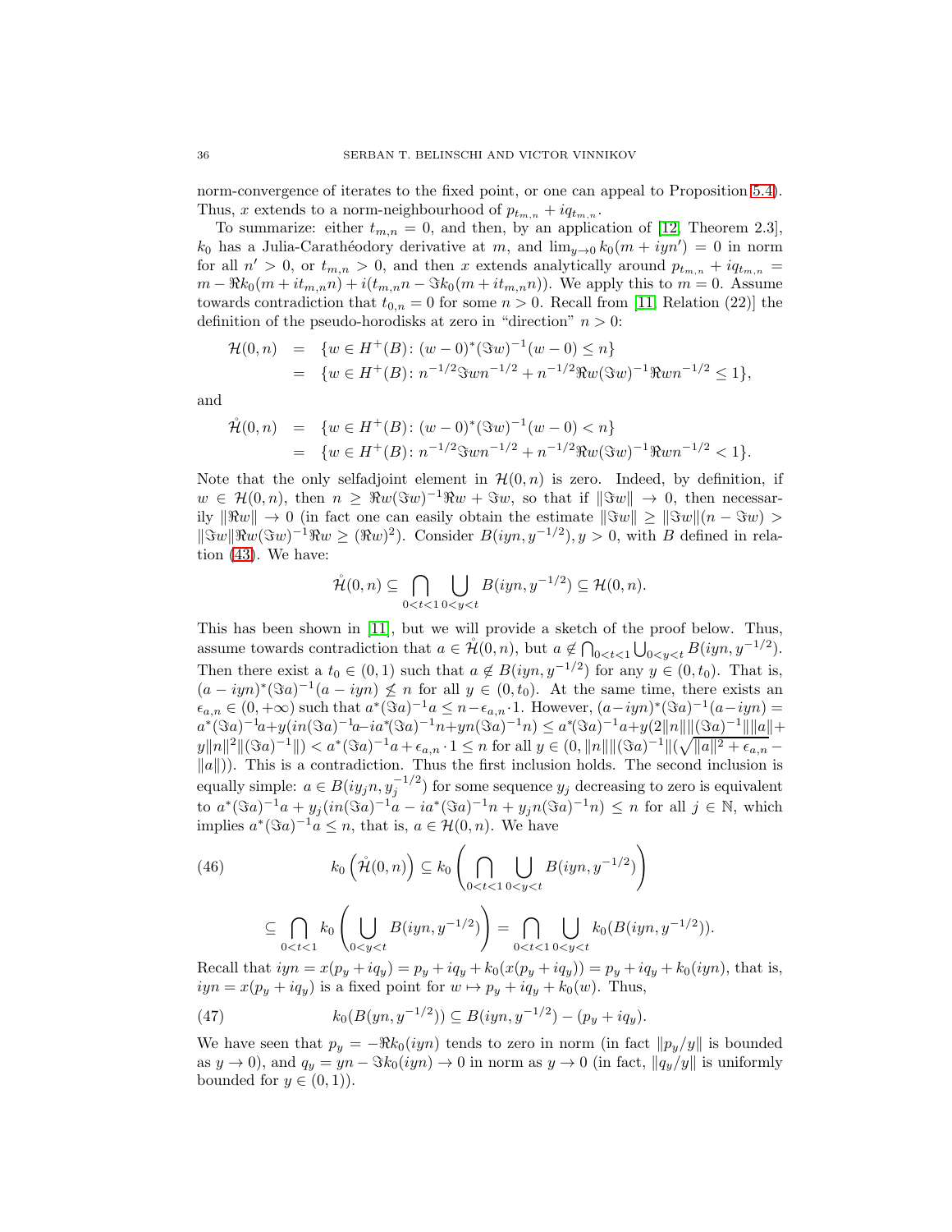norm-convergence of iterates to the fixed point, or one can appeal to Proposition 5.4). Thus, $x$ extends to a norm-neighbourhood of $p_{t_{m,n}} + iq_{t_{m,n}}$.

To summarize: either $t_{m,n} = 0$, and then, by an application of [12, Theorem 2.3], $k_0$ has a Julia-Carathéodory derivative at $m$, and $\lim_{y\to 0} k_0(m + iyn') = 0$ in norm for all $n' > 0$, or $t_{m,n} > 0$, and then $x$ extends analytically around $p_{t_{m,n}} + iq_{t_{m,n}} = m - \Re k_0(m + it_{m,n}n) + i(t_{m,n}n - \Im k_0(m + it_{m,n}n))$. We apply this to $m = 0$. Assume towards contradiction that $t_{0,n} = 0$ for some $n > 0$. Recall from [11, Relation (22)] the definition of the pseudo-horodisks at zero in "direction" $n > 0$:

$$
\begin{aligned}
\mathcal{H}(0,n) &= \{w \in H^+(B) \colon (w-0)^*(\Im w)^{-1}(w-0) \le n\} \\
&= \{w \in H^+(B) \colon n^{-1/2}\Im w n^{-1/2} + n^{-1/2}\Re w(\Im w)^{-1}\Re w n^{-1/2} \le 1\},
\end{aligned}
$$

and

$$
\begin{aligned}
\mathring{\mathcal{H}}(0,n) &= \{w \in H^+(B) \colon (w-0)^*(\Im w)^{-1}(w-0) < n\} \\
&= \{w \in H^+(B) \colon n^{-1/2}\Im w n^{-1/2} + n^{-1/2}\Re w(\Im w)^{-1}\Re w n^{-1/2} < 1\}.
\end{aligned}
$$

Note that the only selfadjoint element in $\mathcal{H}(0,n)$ is zero. Indeed, by definition, if $w \in \mathcal{H}(0,n)$, then $n \ge \Re w(\Im w)^{-1}\Re w + \Im w$, so that if $\|\Im w\| \to 0$, then necessarily $\|\Re w\| \to 0$ (in fact one can easily obtain the estimate $\|\Im w\| \ge \|\Im w\|(n - \Im w) > \|\Im w\|\Re w(\Im w)^{-1}\Re w \ge (\Re w)^2$). Consider $B(iyn, y^{-1/2}), y > 0$, with $B$ defined in relation (43). We have:

$$
\mathring{\mathcal{H}}(0,n) \subseteq \bigcap_{0<t<1} \bigcup_{0<y<t} B(iyn, y^{-1/2}) \subseteq \mathcal{H}(0,n).
$$

This has been shown in [11], but we will provide a sketch of the proof below. Thus, assume towards contradiction that $a \in \mathring{\mathcal{H}}(0,n)$, but $a \notin \bigcap_{0<t<1} \bigcup_{0<y<t} B(iyn, y^{-1/2})$. Then there exist a $t_0 \in (0,1)$ such that $a \notin B(iyn, y^{-1/2})$ for any $y \in (0, t_0)$. That is, $(a - iyn)^*(\Im a)^{-1}(a - iyn) \not\le n$ for all $y \in (0, t_0)$. At the same time, there exists an $\epsilon_{a,n} \in (0, +\infty)$ such that $a^*(\Im a)^{-1}a \le n - \epsilon_{a,n} \cdot 1$. However, $(a - iyn)^*(\Im a)^{-1}(a - iyn) = a^*(\Im a)^{-1}a + y(in(\Im a)^{-1}a - ia^*(\Im a)^{-1}n + yn(\Im a)^{-1}n) \le a^*(\Im a)^{-1}a + y(2\|n\|\|(\Im a)^{-1}\|\|a\| + y\|n\|^2\|(\Im a)^{-1}\|) < a^*(\Im a)^{-1}a + \epsilon_{a,n} \cdot 1 \le n$ for all $y \in (0, \|n\|\|(\Im a)^{-1}\|(\sqrt{\|a\|^2 + \epsilon_{a,n}} - \|a\|))$. This is a contradiction. Thus the first inclusion holds. The second inclusion is equally simple: $a \in B(iy_j n, y_j^{-1/2})$ for some sequence $y_j$ decreasing to zero is equivalent to $a^*(\Im a)^{-1}a + y_j(in(\Im a)^{-1}a - ia^*(\Im a)^{-1}n + y_j n(\Im a)^{-1}n) \le n$ for all $j \in \mathbb{N}$, which implies $a^*(\Im a)^{-1}a \le n$, that is, $a \in \mathcal{H}(0,n)$. We have

$$
\begin{aligned}
(46) \qquad k_0\left(\mathring{\mathcal{H}}(0,n)\right) &\subseteq k_0\left(\bigcap_{0<t<1} \bigcup_{0<y<t} B(iyn, y^{-1/2})\right) \\
&\subseteq \bigcap_{0<t<1} k_0\left(\bigcup_{0<y<t} B(iyn, y^{-1/2})\right) = \bigcap_{0<t<1} \bigcup_{0<y<t} k_0(B(iyn, y^{-1/2})).
\end{aligned}
$$

Recall that $iyn = x(p_y + iq_y) = p_y + iq_y + k_0(x(p_y + iq_y)) = p_y + iq_y + k_0(iyn)$, that is, $iyn = x(p_y + iq_y)$ is a fixed point for $w \mapsto p_y + iq_y + k_0(w)$. Thus,

$$
(47) \qquad k_0(B(yn, y^{-1/2})) \subseteq B(iyn, y^{-1/2}) - (p_y + iq_y).
$$

We have seen that $p_y = -\Re k_0(iyn)$ tends to zero in norm (in fact $\|p_y/y\|$ is bounded as $y \to 0$), and $q_y = yn - \Im k_0(iyn) \to 0$ in norm as $y \to 0$ (in fact, $\|q_y/y\|$ is uniformly bounded for $y \in (0,1)$).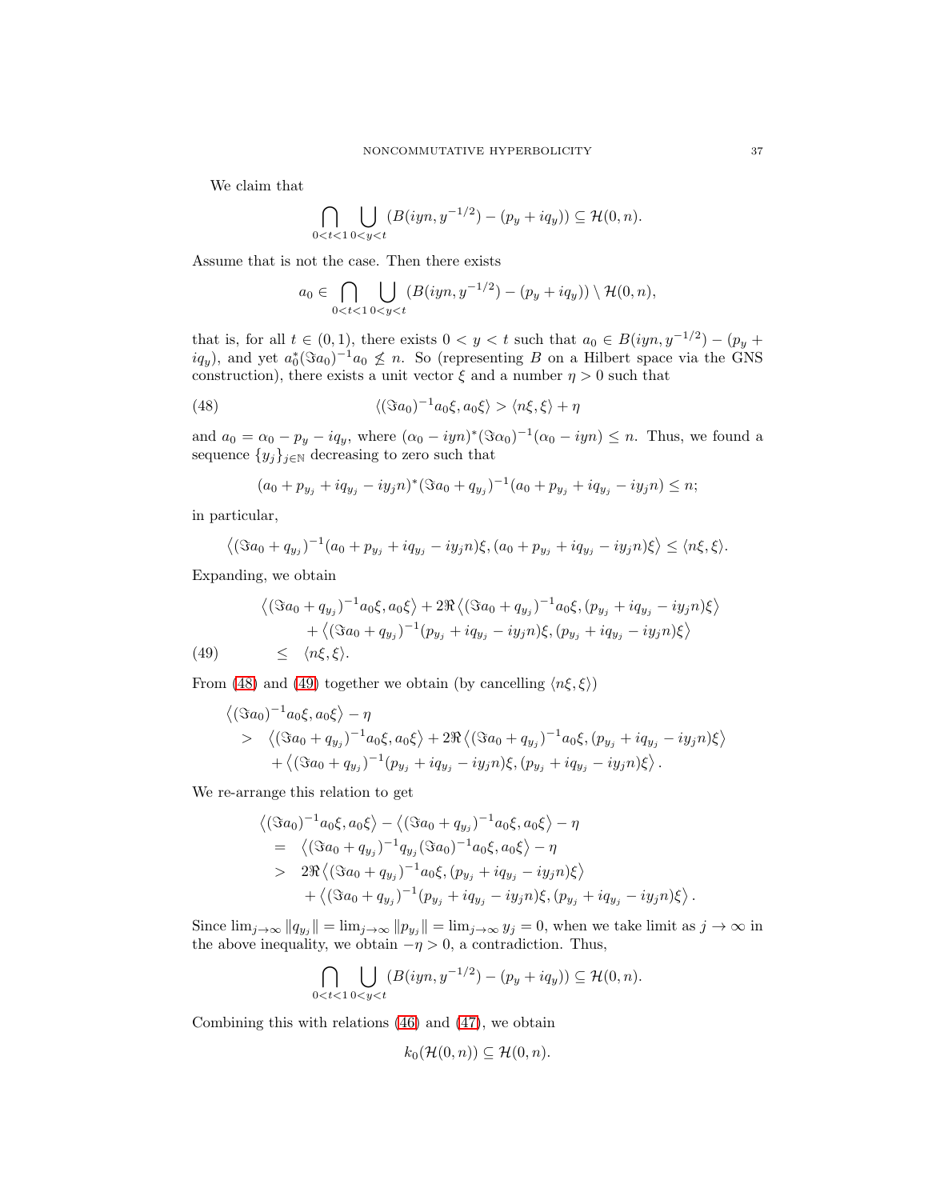We claim that

$$\bigcap_{0<t<1}\bigcup_{0<y<t}(B(iyn,y^{-1/2})-(p_y+iq_y))\subseteq\mathcal{H}(0,n).$$

Assume that is not the case. Then there exists

$$a_0\in\bigcap_{0<t<1}\bigcup_{0<y<t}(B(iyn,y^{-1/2})-(p_y+iq_y))\setminus\mathcal{H}(0,n),$$

that is, for all $t\in(0,1)$, there exists $0<y<t$ such that $a_0\in B(iyn,y^{-1/2})-(p_y+iq_y)$, and yet $a_0^*(\Im a_0)^{-1}a_0\not\leq n$. So (representing $B$ on a Hilbert space via the GNS construction), there exists a unit vector $\xi$ and a number $\eta>0$ such that

$$\langle(\Im a_0)^{-1}a_0\xi,a_0\xi\rangle>\langle n\xi,\xi\rangle+\eta \tag{48}$$

and $a_0=\alpha_0-p_y-iq_y$, where $(\alpha_0-iyn)^*(\Im\alpha_0)^{-1}(\alpha_0-iyn)\leq n$. Thus, we found a sequence $\{y_j\}_{j\in\mathbb{N}}$ decreasing to zero such that

$$(a_0+p_{y_j}+iq_{y_j}-iy_jn)^*(\Im a_0+q_{y_j})^{-1}(a_0+p_{y_j}+iq_{y_j}-iy_jn)\leq n;$$

in particular,

$$\left\langle(\Im a_0+q_{y_j})^{-1}(a_0+p_{y_j}+iq_{y_j}-iy_jn)\xi,(a_0+p_{y_j}+iq_{y_j}-iy_jn)\xi\right\rangle\leq\langle n\xi,\xi\rangle.$$

Expanding, we obtain

$$\begin{aligned}
&\left\langle(\Im a_0+q_{y_j})^{-1}a_0\xi,a_0\xi\right\rangle+2\Re\left\langle(\Im a_0+q_{y_j})^{-1}a_0\xi,(p_{y_j}+iq_{y_j}-iy_jn)\xi\right\rangle\\
&\quad+\left\langle(\Im a_0+q_{y_j})^{-1}(p_{y_j}+iq_{y_j}-iy_jn)\xi,(p_{y_j}+iq_{y_j}-iy_jn)\xi\right\rangle\\
&\leq\ \langle n\xi,\xi\rangle.
\end{aligned}\tag{49}$$

From (48) and (49) together we obtain (by cancelling $\langle n\xi,\xi\rangle$)

$$\begin{aligned}
&\left\langle(\Im a_0)^{-1}a_0\xi,a_0\xi\right\rangle-\eta\\
&>\ \left\langle(\Im a_0+q_{y_j})^{-1}a_0\xi,a_0\xi\right\rangle+2\Re\left\langle(\Im a_0+q_{y_j})^{-1}a_0\xi,(p_{y_j}+iq_{y_j}-iy_jn)\xi\right\rangle\\
&\quad+\left\langle(\Im a_0+q_{y_j})^{-1}(p_{y_j}+iq_{y_j}-iy_jn)\xi,(p_{y_j}+iq_{y_j}-iy_jn)\xi\right\rangle.
\end{aligned}$$

We re-arrange this relation to get

$$\begin{aligned}
&\left\langle(\Im a_0)^{-1}a_0\xi,a_0\xi\right\rangle-\left\langle(\Im a_0+q_{y_j})^{-1}a_0\xi,a_0\xi\right\rangle-\eta\\
&=\ \left\langle(\Im a_0+q_{y_j})^{-1}q_{y_j}(\Im a_0)^{-1}a_0\xi,a_0\xi\right\rangle-\eta\\
&>\ 2\Re\left\langle(\Im a_0+q_{y_j})^{-1}a_0\xi,(p_{y_j}+iq_{y_j}-iy_jn)\xi\right\rangle\\
&\quad+\left\langle(\Im a_0+q_{y_j})^{-1}(p_{y_j}+iq_{y_j}-iy_jn)\xi,(p_{y_j}+iq_{y_j}-iy_jn)\xi\right\rangle.
\end{aligned}$$

Since $\lim_{j\to\infty}\|q_{y_j}\|=\lim_{j\to\infty}\|p_{y_j}\|=\lim_{j\to\infty}y_j=0$, when we take limit as $j\to\infty$ in the above inequality, we obtain $-\eta>0$, a contradiction. Thus,

$$\bigcap_{0<t<1}\bigcup_{0<y<t}(B(iyn,y^{-1/2})-(p_y+iq_y))\subseteq\mathcal{H}(0,n).$$

Combining this with relations (46) and (47), we obtain

$$k_0(\mathcal{H}(0,n))\subseteq\mathcal{H}(0,n).$$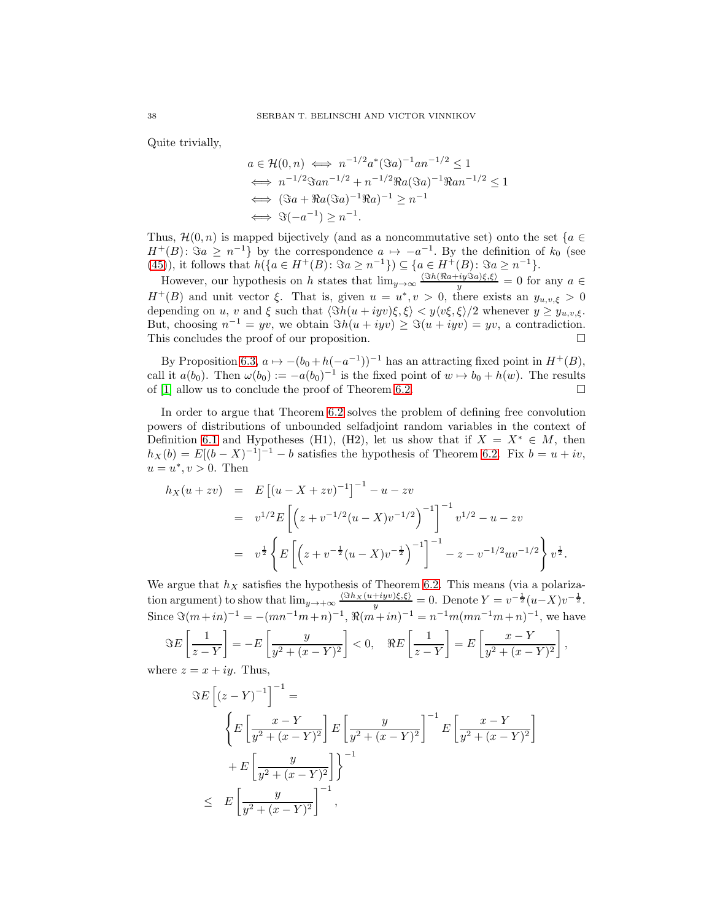Quite trivially,

$$
\begin{aligned}
a \in \mathcal{H}(0,n) &\iff n^{-1/2}a^*(\Im a)^{-1}an^{-1/2} \le 1\\
&\iff n^{-1/2}\Im a n^{-1/2} + n^{-1/2}\Re a(\Im a)^{-1}\Re a n^{-1/2} \le 1\\
&\iff (\Im a + \Re a(\Im a)^{-1}\Re a)^{-1} \ge n^{-1}\\
&\iff \Im(-a^{-1}) \ge n^{-1}.
\end{aligned}
$$

Thus, $\mathcal{H}(0,n)$ is mapped bijectively (and as a noncommutative set) onto the set $\{a \in H^+(B)\colon \Im a \ge n^{-1}\}$ by the correspondence $a \mapsto -a^{-1}$. By the definition of $k_0$ (see (45)), it follows that $h(\{a \in H^+(B)\colon \Im a \ge n^{-1}\}) \subseteq \{a \in H^+(B)\colon \Im a \ge n^{-1}\}$.

However, our hypothesis on $h$ states that $\lim_{y\to\infty} \frac{\langle \Im h(\Re a + iy\Im a)\xi,\xi\rangle}{y} = 0$ for any $a \in H^+(B)$ and unit vector $\xi$. That is, given $u = u^*, v > 0$, there exists an $y_{u,v,\xi} > 0$ depending on $u$, $v$ and $\xi$ such that $\langle \Im h(u+iyv)\xi,\xi\rangle < y\langle v\xi,\xi\rangle/2$ whenever $y \ge y_{u,v,\xi}$. But, choosing $n^{-1} = yv$, we obtain $\Im h(u+iyv) \ge \Im(u+iyv) = yv$, a contradiction. This concludes the proof of our proposition. $\square$

By Proposition 6.3, $a \mapsto -(b_0 + h(-a^{-1}))^{-1}$ has an attracting fixed point in $H^+(B)$, call it $a(b_0)$. Then $\omega(b_0) := -a(b_0)^{-1}$ is the fixed point of $w \mapsto b_0 + h(w)$. The results of [1] allow us to conclude the proof of Theorem 6.2. $\square$

In order to argue that Theorem 6.2 solves the problem of defining free convolution powers of distributions of unbounded selfadjoint random variables in the context of Definition 6.1 and Hypotheses (H1), (H2), let us show that if $X = X^* \in M$, then $h_X(b) = E[(b-X)^{-1}]^{-1} - b$ satisfies the hypothesis of Theorem 6.2. Fix $b = u + iv$, $u = u^*, v > 0$. Then

$$
\begin{aligned}
h_X(u+zv) &= E\left[(u-X+zv)^{-1}\right]^{-1} - u - zv\\
&= v^{1/2}E\left[\left(z + v^{-1/2}(u-X)v^{-1/2}\right)^{-1}\right]^{-1} v^{1/2} - u - zv\\
&= v^{\frac12}\left\{E\left[\left(z + v^{-\frac12}(u-X)v^{-\frac12}\right)^{-1}\right]^{-1} - z - v^{-1/2}uv^{-1/2}\right\}v^{\frac12}.
\end{aligned}
$$

We argue that $h_X$ satisfies the hypothesis of Theorem 6.2. This means (via a polarization argument) to show that $\lim_{y\to+\infty} \frac{\langle \Im h_X(u+iyv)\xi,\xi\rangle}{y} = 0$. Denote $Y = v^{-\frac12}(u-X)v^{-\frac12}$. Since $\Im(m+in)^{-1} = -(mn^{-1}m+n)^{-1}$, $\Re(m+in)^{-1} = n^{-1}m(mn^{-1}m+n)^{-1}$, we have

$$
\Im E\left[\frac{1}{z-Y}\right] = -E\left[\frac{y}{y^2+(x-Y)^2}\right] < 0, \quad \Re E\left[\frac{1}{z-Y}\right] = E\left[\frac{x-Y}{y^2+(x-Y)^2}\right],
$$

where $z = x + iy$. Thus,

$$
\begin{aligned}
\Im E\left[(z-Y)^{-1}\right]^{-1} &= \\
&\left\{E\left[\frac{x-Y}{y^2+(x-Y)^2}\right]E\left[\frac{y}{y^2+(x-Y)^2}\right]^{-1}E\left[\frac{x-Y}{y^2+(x-Y)^2}\right]\right.\\
&\quad \left. + E\left[\frac{y}{y^2+(x-Y)^2}\right]\right\}^{-1}\\
&\le E\left[\frac{y}{y^2+(x-Y)^2}\right]^{-1},
\end{aligned}
$$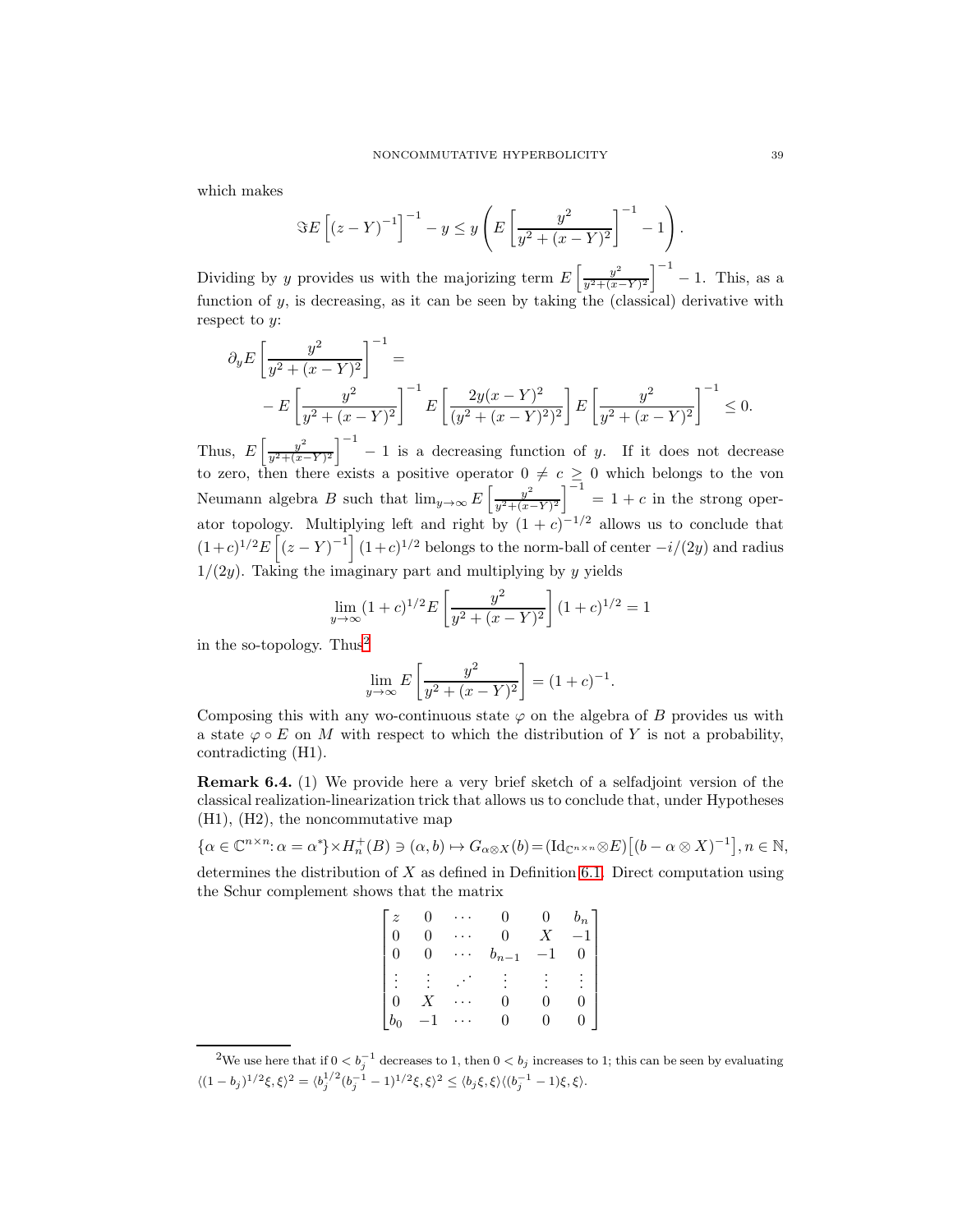which makes

$$\Im E\left[(z-Y)^{-1}\right]^{-1} - y \leq y\left(E\left[\frac{y^2}{y^2+(x-Y)^2}\right]^{-1} - 1\right).$$

Dividing by $y$ provides us with the majorizing term $E\left[\frac{y^2}{y^2+(x-Y)^2}\right]^{-1} - 1$. This, as a function of $y$, is decreasing, as it can be seen by taking the (classical) derivative with respect to $y$:

$$\partial_y E\left[\frac{y^2}{y^2+(x-Y)^2}\right]^{-1} =$$
$$-E\left[\frac{y^2}{y^2+(x-Y)^2}\right]^{-1} E\left[\frac{2y(x-Y)^2}{(y^2+(x-Y)^2)^2}\right] E\left[\frac{y^2}{y^2+(x-Y)^2}\right]^{-1} \leq 0.$$

Thus, $E\left[\frac{y^2}{y^2+(x-Y)^2}\right]^{-1} - 1$ is a decreasing function of $y$. If it does not decrease to zero, then there exists a positive operator $0 \neq c \geq 0$ which belongs to the von Neumann algebra $B$ such that $\lim_{y\to\infty} E\left[\frac{y^2}{y^2+(x-Y)^2}\right]^{-1} = 1 + c$ in the strong operator topology. Multiplying left and right by $(1+c)^{-1/2}$ allows us to conclude that $(1+c)^{1/2}E\left[(z-Y)^{-1}\right](1+c)^{1/2}$ belongs to the norm-ball of center $-i/(2y)$ and radius $1/(2y)$. Taking the imaginary part and multiplying by $y$ yields

$$\lim_{y\to\infty}(1+c)^{1/2}E\left[\frac{y^2}{y^2+(x-Y)^2}\right](1+c)^{1/2} = 1$$

in the so-topology. Thus[2]

$$\lim_{y\to\infty} E\left[\frac{y^2}{y^2+(x-Y)^2}\right] = (1+c)^{-1}.$$

Composing this with any wo-continuous state $\varphi$ on the algebra of $B$ provides us with a state $\varphi \circ E$ on $M$ with respect to which the distribution of $Y$ is not a probability, contradicting (H1).

**Remark 6.4.** (1) We provide here a very brief sketch of a selfadjoint version of the classical realization-linearization trick that allows us to conclude that, under Hypotheses (H1), (H2), the noncommutative map

$$\{\alpha \in \mathbb{C}^{n\times n} : \alpha = \alpha^*\} \times H_n^+(B) \ni (\alpha, b) \mapsto G_{\alpha\otimes X}(b) = (\mathrm{Id}_{\mathbb{C}^{n\times n}} \otimes E)\left[(b - \alpha \otimes X)^{-1}\right], n \in \mathbb{N},$$

determines the distribution of $X$ as defined in Definition 6.1. Direct computation using the Schur complement shows that the matrix

$$\begin{bmatrix} z & 0 & \cdots & 0 & 0 & b_n \\ 0 & 0 & \cdots & 0 & X & -1 \\ 0 & 0 & \cdots & b_{n-1} & -1 & 0 \\ \vdots & \vdots & .\cdot\cdot & \vdots & \vdots & \vdots \\ 0 & X & \cdots & 0 & 0 & 0 \\ b_0 & -1 & \cdots & 0 & 0 & 0 \end{bmatrix}$$

[2] We use here that if $0 < b_j^{-1}$ decreases to 1, then $0 < b_j$ increases to 1; this can be seen by evaluating $\langle(1-b_j)^{1/2}\xi,\xi\rangle^2 = \langle b_j^{1/2}(b_j^{-1}-1)^{1/2}\xi,\xi\rangle^2 \leq \langle b_j\xi,\xi\rangle\langle(b_j^{-1}-1)\xi,\xi\rangle$.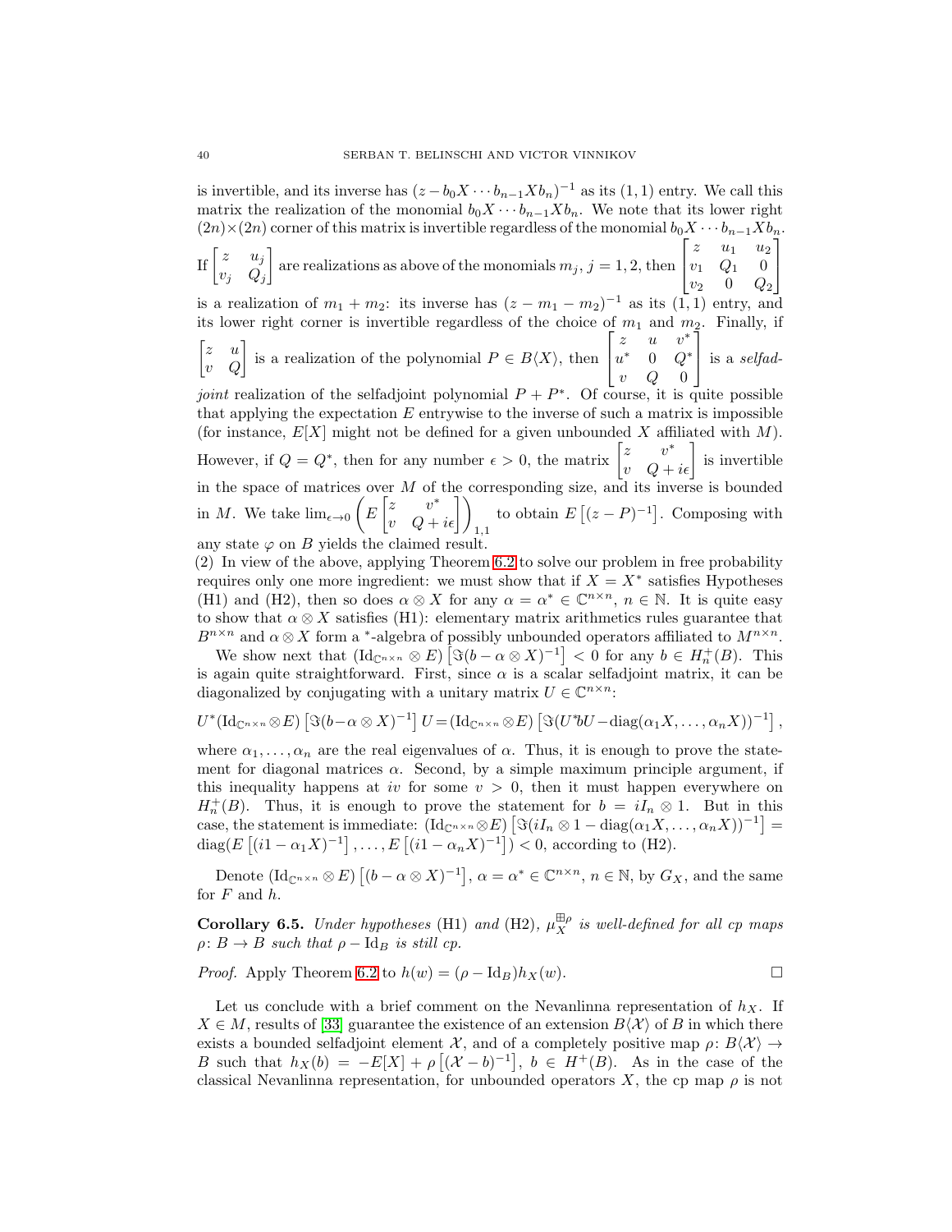is invertible, and its inverse has $(z - b_0X \cdots b_{n-1}Xb_n)^{-1}$ as its $(1,1)$ entry. We call this matrix the realization of the monomial $b_0X \cdots b_{n-1}Xb_n$. We note that its lower right $(2n)\times(2n)$ corner of this matrix is invertible regardless of the monomial $b_0X \cdots b_{n-1}Xb_n$. If $\begin{bmatrix} z & u_j \\ v_j & Q_j \end{bmatrix}$ are realizations as above of the monomials $m_j$, $j = 1, 2$, then $\begin{bmatrix} z & u_1 & u_2 \\ v_1 & Q_1 & 0 \\ v_2 & 0 & Q_2 \end{bmatrix}$ is a realization of $m_1 + m_2$: its inverse has $(z - m_1 - m_2)^{-1}$ as its $(1,1)$ entry, and its lower right corner is invertible regardless of the choice of $m_1$ and $m_2$. Finally, if $\begin{bmatrix} z & u \\ v & Q \end{bmatrix}$ is a realization of the polynomial $P \in B\langle X\rangle$, then $\begin{bmatrix} z & u & v^* \\ u^* & 0 & Q^* \\ v & Q & 0 \end{bmatrix}$ is a *selfadjoint* realization of the selfadjoint polynomial $P + P^*$. Of course, it is quite possible that applying the expectation $E$ entrywise to the inverse of such a matrix is impossible (for instance, $E[X]$ might not be defined for a given unbounded $X$ affiliated with $M$). However, if $Q = Q^*$, then for any number $\epsilon > 0$, the matrix $\begin{bmatrix} z & v^* \\ v & Q + i\epsilon \end{bmatrix}$ is invertible in the space of matrices over $M$ of the corresponding size, and its inverse is bounded in $M$. We take $\lim_{\epsilon\to 0}\left(E\begin{bmatrix} z & v^* \\ v & Q + i\epsilon \end{bmatrix}\right)_{1,1}$ to obtain $E\left[(z - P)^{-1}\right]$. Composing with any state $\varphi$ on $B$ yields the claimed result.

(2) In view of the above, applying Theorem 6.2 to solve our problem in free probability requires only one more ingredient: we must show that if $X = X^*$ satisfies Hypotheses (H1) and (H2), then so does $\alpha \otimes X$ for any $\alpha = \alpha^* \in \mathbb{C}^{n\times n}$, $n \in \mathbb{N}$. It is quite easy to show that $\alpha \otimes X$ satisfies (H1): elementary matrix arithmetics rules guarantee that $B^{n\times n}$ and $\alpha \otimes X$ form a $^*$-algebra of possibly unbounded operators affiliated to $M^{n\times n}$.

We show next that $(\mathrm{Id}_{\mathbb{C}^{n\times n}} \otimes E)\left[\Im(b - \alpha \otimes X)^{-1}\right] < 0$ for any $b \in H_n^+(B)$. This is again quite straightforward. First, since $\alpha$ is a scalar selfadjoint matrix, it can be diagonalized by conjugating with a unitary matrix $U \in \mathbb{C}^{n\times n}$:

$$U^*(\mathrm{Id}_{\mathbb{C}^{n\times n}}\otimes E)\left[\Im(b-\alpha\otimes X)^{-1}\right]U = (\mathrm{Id}_{\mathbb{C}^{n\times n}}\otimes E)\left[\Im(U^*bU - \mathrm{diag}(\alpha_1X,\dots,\alpha_nX))^{-1}\right],$$

where $\alpha_1, \dots, \alpha_n$ are the real eigenvalues of $\alpha$. Thus, it is enough to prove the statement for diagonal matrices $\alpha$. Second, by a simple maximum principle argument, if this inequality happens at $iv$ for some $v > 0$, then it must happen everywhere on $H_n^+(B)$. Thus, it is enough to prove the statement for $b = iI_n \otimes 1$. But in this case, the statement is immediate: $(\mathrm{Id}_{\mathbb{C}^{n\times n}}\otimes E)\left[\Im(iI_n \otimes 1 - \mathrm{diag}(\alpha_1X, \dots, \alpha_nX))^{-1}\right] = \mathrm{diag}(E\left[(i1 - \alpha_1X)^{-1}\right], \dots, E\left[(i1 - \alpha_nX)^{-1}\right]) < 0$, according to (H2).

Denote $(\mathrm{Id}_{\mathbb{C}^{n\times n}} \otimes E)\left[(b - \alpha \otimes X)^{-1}\right]$, $\alpha = \alpha^* \in \mathbb{C}^{n\times n}$, $n \in \mathbb{N}$, by $G_X$, and the same for $F$ and $h$.

**Corollary 6.5.** *Under hypotheses* (H1) *and* (H2), $\mu_X^{\boxplus\rho}$ *is well-defined for all cp maps* $\rho\colon B \to B$ *such that* $\rho - \mathrm{Id}_B$ *is still cp.*

*Proof.* Apply Theorem 6.2 to $h(w) = (\rho - \mathrm{Id}_B)h_X(w)$. □

Let us conclude with a brief comment on the Nevanlinna representation of $h_X$. If $X \in M$, results of [33] guarantee the existence of an extension $B\langle\mathcal{X}\rangle$ of $B$ in which there exists a bounded selfadjoint element $\mathcal{X}$, and of a completely positive map $\rho\colon B\langle\mathcal{X}\rangle \to B$ such that $h_X(b) = -E[X] + \rho\left[(\mathcal{X} - b)^{-1}\right]$, $b \in H^+(B)$. As in the case of the classical Nevanlinna representation, for unbounded operators $X$, the cp map $\rho$ is not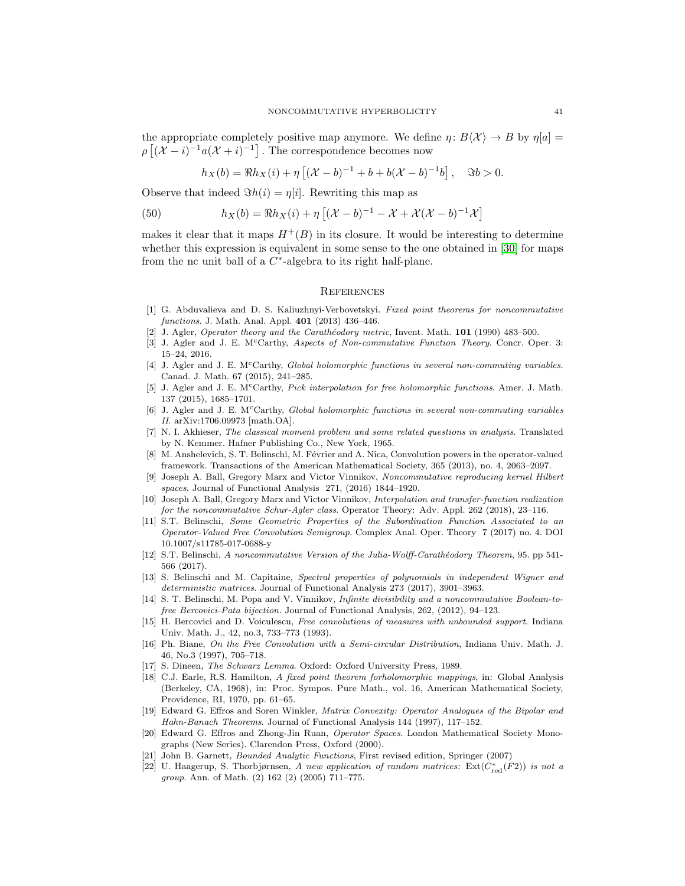the appropriate completely positive map anymore. We define $\eta\colon B\langle\mathcal{X}\rangle \to B$ by $\eta[a] = \rho\left[(\mathcal{X}-i)^{-1}a(\mathcal{X}+i)^{-1}\right]$. The correspondence becomes now

$$h_X(b) = \Re h_X(i) + \eta\left[(\mathcal{X}-b)^{-1} + b + b(\mathcal{X}-b)^{-1}b\right], \quad \Im b > 0.$$

Observe that indeed $\Im h(i) = \eta[i]$. Rewriting this map as

$$h_X(b) = \Re h_X(i) + \eta\left[(\mathcal{X}-b)^{-1} - \mathcal{X} + \mathcal{X}(\mathcal{X}-b)^{-1}\mathcal{X}\right] \tag{50}$$

makes it clear that it maps $H^+(B)$ in its closure. It would be interesting to determine whether this expression is equivalent in some sense to the one obtained in [30] for maps from the nc unit ball of a $C^*$-algebra to its right half-plane.

## References

[1] G. Abduvalieva and D. S. Kaliuzhnyi-Verbovetskyi. *Fixed point theorems for noncommutative functions*. J. Math. Anal. Appl. **401** (2013) 436–446.

[2] J. Agler, *Operator theory and the Carathéodory metric*, Invent. Math. **101** (1990) 483–500.

[3] J. Agler and J. E. M$^c$Carthy, *Aspects of Non-commutative Function Theory*. Concr. Oper. 3: 15–24, 2016.

[4] J. Agler and J. E. M$^c$Carthy, *Global holomorphic functions in several non-commuting variables*. Canad. J. Math. 67 (2015), 241–285.

[5] J. Agler and J. E. M$^c$Carthy, *Pick interpolation for free holomorphic functions*. Amer. J. Math. 137 (2015), 1685–1701.

[6] J. Agler and J. E. M$^c$Carthy, *Global holomorphic functions in several non-commuting variables II*. arXiv:1706.09973 [math.OA].

[7] N. I. Akhieser, *The classical moment problem and some related questions in analysis*. Translated by N. Kemmer. Hafner Publishing Co., New York, 1965.

[8] M. Anshelevich, S. T. Belinschi, M. Février and A. Nica, Convolution powers in the operator-valued framework. Transactions of the American Mathematical Society, 365 (2013), no. 4, 2063–2097.

[9] Joseph A. Ball, Gregory Marx and Victor Vinnikov, *Noncommutative reproducing kernel Hilbert spaces*. Journal of Functional Analysis 271, (2016) 1844–1920.

[10] Joseph A. Ball, Gregory Marx and Victor Vinnikov, *Interpolation and transfer-function realization for the noncommutative Schur-Agler class*. Operator Theory: Adv. Appl. 262 (2018), 23–116.

[11] S.T. Belinschi, *Some Geometric Properties of the Subordination Function Associated to an Operator-Valued Free Convolution Semigroup*. Complex Anal. Oper. Theory 7 (2017) no. 4. DOI 10.1007/s11785-017-0688-y

[12] S.T. Belinschi, *A noncommutative Version of the Julia-Wolff-Carathéodory Theorem*, 95. pp 541-566 (2017).

[13] S. Belinschi and M. Capitaine, *Spectral properties of polynomials in independent Wigner and deterministic matrices*. Journal of Functional Analysis 273 (2017), 3901–3963.

[14] S. T. Belinschi, M. Popa and V. Vinnikov, *Infinite divisibility and a noncommutative Boolean-to-free Bercovici-Pata bijection*. Journal of Functional Analysis, 262, (2012), 94–123.

[15] H. Bercovici and D. Voiculescu, *Free convolutions of measures with unbounded support*. Indiana Univ. Math. J., 42, no.3, 733–773 (1993).

[16] Ph. Biane, *On the Free Convolution with a Semi-circular Distribution*, Indiana Univ. Math. J. 46, No.3 (1997), 705–718.

[17] S. Dineen, *The Schwarz Lemma*. Oxford: Oxford University Press, 1989.

[18] C.J. Earle, R.S. Hamilton, *A fixed point theorem forholomorphic mappings*, in: Global Analysis (Berkeley, CA, 1968), in: Proc. Sympos. Pure Math., vol. 16, American Mathematical Society, Providence, RI, 1970, pp. 61–65.

[19] Edward G. Effros and Soren Winkler, *Matrix Convexity: Operator Analogues of the Bipolar and Hahn-Banach Theorems*. Journal of Functional Analysis 144 (1997), 117–152.

[20] Edward G. Effros and Zhong-Jin Ruan, *Operator Spaces*. London Mathematical Society Monographs (New Series). Clarendon Press, Oxford (2000).

[21] John B. Garnett, *Bounded Analytic Functions*, First revised edition, Springer (2007)

[22] U. Haagerup, S. Thorbjørnsen, *A new application of random matrices:* $\mathrm{Ext}(C^*_{\mathrm{red}}(F2))$ *is not a group*. Ann. of Math. (2) 162 (2) (2005) 711–775.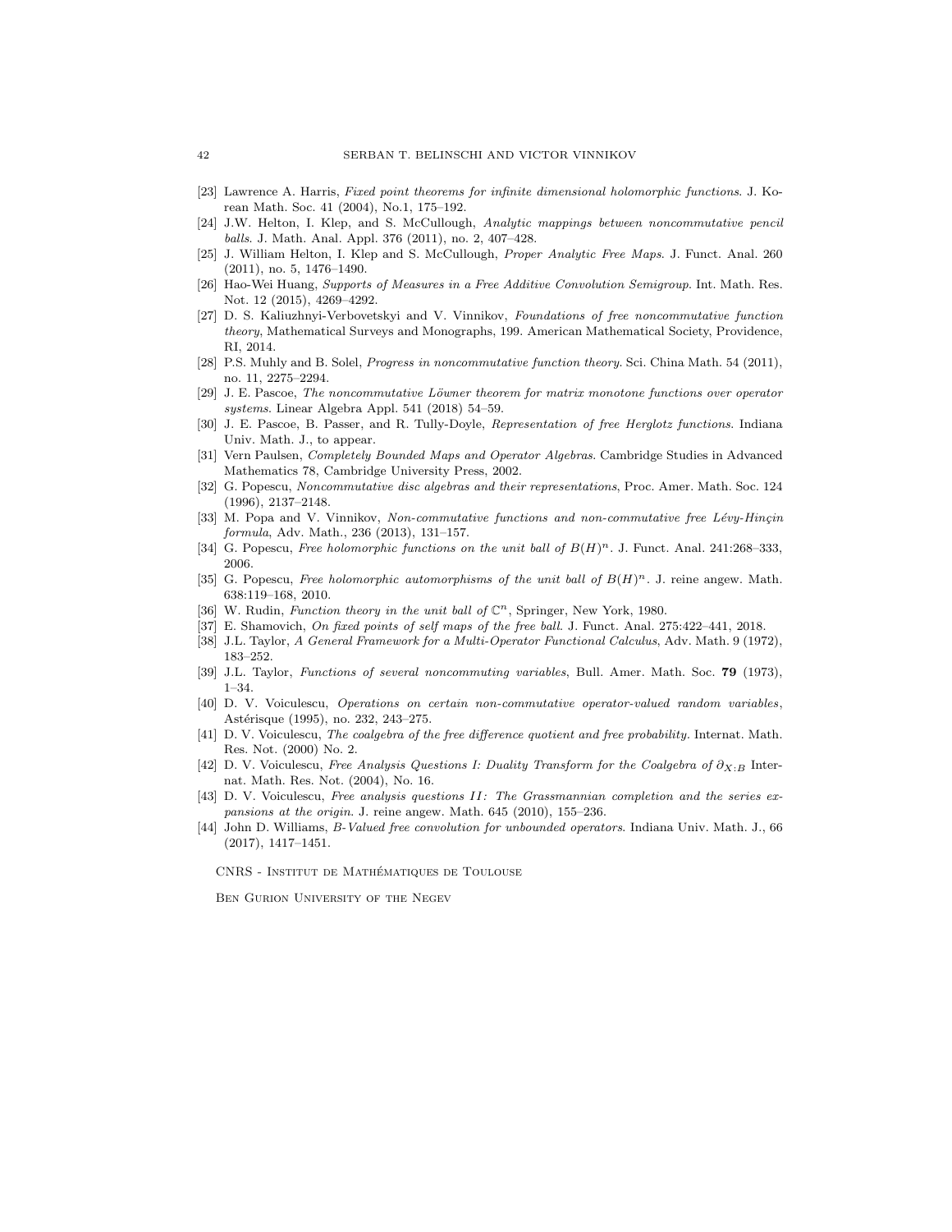[23] Lawrence A. Harris, *Fixed point theorems for infinite dimensional holomorphic functions*. J. Korean Math. Soc. 41 (2004), No.1, 175–192.

[24] J.W. Helton, I. Klep, and S. McCullough, *Analytic mappings between noncommutative pencil balls*. J. Math. Anal. Appl. 376 (2011), no. 2, 407–428.

[25] J. William Helton, I. Klep and S. McCullough, *Proper Analytic Free Maps*. J. Funct. Anal. 260 (2011), no. 5, 1476–1490.

[26] Hao-Wei Huang, *Supports of Measures in a Free Additive Convolution Semigroup*. Int. Math. Res. Not. 12 (2015), 4269–4292.

[27] D. S. Kaliuzhnyi-Verbovetskyi and V. Vinnikov, *Foundations of free noncommutative function theory*, Mathematical Surveys and Monographs, 199. American Mathematical Society, Providence, RI, 2014.

[28] P.S. Muhly and B. Solel, *Progress in noncommutative function theory*. Sci. China Math. 54 (2011), no. 11, 2275–2294.

[29] J. E. Pascoe, *The noncommutative Löwner theorem for matrix monotone functions over operator systems*. Linear Algebra Appl. 541 (2018) 54–59.

[30] J. E. Pascoe, B. Passer, and R. Tully-Doyle, *Representation of free Herglotz functions*. Indiana Univ. Math. J., to appear.

[31] Vern Paulsen, *Completely Bounded Maps and Operator Algebras*. Cambridge Studies in Advanced Mathematics 78, Cambridge University Press, 2002.

[32] G. Popescu, *Noncommutative disc algebras and their representations*, Proc. Amer. Math. Soc. 124 (1996), 2137–2148.

[33] M. Popa and V. Vinnikov, *Non-commutative functions and non-commutative free Lévy-Hinçin formula*, Adv. Math., 236 (2013), 131–157.

[34] G. Popescu, *Free holomorphic functions on the unit ball of* $B(H)^n$. J. Funct. Anal. 241:268–333, 2006.

[35] G. Popescu, *Free holomorphic automorphisms of the unit ball of* $B(H)^n$. J. reine angew. Math. 638:119–168, 2010.

[36] W. Rudin, *Function theory in the unit ball of* $\mathbb{C}^n$, Springer, New York, 1980.

[37] E. Shamovich, *On fixed points of self maps of the free ball*. J. Funct. Anal. 275:422–441, 2018.

[38] J.L. Taylor, *A General Framework for a Multi-Operator Functional Calculus*, Adv. Math. 9 (1972), 183–252.

[39] J.L. Taylor, *Functions of several noncommuting variables*, Bull. Amer. Math. Soc. **79** (1973), 1–34.

[40] D. V. Voiculescu, *Operations on certain non-commutative operator-valued random variables*, Astérisque (1995), no. 232, 243–275.

[41] D. V. Voiculescu, *The coalgebra of the free difference quotient and free probability*. Internat. Math. Res. Not. (2000) No. 2.

[42] D. V. Voiculescu, *Free Analysis Questions I: Duality Transform for the Coalgebra of* $\partial_{X:B}$ Internat. Math. Res. Not. (2004), No. 16.

[43] D. V. Voiculescu, *Free analysis questions II: The Grassmannian completion and the series expansions at the origin*. J. reine angew. Math. 645 (2010), 155–236.

[44] John D. Williams, *B-Valued free convolution for unbounded operators*. Indiana Univ. Math. J., 66 (2017), 1417–1451.

CNRS - Institut de Mathématiques de Toulouse

Ben Gurion University of the Negev